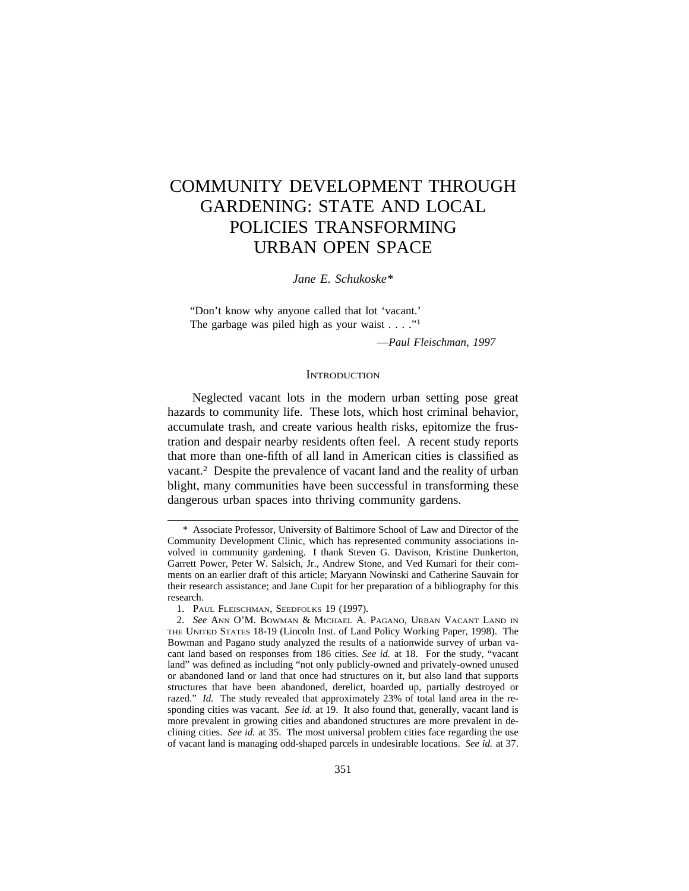# COMMUNITY DEVELOPMENT THROUGH GARDENING: STATE AND LOCAL POLICIES TRANSFORMING URBAN OPEN SPACE

*Jane E. Schukoske**

"Don't know why anyone called that lot 'vacant.'
The garbage was piled high as your waist . . . ."[1]

*—Paul Fleischman, 1997*

## Introduction

Neglected vacant lots in the modern urban setting pose great hazards to community life. These lots, which host criminal behavior, accumulate trash, and create various health risks, epitomize the frustration and despair nearby residents often feel. A recent study reports that more than one-fifth of all land in American cities is classified as vacant.[2] Despite the prevalence of vacant land and the reality of urban blight, many communities have been successful in transforming these dangerous urban spaces into thriving community gardens.

---

\* Associate Professor, University of Baltimore School of Law and Director of the Community Development Clinic, which has represented community associations involved in community gardening. I thank Steven G. Davison, Kristine Dunkerton, Garrett Power, Peter W. Salsich, Jr., Andrew Stone, and Ved Kumari for their comments on an earlier draft of this article; Maryann Nowinski and Catherine Sauvain for their research assistance; and Jane Cupit for her preparation of a bibliography for this research.

1. Paul Fleischman, Seedfolks 19 (1997).

2. *See* Ann O'M. Bowman & Michael A. Pagano, Urban Vacant Land in the United States 18-19 (Lincoln Inst. of Land Policy Working Paper, 1998). The Bowman and Pagano study analyzed the results of a nationwide survey of urban vacant land based on responses from 186 cities. *See id.* at 18. For the study, "vacant land" was defined as including "not only publicly-owned and privately-owned unused or abandoned land or land that once had structures on it, but also land that supports structures that have been abandoned, derelict, boarded up, partially destroyed or razed." *Id.* The study revealed that approximately 23% of total land area in the responding cities was vacant. *See id.* at 19. It also found that, generally, vacant land is more prevalent in growing cities and abandoned structures are more prevalent in declining cities. *See id.* at 35. The most universal problem cities face regarding the use of vacant land is managing odd-shaped parcels in undesirable locations. *See id.* at 37.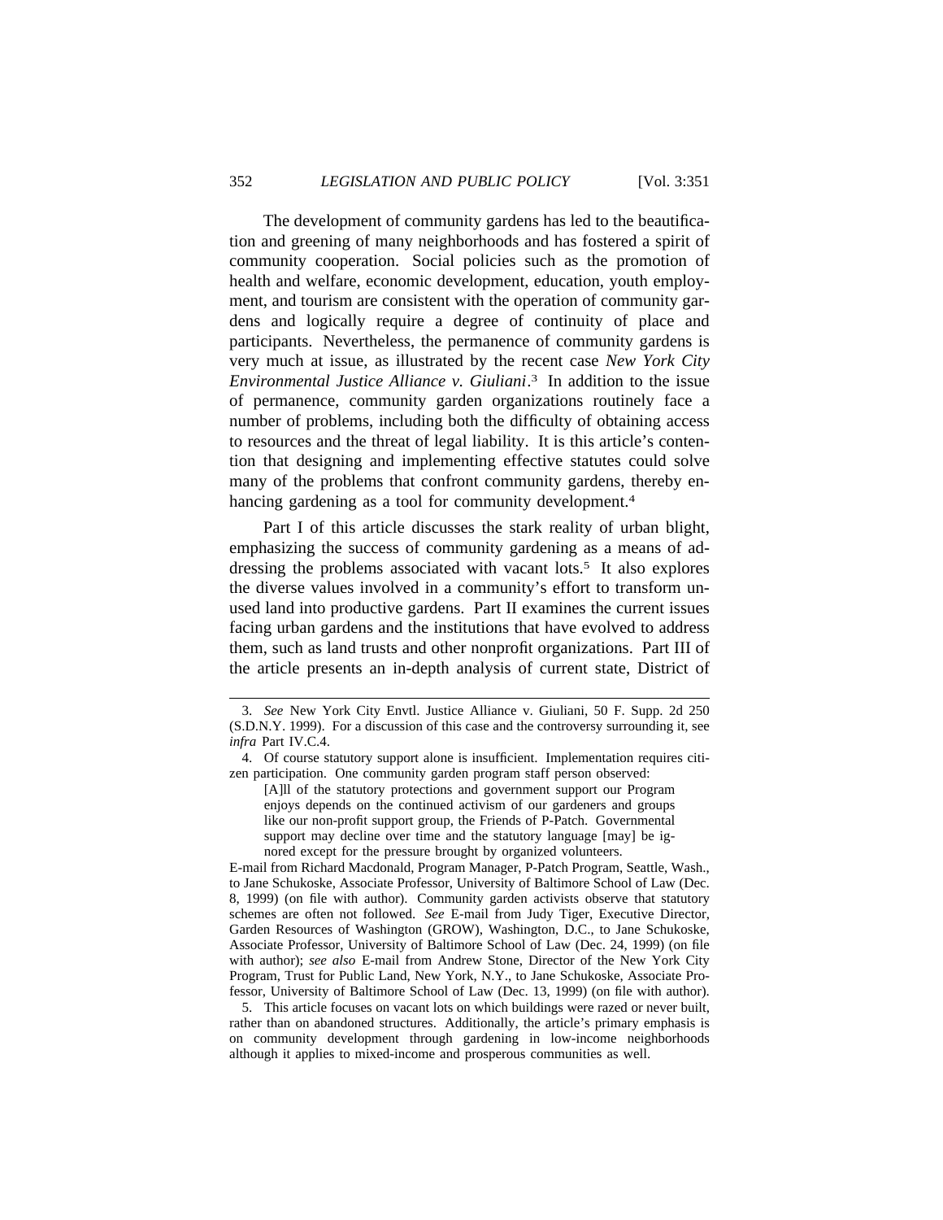The development of community gardens has led to the beautification and greening of many neighborhoods and has fostered a spirit of community cooperation. Social policies such as the promotion of health and welfare, economic development, education, youth employment, and tourism are consistent with the operation of community gardens and logically require a degree of continuity of place and participants. Nevertheless, the permanence of community gardens is very much at issue, as illustrated by the recent case *New York City Environmental Justice Alliance v. Giuliani*.[3] In addition to the issue of permanence, community garden organizations routinely face a number of problems, including both the difficulty of obtaining access to resources and the threat of legal liability. It is this article's contention that designing and implementing effective statutes could solve many of the problems that confront community gardens, thereby enhancing gardening as a tool for community development.[4]

Part I of this article discusses the stark reality of urban blight, emphasizing the success of community gardening as a means of addressing the problems associated with vacant lots.[5] It also explores the diverse values involved in a community's effort to transform unused land into productive gardens. Part II examines the current issues facing urban gardens and the institutions that have evolved to address them, such as land trusts and other nonprofit organizations. Part III of the article presents an in-depth analysis of current state, District of

---

3. *See* New York City Envtl. Justice Alliance v. Giuliani, 50 F. Supp. 2d 250 (S.D.N.Y. 1999). For a discussion of this case and the controversy surrounding it, see *infra* Part IV.C.4.

4. Of course statutory support alone is insufficient. Implementation requires citizen participation. One community garden program staff person observed:

> [A]ll of the statutory protections and government support our Program enjoys depends on the continued activism of our gardeners and groups like our non-profit support group, the Friends of P-Patch. Governmental support may decline over time and the statutory language [may] be ignored except for the pressure brought by organized volunteers.

E-mail from Richard Macdonald, Program Manager, P-Patch Program, Seattle, Wash., to Jane Schukoske, Associate Professor, University of Baltimore School of Law (Dec. 8, 1999) (on file with author). Community garden activists observe that statutory schemes are often not followed. *See* E-mail from Judy Tiger, Executive Director, Garden Resources of Washington (GROW), Washington, D.C., to Jane Schukoske, Associate Professor, University of Baltimore School of Law (Dec. 24, 1999) (on file with author); *see also* E-mail from Andrew Stone, Director of the New York City Program, Trust for Public Land, New York, N.Y., to Jane Schukoske, Associate Professor, University of Baltimore School of Law (Dec. 13, 1999) (on file with author).

5. This article focuses on vacant lots on which buildings were razed or never built, rather than on abandoned structures. Additionally, the article's primary emphasis is on community development through gardening in low-income neighborhoods although it applies to mixed-income and prosperous communities as well.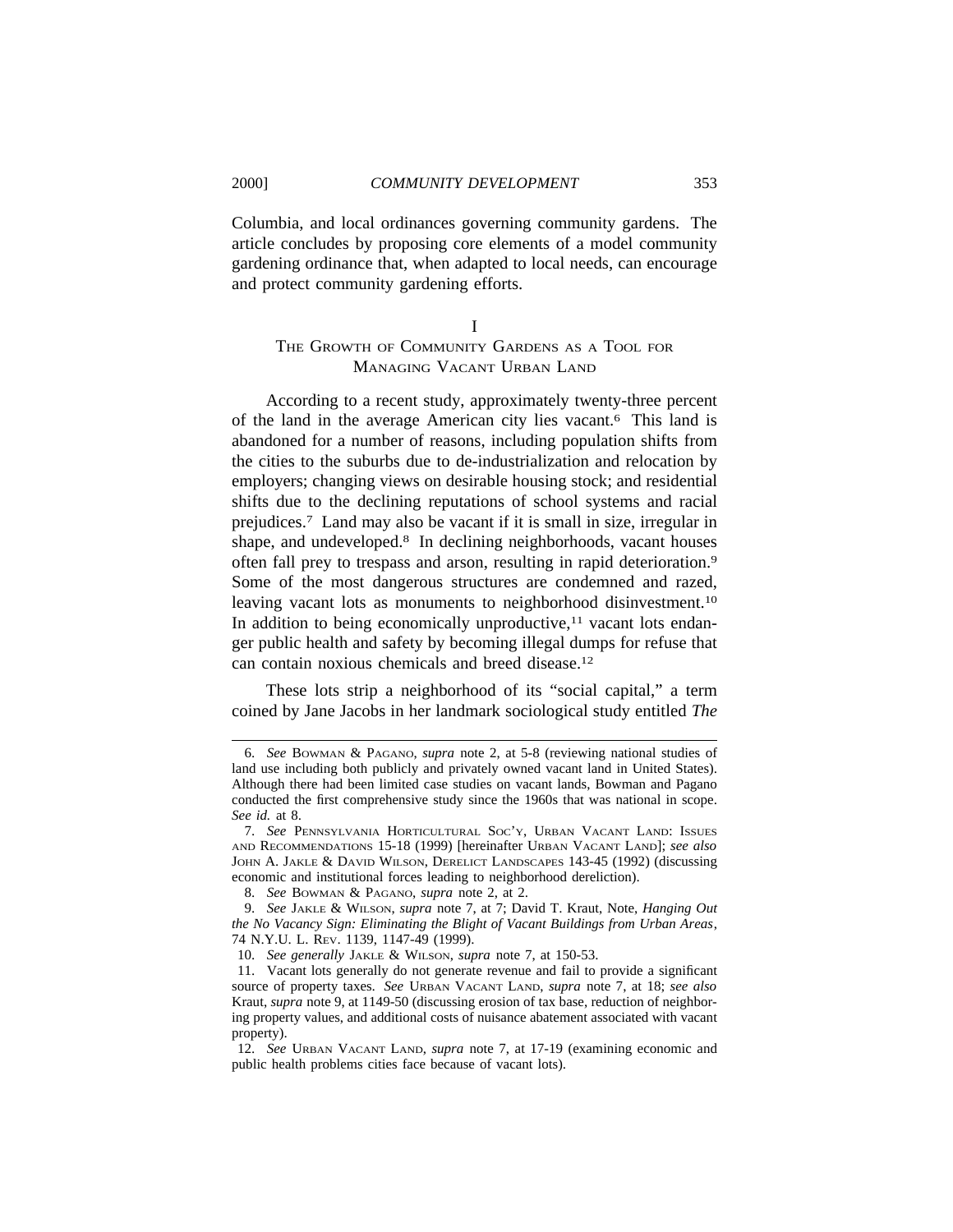Columbia, and local ordinances governing community gardens. The article concludes by proposing core elements of a model community gardening ordinance that, when adapted to local needs, can encourage and protect community gardening efforts.

## I
## THE GROWTH OF COMMUNITY GARDENS AS A TOOL FOR MANAGING VACANT URBAN LAND

According to a recent study, approximately twenty-three percent of the land in the average American city lies vacant.[6] This land is abandoned for a number of reasons, including population shifts from the cities to the suburbs due to de-industrialization and relocation by employers; changing views on desirable housing stock; and residential shifts due to the declining reputations of school systems and racial prejudices.[7] Land may also be vacant if it is small in size, irregular in shape, and undeveloped.[8] In declining neighborhoods, vacant houses often fall prey to trespass and arson, resulting in rapid deterioration.[9] Some of the most dangerous structures are condemned and razed, leaving vacant lots as monuments to neighborhood disinvestment.[10] In addition to being economically unproductive,[11] vacant lots endanger public health and safety by becoming illegal dumps for refuse that can contain noxious chemicals and breed disease.[12]

These lots strip a neighborhood of its "social capital," a term coined by Jane Jacobs in her landmark sociological study entitled *The*

---

6. *See* BOWMAN & PAGANO, *supra* note 2, at 5-8 (reviewing national studies of land use including both publicly and privately owned vacant land in United States). Although there had been limited case studies on vacant lands, Bowman and Pagano conducted the first comprehensive study since the 1960s that was national in scope. *See id.* at 8.

7. *See* PENNSYLVANIA HORTICULTURAL SOC'Y, URBAN VACANT LAND: ISSUES AND RECOMMENDATIONS 15-18 (1999) [hereinafter URBAN VACANT LAND]; *see also* JOHN A. JAKLE & DAVID WILSON, DERELICT LANDSCAPES 143-45 (1992) (discussing economic and institutional forces leading to neighborhood dereliction).

8. *See* BOWMAN & PAGANO, *supra* note 2, at 2.

9. *See* JAKLE & WILSON, *supra* note 7, at 7; David T. Kraut, Note, *Hanging Out the No Vacancy Sign: Eliminating the Blight of Vacant Buildings from Urban Areas*, 74 N.Y.U. L. REV. 1139, 1147-49 (1999).

10. *See generally* JAKLE & WILSON, *supra* note 7, at 150-53.

11. Vacant lots generally do not generate revenue and fail to provide a significant source of property taxes. *See* URBAN VACANT LAND, *supra* note 7, at 18; *see also* Kraut, *supra* note 9, at 1149-50 (discussing erosion of tax base, reduction of neighboring property values, and additional costs of nuisance abatement associated with vacant property).

12. *See* URBAN VACANT LAND, *supra* note 7, at 17-19 (examining economic and public health problems cities face because of vacant lots).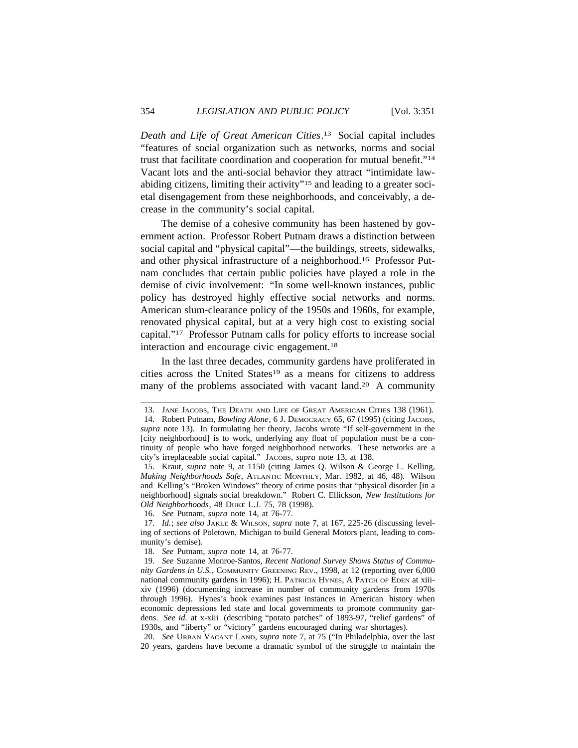*Death and Life of Great American Cities*.[13] Social capital includes "features of social organization such as networks, norms and social trust that facilitate coordination and cooperation for mutual benefit."[14] Vacant lots and the anti-social behavior they attract "intimidate law-abiding citizens, limiting their activity"[15] and leading to a greater societal disengagement from these neighborhoods, and conceivably, a decrease in the community's social capital.

The demise of a cohesive community has been hastened by government action. Professor Robert Putnam draws a distinction between social capital and "physical capital"—the buildings, streets, sidewalks, and other physical infrastructure of a neighborhood.[16] Professor Putnam concludes that certain public policies have played a role in the demise of civic involvement: "In some well-known instances, public policy has destroyed highly effective social networks and norms. American slum-clearance policy of the 1950s and 1960s, for example, renovated physical capital, but at a very high cost to existing social capital."[17] Professor Putnam calls for policy efforts to increase social interaction and encourage civic engagement.[18]

In the last three decades, community gardens have proliferated in cities across the United States[19] as a means for citizens to address many of the problems associated with vacant land.[20] A community

---

13. JANE JACOBS, THE DEATH AND LIFE OF GREAT AMERICAN CITIES 138 (1961).

14. Robert Putnam, *Bowling Alone*, 6 J. DEMOCRACY 65, 67 (1995) (citing JACOBS, *supra* note 13). In formulating her theory, Jacobs wrote "If self-government in the [city neighborhood] is to work, underlying any float of population must be a continuity of people who have forged neighborhood networks. These networks are a city's irreplaceable social capital." JACOBS, *supra* note 13, at 138.

15. Kraut, *supra* note 9, at 1150 (citing James Q. Wilson & George L. Kelling, *Making Neighborhoods Safe*, ATLANTIC MONTHLY, Mar. 1982, at 46, 48). Wilson and Kelling's "Broken Windows" theory of crime posits that "physical disorder [in a neighborhood] signals social breakdown." Robert C. Ellickson, *New Institutions for Old Neighborhoods*, 48 DUKE L.J. 75, 78 (1998).

16. *See* Putnam, *supra* note 14, at 76-77.

17. *Id.*; *see also* JAKLE & WILSON, *supra* note 7, at 167, 225-26 (discussing leveling of sections of Poletown, Michigan to build General Motors plant, leading to community's demise).

18. *See* Putnam, *supra* note 14, at 76-77.

19. *See* Suzanne Monroe-Santos, *Recent National Survey Shows Status of Community Gardens in U.S.*, COMMUNITY GREENING REV., 1998, at 12 (reporting over 6,000 national community gardens in 1996); H. PATRICIA HYNES, A PATCH OF EDEN at xiii-xiv (1996) (documenting increase in number of community gardens from 1970s through 1996). Hynes's book examines past instances in American history when economic depressions led state and local governments to promote community gardens. *See id.* at x-xiii (describing "potato patches" of 1893-97, "relief gardens" of 1930s, and "liberty" or "victory" gardens encouraged during war shortages).

20. *See* URBAN VACANT LAND, *supra* note 7, at 75 ("In Philadelphia, over the last 20 years, gardens have become a dramatic symbol of the struggle to maintain the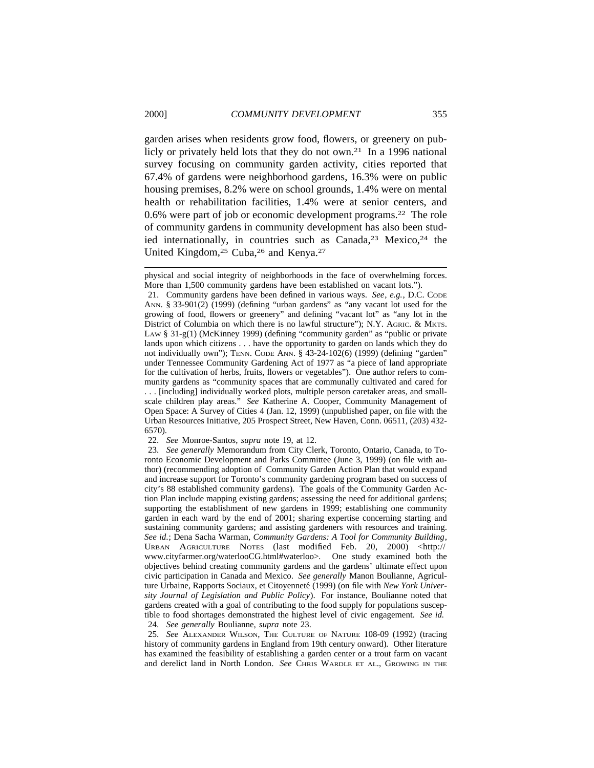garden arises when residents grow food, flowers, or greenery on publicly or privately held lots that they do not own.[21] In a 1996 national survey focusing on community garden activity, cities reported that 67.4% of gardens were neighborhood gardens, 16.3% were on public housing premises, 8.2% were on school grounds, 1.4% were on mental health or rehabilitation facilities, 1.4% were at senior centers, and 0.6% were part of job or economic development programs.[22] The role of community gardens in community development has also been studied internationally, in countries such as Canada,[23] Mexico,[24] the United Kingdom,[25] Cuba,[26] and Kenya.[27]

---

physical and social integrity of neighborhoods in the face of overwhelming forces. More than 1,500 community gardens have been established on vacant lots.").

21. Community gardens have been defined in various ways. *See*, *e.g.*, D.C. CODE ANN. § 33-901(2) (1999) (defining "urban gardens" as "any vacant lot used for the growing of food, flowers or greenery" and defining "vacant lot" as "any lot in the District of Columbia on which there is no lawful structure"); N.Y. AGRIC. & MKTS. LAW § 31-g(1) (McKinney 1999) (defining "community garden" as "public or private lands upon which citizens . . . have the opportunity to garden on lands which they do not individually own"); TENN. CODE ANN. § 43-24-102(6) (1999) (defining "garden" under Tennessee Community Gardening Act of 1977 as "a piece of land appropriate for the cultivation of herbs, fruits, flowers or vegetables"). One author refers to community gardens as "community spaces that are communally cultivated and cared for . . . [including] individually worked plots, multiple person caretaker areas, and small-scale children play areas." *See* Katherine A. Cooper, Community Management of Open Space: A Survey of Cities 4 (Jan. 12, 1999) (unpublished paper, on file with the Urban Resources Initiative, 205 Prospect Street, New Haven, Conn. 06511, (203) 432-6570).

22. *See* Monroe-Santos, *supra* note 19, at 12.

23. *See generally* Memorandum from City Clerk, Toronto, Ontario, Canada, to Toronto Economic Development and Parks Committee (June 3, 1999) (on file with author) (recommending adoption of Community Garden Action Plan that would expand and increase support for Toronto's community gardening program based on success of city's 88 established community gardens). The goals of the Community Garden Action Plan include mapping existing gardens; assessing the need for additional gardens; supporting the establishment of new gardens in 1999; establishing one community garden in each ward by the end of 2001; sharing expertise concerning starting and sustaining community gardens; and assisting gardeners with resources and training. *See id.*; Dena Sacha Warman, *Community Gardens: A Tool for Community Building*, URBAN AGRICULTURE NOTES (last modified Feb. 20, 2000) <http://www.cityfarmer.org/waterlooCG.html#waterloo>. One study examined both the objectives behind creating community gardens and the gardens' ultimate effect upon civic participation in Canada and Mexico. *See generally* Manon Boulianne, Agriculture Urbaine, Rapports Sociaux, et Citoyenneté (1999) (on file with *New York University Journal of Legislation and Public Policy*). For instance, Boulianne noted that gardens created with a goal of contributing to the food supply for populations susceptible to food shortages demonstrated the highest level of civic engagement. *See id.*

24. *See generally* Boulianne, *supra* note 23.

25. *See* ALEXANDER WILSON, THE CULTURE OF NATURE 108-09 (1992) (tracing history of community gardens in England from 19th century onward). Other literature has examined the feasibility of establishing a garden center or a trout farm on vacant and derelict land in North London. *See* CHRIS WARDLE ET AL., GROWING IN THE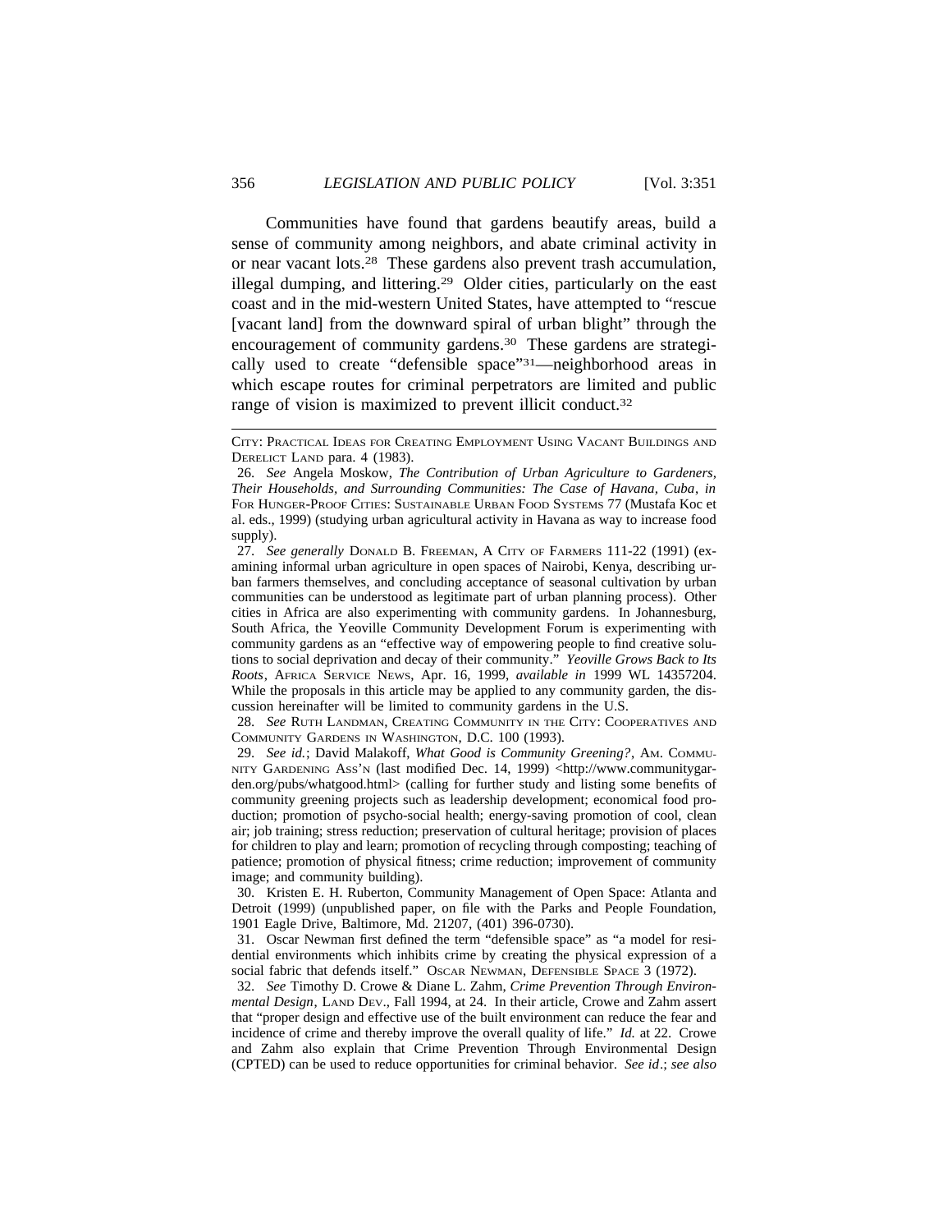Communities have found that gardens beautify areas, build a sense of community among neighbors, and abate criminal activity in or near vacant lots.[28] These gardens also prevent trash accumulation, illegal dumping, and littering.[29] Older cities, particularly on the east coast and in the mid-western United States, have attempted to "rescue [vacant land] from the downward spiral of urban blight" through the encouragement of community gardens.[30] These gardens are strategically used to create "defensible space"[31]—neighborhood areas in which escape routes for criminal perpetrators are limited and public range of vision is maximized to prevent illicit conduct.[32]

---

CITY: PRACTICAL IDEAS FOR CREATING EMPLOYMENT USING VACANT BUILDINGS AND DERELICT LAND para. 4 (1983).

26. *See* Angela Moskow, *The Contribution of Urban Agriculture to Gardeners, Their Households, and Surrounding Communities: The Case of Havana, Cuba*, *in* FOR HUNGER-PROOF CITIES: SUSTAINABLE URBAN FOOD SYSTEMS 77 (Mustafa Koc et al. eds., 1999) (studying urban agricultural activity in Havana as way to increase food supply).

27. *See generally* DONALD B. FREEMAN, A CITY OF FARMERS 111-22 (1991) (examining informal urban agriculture in open spaces of Nairobi, Kenya, describing urban farmers themselves, and concluding acceptance of seasonal cultivation by urban communities can be understood as legitimate part of urban planning process). Other cities in Africa are also experimenting with community gardens. In Johannesburg, South Africa, the Yeoville Community Development Forum is experimenting with community gardens as an "effective way of empowering people to find creative solutions to social deprivation and decay of their community." *Yeoville Grows Back to Its Roots*, AFRICA SERVICE NEWS, Apr. 16, 1999, *available in* 1999 WL 14357204. While the proposals in this article may be applied to any community garden, the discussion hereinafter will be limited to community gardens in the U.S.

28. *See* RUTH LANDMAN, CREATING COMMUNITY IN THE CITY: COOPERATIVES AND COMMUNITY GARDENS IN WASHINGTON, D.C. 100 (1993).

29. *See id.*; David Malakoff, *What Good is Community Greening?*, AM. COMMUNITY GARDENING ASS'N (last modified Dec. 14, 1999) <http://www.communitygarden.org/pubs/whatgood.html> (calling for further study and listing some benefits of community greening projects such as leadership development; economical food production; promotion of psycho-social health; energy-saving promotion of cool, clean air; job training; stress reduction; preservation of cultural heritage; provision of places for children to play and learn; promotion of recycling through composting; teaching of patience; promotion of physical fitness; crime reduction; improvement of community image; and community building).

30. Kristen E. H. Ruberton, Community Management of Open Space: Atlanta and Detroit (1999) (unpublished paper, on file with the Parks and People Foundation, 1901 Eagle Drive, Baltimore, Md. 21207, (401) 396-0730).

31. Oscar Newman first defined the term "defensible space" as "a model for residential environments which inhibits crime by creating the physical expression of a social fabric that defends itself." OSCAR NEWMAN, DEFENSIBLE SPACE 3 (1972).

32. *See* Timothy D. Crowe & Diane L. Zahm, *Crime Prevention Through Environmental Design*, LAND DEV., Fall 1994, at 24. In their article, Crowe and Zahm assert that "proper design and effective use of the built environment can reduce the fear and incidence of crime and thereby improve the overall quality of life." *Id.* at 22. Crowe and Zahm also explain that Crime Prevention Through Environmental Design (CPTED) can be used to reduce opportunities for criminal behavior. *See id*.; *see also*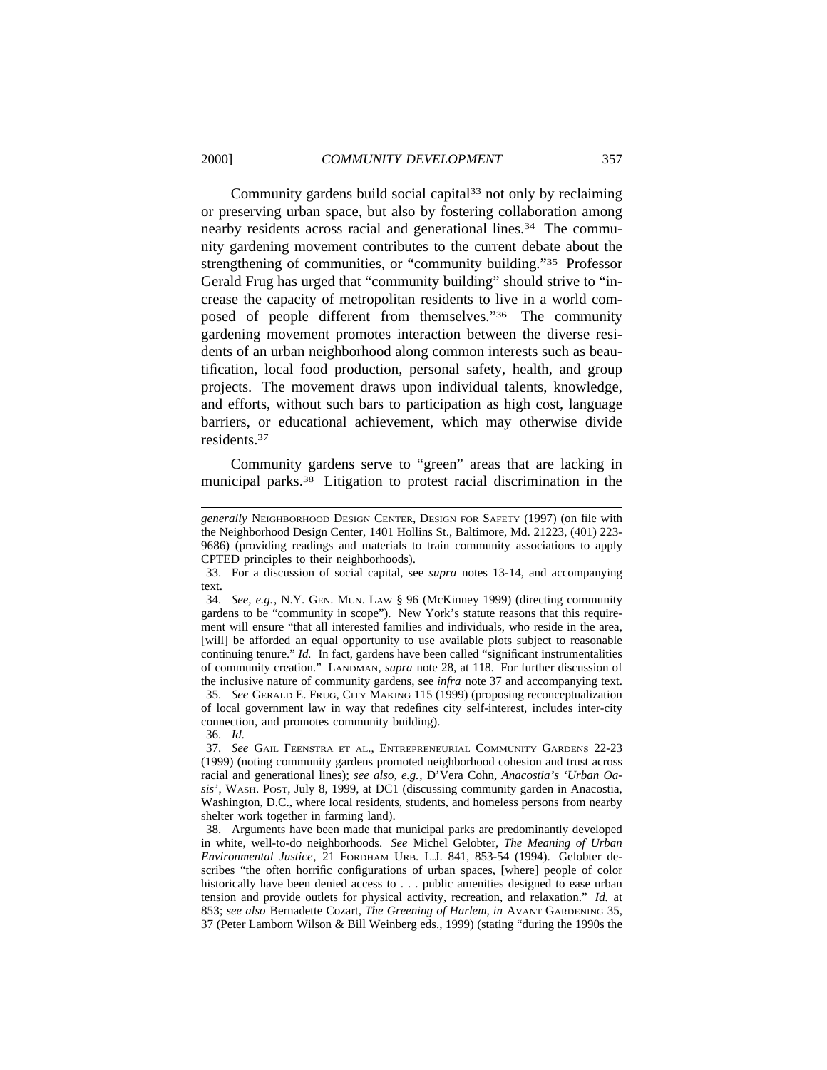Community gardens build social capital[33] not only by reclaiming or preserving urban space, but also by fostering collaboration among nearby residents across racial and generational lines.[34] The community gardening movement contributes to the current debate about the strengthening of communities, or "community building."[35] Professor Gerald Frug has urged that "community building" should strive to "increase the capacity of metropolitan residents to live in a world composed of people different from themselves."[36] The community gardening movement promotes interaction between the diverse residents of an urban neighborhood along common interests such as beautification, local food production, personal safety, health, and group projects. The movement draws upon individual talents, knowledge, and efforts, without such bars to participation as high cost, language barriers, or educational achievement, which may otherwise divide residents.[37]

Community gardens serve to "green" areas that are lacking in municipal parks.[38] Litigation to protest racial discrimination in the

---

*generally* NEIGHBORHOOD DESIGN CENTER, DESIGN FOR SAFETY (1997) (on file with the Neighborhood Design Center, 1401 Hollins St., Baltimore, Md. 21223, (401) 223-9686) (providing readings and materials to train community associations to apply CPTED principles to their neighborhoods).

33. For a discussion of social capital, see *supra* notes 13-14, and accompanying text.

34. *See, e.g.*, N.Y. GEN. MUN. LAW § 96 (McKinney 1999) (directing community gardens to be "community in scope"). New York's statute reasons that this requirement will ensure "that all interested families and individuals, who reside in the area, [will] be afforded an equal opportunity to use available plots subject to reasonable continuing tenure." *Id.* In fact, gardens have been called "significant instrumentalities of community creation." LANDMAN, *supra* note 28, at 118. For further discussion of the inclusive nature of community gardens, see *infra* note 37 and accompanying text.

35. *See* GERALD E. FRUG, CITY MAKING 115 (1999) (proposing reconceptualization of local government law in way that redefines city self-interest, includes inter-city connection, and promotes community building).

36. *Id.*

37. *See* GAIL FEENSTRA ET AL., ENTREPRENEURIAL COMMUNITY GARDENS 22-23 (1999) (noting community gardens promoted neighborhood cohesion and trust across racial and generational lines); *see also, e.g.*, D'Vera Cohn, *Anacostia's 'Urban Oasis'*, WASH. POST, July 8, 1999, at DC1 (discussing community garden in Anacostia, Washington, D.C., where local residents, students, and homeless persons from nearby shelter work together in farming land).

38. Arguments have been made that municipal parks are predominantly developed in white, well-to-do neighborhoods. *See* Michel Gelobter, *The Meaning of Urban Environmental Justice*, 21 FORDHAM URB. L.J. 841, 853-54 (1994). Gelobter describes "the often horrific configurations of urban spaces, [where] people of color historically have been denied access to . . . public amenities designed to ease urban tension and provide outlets for physical activity, recreation, and relaxation." *Id.* at 853; *see also* Bernadette Cozart, *The Greening of Harlem*, *in* AVANT GARDENING 35, 37 (Peter Lamborn Wilson & Bill Weinberg eds., 1999) (stating "during the 1990s the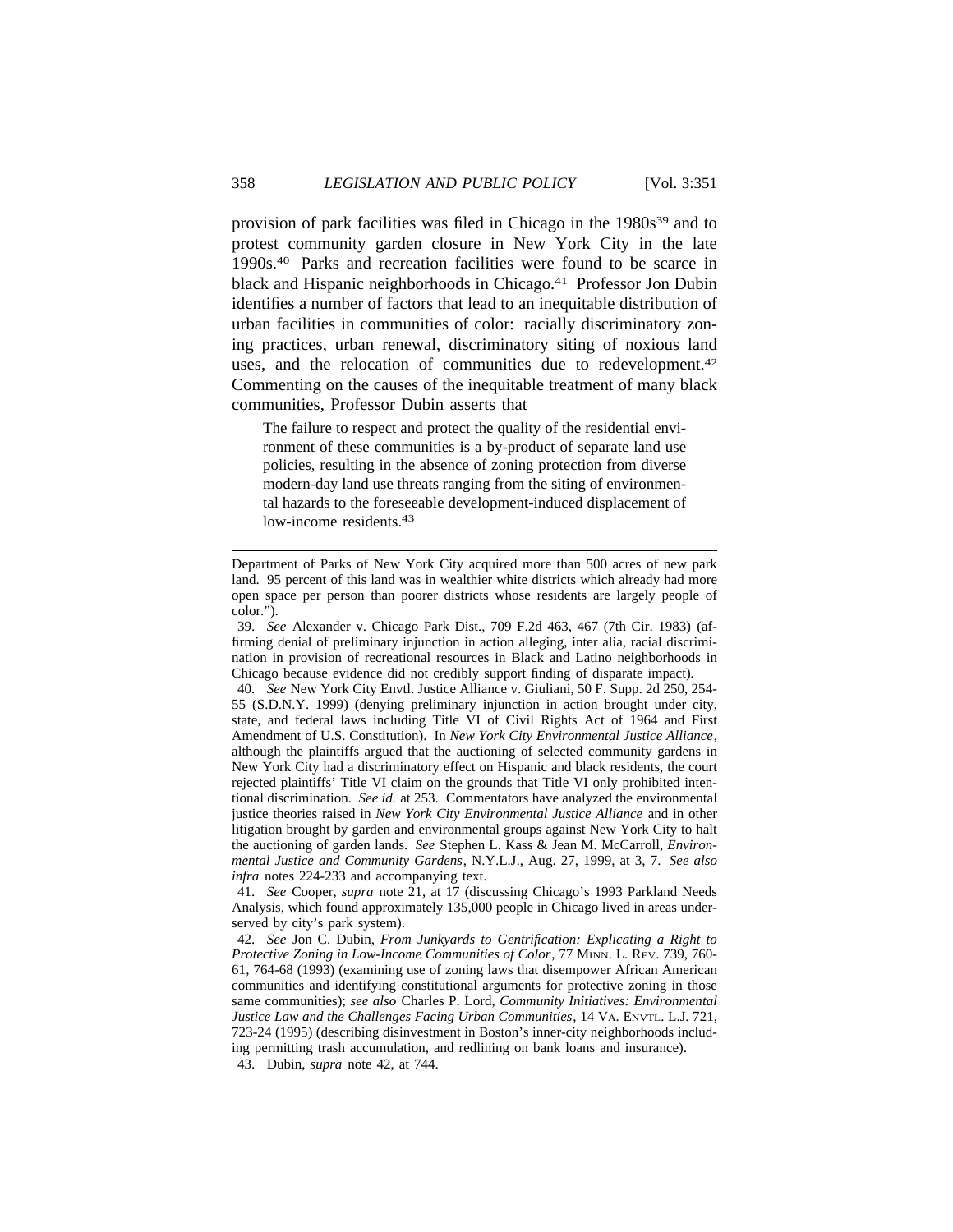provision of park facilities was filed in Chicago in the 1980s[39] and to protest community garden closure in New York City in the late 1990s.[40] Parks and recreation facilities were found to be scarce in black and Hispanic neighborhoods in Chicago.[41] Professor Jon Dubin identifies a number of factors that lead to an inequitable distribution of urban facilities in communities of color: racially discriminatory zoning practices, urban renewal, discriminatory siting of noxious land uses, and the relocation of communities due to redevelopment.[42] Commenting on the causes of the inequitable treatment of many black communities, Professor Dubin asserts that

> The failure to respect and protect the quality of the residential environment of these communities is a by-product of separate land use policies, resulting in the absence of zoning protection from diverse modern-day land use threats ranging from the siting of environmental hazards to the foreseeable development-induced displacement of low-income residents.[43]

---

Department of Parks of New York City acquired more than 500 acres of new park land. 95 percent of this land was in wealthier white districts which already had more open space per person than poorer districts whose residents are largely people of color.").

39. *See* Alexander v. Chicago Park Dist., 709 F.2d 463, 467 (7th Cir. 1983) (affirming denial of preliminary injunction in action alleging, inter alia, racial discrimination in provision of recreational resources in Black and Latino neighborhoods in Chicago because evidence did not credibly support finding of disparate impact).

40. *See* New York City Envtl. Justice Alliance v. Giuliani, 50 F. Supp. 2d 250, 254-55 (S.D.N.Y. 1999) (denying preliminary injunction in action brought under city, state, and federal laws including Title VI of Civil Rights Act of 1964 and First Amendment of U.S. Constitution). In *New York City Environmental Justice Alliance*, although the plaintiffs argued that the auctioning of selected community gardens in New York City had a discriminatory effect on Hispanic and black residents, the court rejected plaintiffs' Title VI claim on the grounds that Title VI only prohibited intentional discrimination. *See id.* at 253. Commentators have analyzed the environmental justice theories raised in *New York City Environmental Justice Alliance* and in other litigation brought by garden and environmental groups against New York City to halt the auctioning of garden lands. *See* Stephen L. Kass & Jean M. McCarroll, *Environmental Justice and Community Gardens*, N.Y.L.J., Aug. 27, 1999, at 3, 7. *See also infra* notes 224-233 and accompanying text.

41. *See* Cooper, *supra* note 21, at 17 (discussing Chicago's 1993 Parkland Needs Analysis, which found approximately 135,000 people in Chicago lived in areas underserved by city's park system).

42. *See* Jon C. Dubin, *From Junkyards to Gentrification: Explicating a Right to Protective Zoning in Low-Income Communities of Color*, 77 MINN. L. REV. 739, 760-61, 764-68 (1993) (examining use of zoning laws that disempower African American communities and identifying constitutional arguments for protective zoning in those same communities); *see also* Charles P. Lord, *Community Initiatives: Environmental Justice Law and the Challenges Facing Urban Communities*, 14 VA. ENVTL. L.J. 721, 723-24 (1995) (describing disinvestment in Boston's inner-city neighborhoods including permitting trash accumulation, and redlining on bank loans and insurance).

43. Dubin, *supra* note 42, at 744.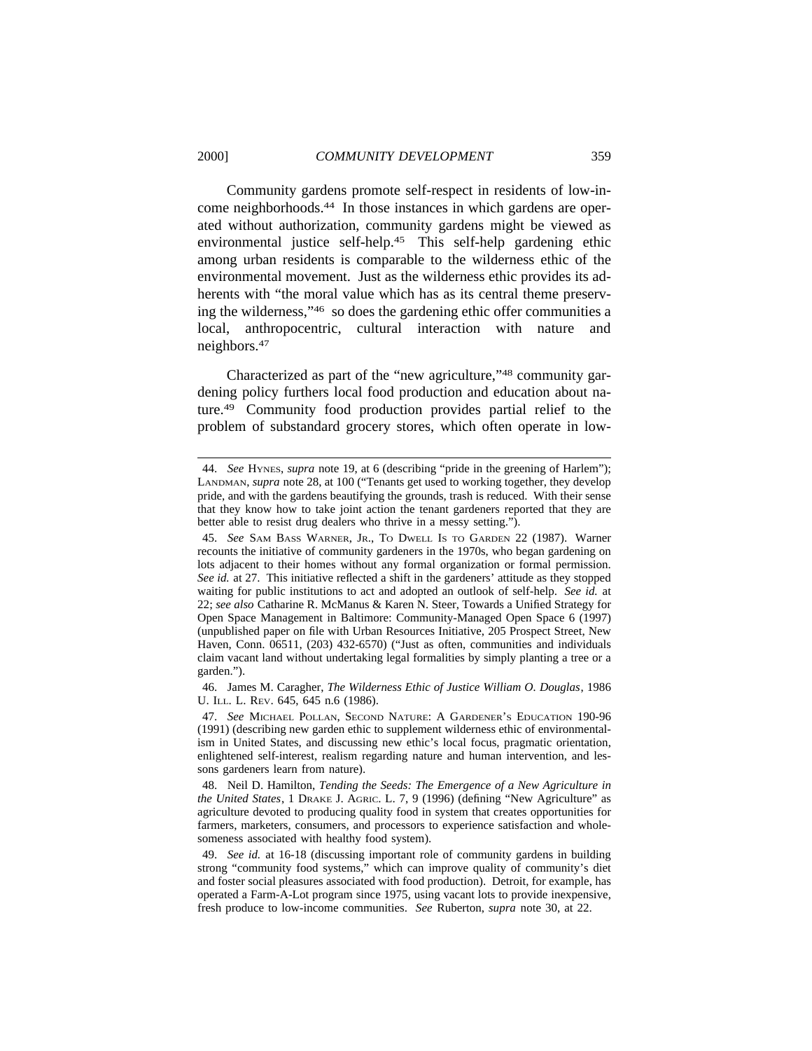Community gardens promote self-respect in residents of low-income neighborhoods.[44] In those instances in which gardens are operated without authorization, community gardens might be viewed as environmental justice self-help.[45] This self-help gardening ethic among urban residents is comparable to the wilderness ethic of the environmental movement. Just as the wilderness ethic provides its adherents with "the moral value which has as its central theme preserving the wilderness,"[46] so does the gardening ethic offer communities a local, anthropocentric, cultural interaction with nature and neighbors.[47]

Characterized as part of the "new agriculture,"[48] community gardening policy furthers local food production and education about nature.[49] Community food production provides partial relief to the problem of substandard grocery stores, which often operate in low-

---

44. *See* Hynes, *supra* note 19, at 6 (describing "pride in the greening of Harlem"); Landman, *supra* note 28, at 100 ("Tenants get used to working together, they develop pride, and with the gardens beautifying the grounds, trash is reduced. With their sense that they know how to take joint action the tenant gardeners reported that they are better able to resist drug dealers who thrive in a messy setting.").

45. *See* Sam Bass Warner, Jr., To Dwell Is to Garden 22 (1987). Warner recounts the initiative of community gardeners in the 1970s, who began gardening on lots adjacent to their homes without any formal organization or formal permission. *See id.* at 27. This initiative reflected a shift in the gardeners' attitude as they stopped waiting for public institutions to act and adopted an outlook of self-help. *See id.* at 22; *see also* Catharine R. McManus & Karen N. Steer, Towards a Unified Strategy for Open Space Management in Baltimore: Community-Managed Open Space 6 (1997) (unpublished paper on file with Urban Resources Initiative, 205 Prospect Street, New Haven, Conn. 06511, (203) 432-6570) ("Just as often, communities and individuals claim vacant land without undertaking legal formalities by simply planting a tree or a garden.").

46. James M. Caragher, *The Wilderness Ethic of Justice William O. Douglas*, 1986 U. Ill. L. Rev. 645, 645 n.6 (1986).

47. *See* Michael Pollan, Second Nature: A Gardener's Education 190-96 (1991) (describing new garden ethic to supplement wilderness ethic of environmentalism in United States, and discussing new ethic's local focus, pragmatic orientation, enlightened self-interest, realism regarding nature and human intervention, and lessons gardeners learn from nature).

48. Neil D. Hamilton, *Tending the Seeds: The Emergence of a New Agriculture in the United States*, 1 Drake J. Agric. L. 7, 9 (1996) (defining "New Agriculture" as agriculture devoted to producing quality food in system that creates opportunities for farmers, marketers, consumers, and processors to experience satisfaction and wholesomeness associated with healthy food system).

49. *See id.* at 16-18 (discussing important role of community gardens in building strong "community food systems," which can improve quality of community's diet and foster social pleasures associated with food production). Detroit, for example, has operated a Farm-A-Lot program since 1975, using vacant lots to provide inexpensive, fresh produce to low-income communities. *See* Ruberton, *supra* note 30, at 22.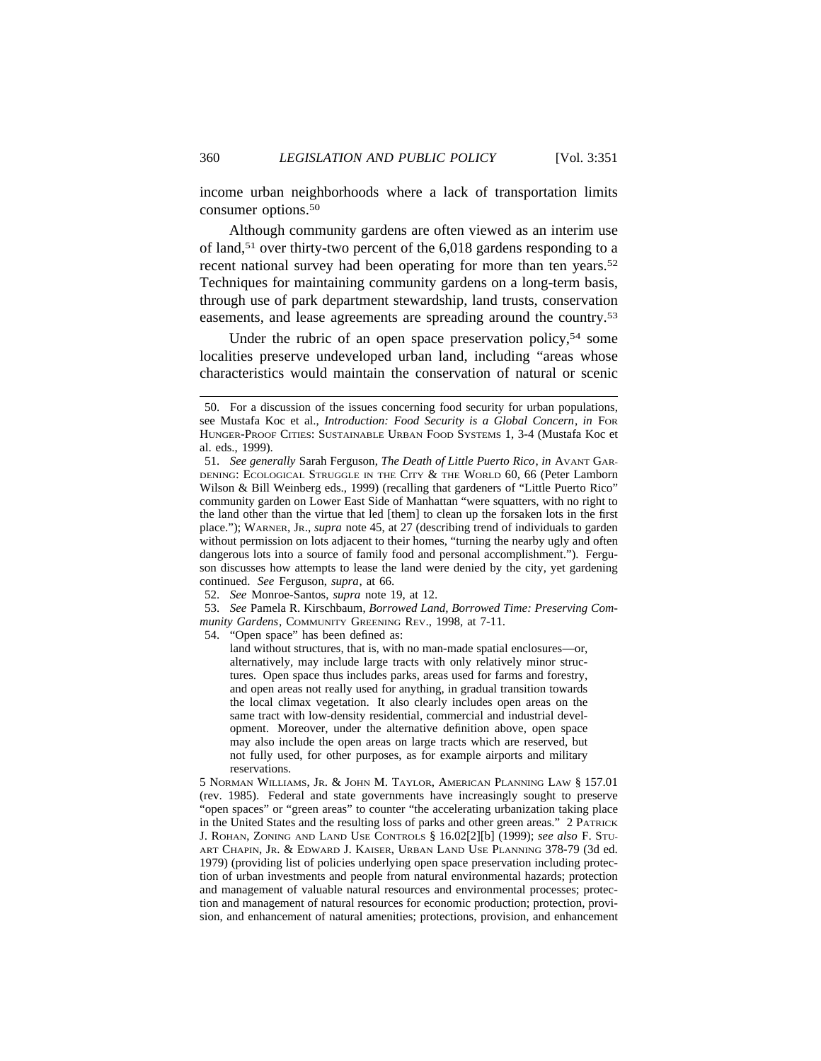income urban neighborhoods where a lack of transportation limits consumer options.[50]

Although community gardens are often viewed as an interim use of land,[51] over thirty-two percent of the 6,018 gardens responding to a recent national survey had been operating for more than ten years.[52] Techniques for maintaining community gardens on a long-term basis, through use of park department stewardship, land trusts, conservation easements, and lease agreements are spreading around the country.[53]

Under the rubric of an open space preservation policy,[54] some localities preserve undeveloped urban land, including "areas whose characteristics would maintain the conservation of natural or scenic

---

50. For a discussion of the issues concerning food security for urban populations, see Mustafa Koc et al., *Introduction: Food Security is a Global Concern*, *in* FOR HUNGER-PROOF CITIES: SUSTAINABLE URBAN FOOD SYSTEMS 1, 3-4 (Mustafa Koc et al. eds., 1999).

51. *See generally* Sarah Ferguson, *The Death of Little Puerto Rico*, *in* AVANT GARDENING: ECOLOGICAL STRUGGLE IN THE CITY & THE WORLD 60, 66 (Peter Lamborn Wilson & Bill Weinberg eds., 1999) (recalling that gardeners of "Little Puerto Rico" community garden on Lower East Side of Manhattan "were squatters, with no right to the land other than the virtue that led [them] to clean up the forsaken lots in the first place."); WARNER, JR., *supra* note 45, at 27 (describing trend of individuals to garden without permission on lots adjacent to their homes, "turning the nearby ugly and often dangerous lots into a source of family food and personal accomplishment."). Ferguson discusses how attempts to lease the land were denied by the city, yet gardening continued. *See* Ferguson, *supra*, at 66.

52. *See* Monroe-Santos, *supra* note 19, at 12.

53. *See* Pamela R. Kirschbaum, *Borrowed Land, Borrowed Time: Preserving Community Gardens*, COMMUNITY GREENING REV., 1998, at 7-11.

54. "Open space" has been defined as:

> land without structures, that is, with no man-made spatial enclosures—or, alternatively, may include large tracts with only relatively minor structures. Open space thus includes parks, areas used for farms and forestry, and open areas not really used for anything, in gradual transition towards the local climax vegetation. It also clearly includes open areas on the same tract with low-density residential, commercial and industrial development. Moreover, under the alternative definition above, open space may also include the open areas on large tracts which are reserved, but not fully used, for other purposes, as for example airports and military reservations.

5 NORMAN WILLIAMS, JR. & JOHN M. TAYLOR, AMERICAN PLANNING LAW § 157.01 (rev. 1985). Federal and state governments have increasingly sought to preserve "open spaces" or "green areas" to counter "the accelerating urbanization taking place in the United States and the resulting loss of parks and other green areas." 2 PATRICK J. ROHAN, ZONING AND LAND USE CONTROLS § 16.02[2][b] (1999); *see also* F. STUART CHAPIN, JR. & EDWARD J. KAISER, URBAN LAND USE PLANNING 378-79 (3d ed. 1979) (providing list of policies underlying open space preservation including protection of urban investments and people from natural environmental hazards; protection and management of valuable natural resources and environmental processes; protection and management of natural resources for economic production; protection, provision, and enhancement of natural amenities; protections, provision, and enhancement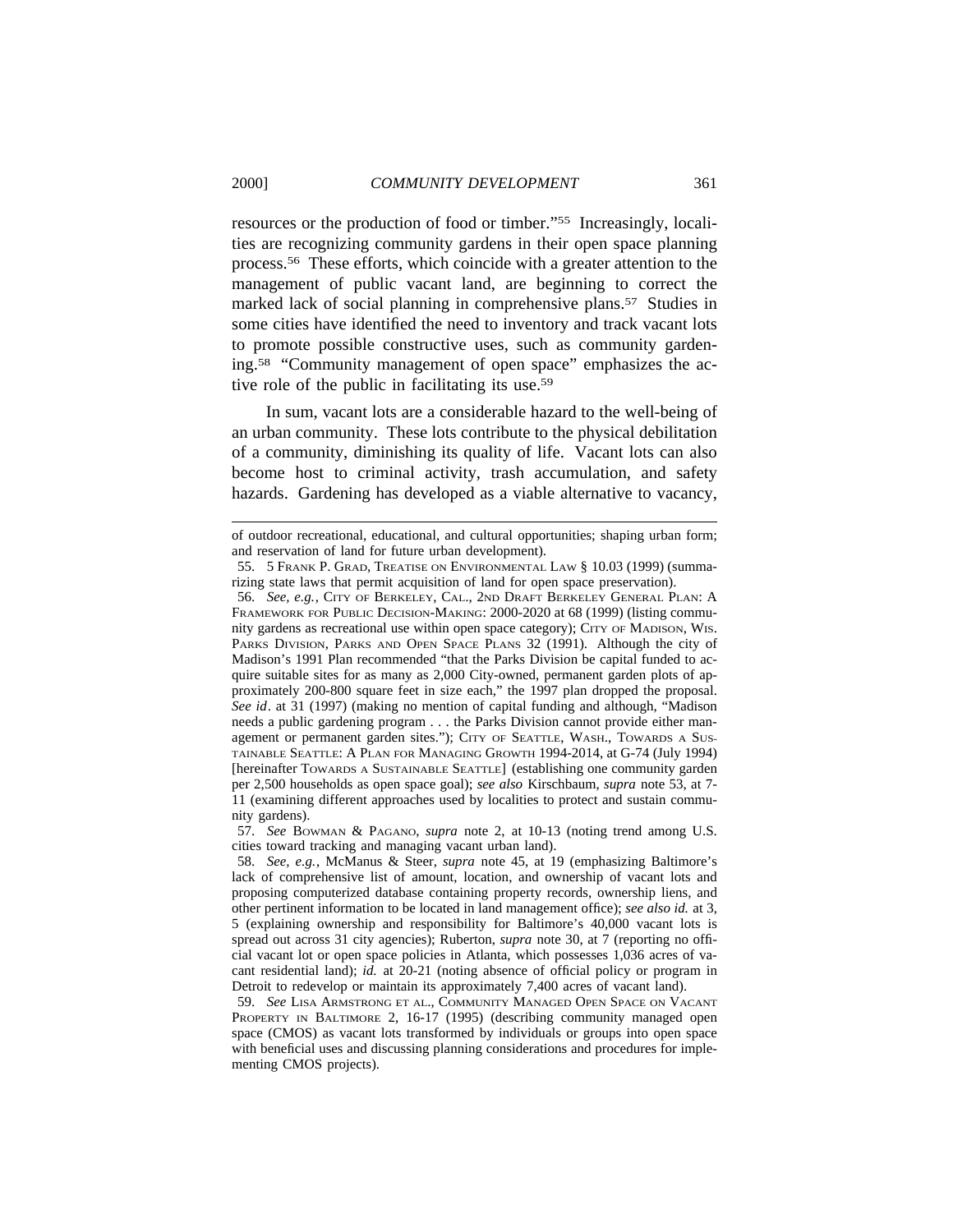resources or the production of food or timber."[55] Increasingly, localities are recognizing community gardens in their open space planning process.[56] These efforts, which coincide with a greater attention to the management of public vacant land, are beginning to correct the marked lack of social planning in comprehensive plans.[57] Studies in some cities have identified the need to inventory and track vacant lots to promote possible constructive uses, such as community gardening.[58] "Community management of open space" emphasizes the active role of the public in facilitating its use.[59]

In sum, vacant lots are a considerable hazard to the well-being of an urban community. These lots contribute to the physical debilitation of a community, diminishing its quality of life. Vacant lots can also become host to criminal activity, trash accumulation, and safety hazards. Gardening has developed as a viable alternative to vacancy,

---

of outdoor recreational, educational, and cultural opportunities; shaping urban form; and reservation of land for future urban development).

55. 5 Frank P. Grad, Treatise on Environmental Law § 10.03 (1999) (summarizing state laws that permit acquisition of land for open space preservation).

56. *See, e.g.*, City of Berkeley, Cal., 2nd Draft Berkeley General Plan: A Framework for Public Decision-Making: 2000-2020 at 68 (1999) (listing community gardens as recreational use within open space category); City of Madison, Wis. Parks Division, Parks and Open Space Plans 32 (1991). Although the city of Madison's 1991 Plan recommended "that the Parks Division be capital funded to acquire suitable sites for as many as 2,000 City-owned, permanent garden plots of approximately 200-800 square feet in size each," the 1997 plan dropped the proposal. *See id*. at 31 (1997) (making no mention of capital funding and although, "Madison needs a public gardening program . . . the Parks Division cannot provide either management or permanent garden sites."); City of Seattle, Wash., Towards a Sustainable Seattle: A Plan for Managing Growth 1994-2014, at G-74 (July 1994) [hereinafter Towards a Sustainable Seattle] (establishing one community garden per 2,500 households as open space goal); *see also* Kirschbaum, *supra* note 53, at 7-11 (examining different approaches used by localities to protect and sustain community gardens).

57. *See* Bowman & Pagano, *supra* note 2, at 10-13 (noting trend among U.S. cities toward tracking and managing vacant urban land).

58. *See, e.g.*, McManus & Steer, *supra* note 45, at 19 (emphasizing Baltimore's lack of comprehensive list of amount, location, and ownership of vacant lots and proposing computerized database containing property records, ownership liens, and other pertinent information to be located in land management office); *see also id.* at 3, 5 (explaining ownership and responsibility for Baltimore's 40,000 vacant lots is spread out across 31 city agencies); Ruberton, *supra* note 30, at 7 (reporting no official vacant lot or open space policies in Atlanta, which possesses 1,036 acres of vacant residential land); *id.* at 20-21 (noting absence of official policy or program in Detroit to redevelop or maintain its approximately 7,400 acres of vacant land).

59. *See* Lisa Armstrong et al., Community Managed Open Space on Vacant Property in Baltimore 2, 16-17 (1995) (describing community managed open space (CMOS) as vacant lots transformed by individuals or groups into open space with beneficial uses and discussing planning considerations and procedures for implementing CMOS projects).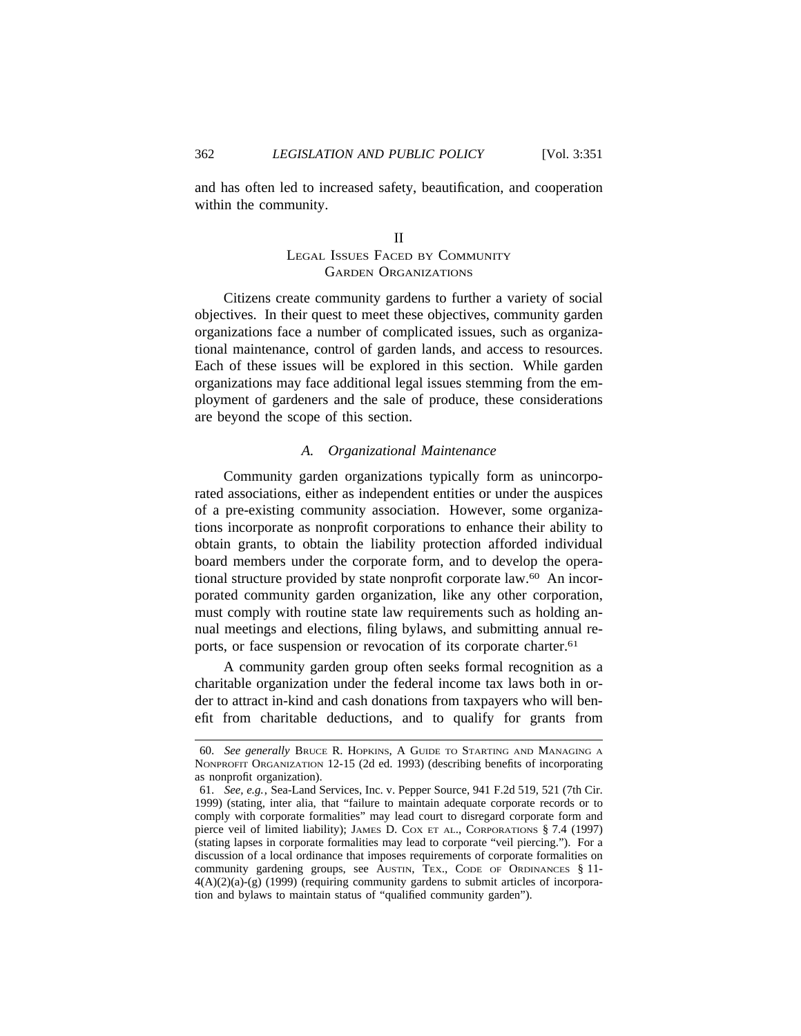and has often led to increased safety, beautification, and cooperation within the community.

## II
## Legal Issues Faced by Community Garden Organizations

Citizens create community gardens to further a variety of social objectives. In their quest to meet these objectives, community garden organizations face a number of complicated issues, such as organizational maintenance, control of garden lands, and access to resources. Each of these issues will be explored in this section. While garden organizations may face additional legal issues stemming from the employment of gardeners and the sale of produce, these considerations are beyond the scope of this section.

### *A. Organizational Maintenance*

Community garden organizations typically form as unincorporated associations, either as independent entities or under the auspices of a pre-existing community association. However, some organizations incorporate as nonprofit corporations to enhance their ability to obtain grants, to obtain the liability protection afforded individual board members under the corporate form, and to develop the operational structure provided by state nonprofit corporate law.[60] An incorporated community garden organization, like any other corporation, must comply with routine state law requirements such as holding annual meetings and elections, filing bylaws, and submitting annual reports, or face suspension or revocation of its corporate charter.[61]

A community garden group often seeks formal recognition as a charitable organization under the federal income tax laws both in order to attract in-kind and cash donations from taxpayers who will benefit from charitable deductions, and to qualify for grants from

---

60. *See generally* Bruce R. Hopkins, A Guide to Starting and Managing a Nonprofit Organization 12-15 (2d ed. 1993) (describing benefits of incorporating as nonprofit organization).

61. *See, e.g.*, Sea-Land Services, Inc. v. Pepper Source, 941 F.2d 519, 521 (7th Cir. 1999) (stating, inter alia, that "failure to maintain adequate corporate records or to comply with corporate formalities" may lead court to disregard corporate form and pierce veil of limited liability); James D. Cox et al., Corporations § 7.4 (1997) (stating lapses in corporate formalities may lead to corporate "veil piercing."). For a discussion of a local ordinance that imposes requirements of corporate formalities on community gardening groups, see Austin, Tex., Code of Ordinances § 11-4(A)(2)(a)-(g) (1999) (requiring community gardens to submit articles of incorporation and bylaws to maintain status of "qualified community garden").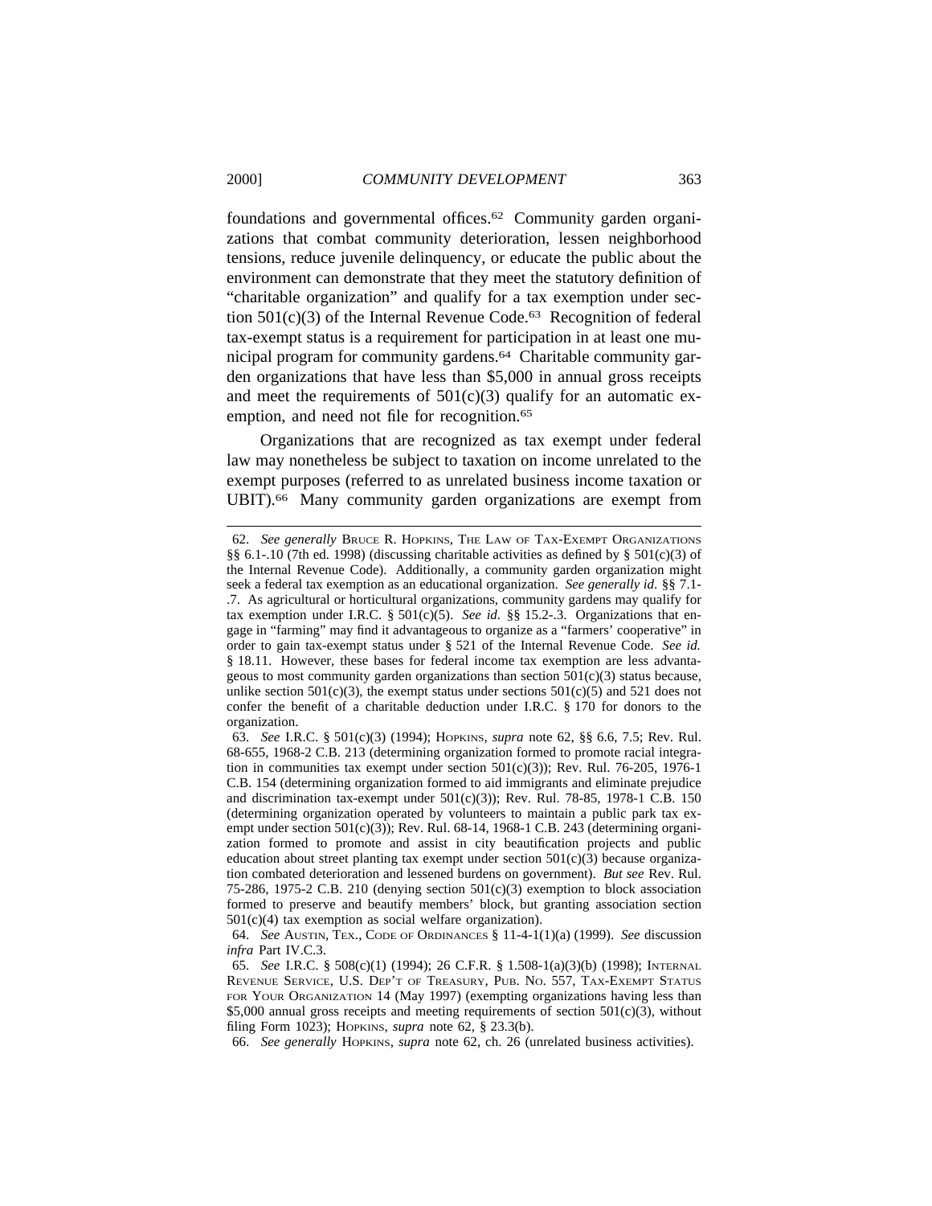foundations and governmental offices.[62] Community garden organizations that combat community deterioration, lessen neighborhood tensions, reduce juvenile delinquency, or educate the public about the environment can demonstrate that they meet the statutory definition of "charitable organization" and qualify for a tax exemption under section 501(c)(3) of the Internal Revenue Code.[63] Recognition of federal tax-exempt status is a requirement for participation in at least one municipal program for community gardens.[64] Charitable community garden organizations that have less than $5,000 in annual gross receipts and meet the requirements of 501(c)(3) qualify for an automatic exemption, and need not file for recognition.[65]

Organizations that are recognized as tax exempt under federal law may nonetheless be subject to taxation on income unrelated to the exempt purposes (referred to as unrelated business income taxation or UBIT).[66] Many community garden organizations are exempt from

---

62. *See generally* Bruce R. Hopkins, The Law of Tax-Exempt Organizations §§ 6.1-.10 (7th ed. 1998) (discussing charitable activities as defined by § 501(c)(3) of the Internal Revenue Code). Additionally, a community garden organization might seek a federal tax exemption as an educational organization. *See generally id.* §§ 7.1-.7. As agricultural or horticultural organizations, community gardens may qualify for tax exemption under I.R.C. § 501(c)(5). *See id.* §§ 15.2-.3. Organizations that engage in "farming" may find it advantageous to organize as a "farmers' cooperative" in order to gain tax-exempt status under § 521 of the Internal Revenue Code. *See id.* § 18.11. However, these bases for federal income tax exemption are less advantageous to most community garden organizations than section 501(c)(3) status because, unlike section 501(c)(3), the exempt status under sections 501(c)(5) and 521 does not confer the benefit of a charitable deduction under I.R.C. § 170 for donors to the organization.

63. *See* I.R.C. § 501(c)(3) (1994); Hopkins, *supra* note 62, §§ 6.6, 7.5; Rev. Rul. 68-655, 1968-2 C.B. 213 (determining organization formed to promote racial integration in communities tax exempt under section 501(c)(3)); Rev. Rul. 76-205, 1976-1 C.B. 154 (determining organization formed to aid immigrants and eliminate prejudice and discrimination tax-exempt under 501(c)(3)); Rev. Rul. 78-85, 1978-1 C.B. 150 (determining organization operated by volunteers to maintain a public park tax exempt under section 501(c)(3)); Rev. Rul. 68-14, 1968-1 C.B. 243 (determining organization formed to promote and assist in city beautification projects and public education about street planting tax exempt under section 501(c)(3) because organization combated deterioration and lessened burdens on government). *But see* Rev. Rul. 75-286, 1975-2 C.B. 210 (denying section 501(c)(3) exemption to block association formed to preserve and beautify members' block, but granting association section 501(c)(4) tax exemption as social welfare organization).

64. *See* Austin, Tex., Code of Ordinances § 11-4-1(1)(a) (1999). *See* discussion *infra* Part IV.C.3.

65. *See* I.R.C. § 508(c)(1) (1994); 26 C.F.R. § 1.508-1(a)(3)(b) (1998); Internal Revenue Service, U.S. Dep't of Treasury, Pub. No. 557, Tax-Exempt Status for Your Organization 14 (May 1997) (exempting organizations having less than $5,000 annual gross receipts and meeting requirements of section 501(c)(3), without filing Form 1023); Hopkins, *supra* note 62, § 23.3(b).

66. *See generally* Hopkins, *supra* note 62, ch. 26 (unrelated business activities).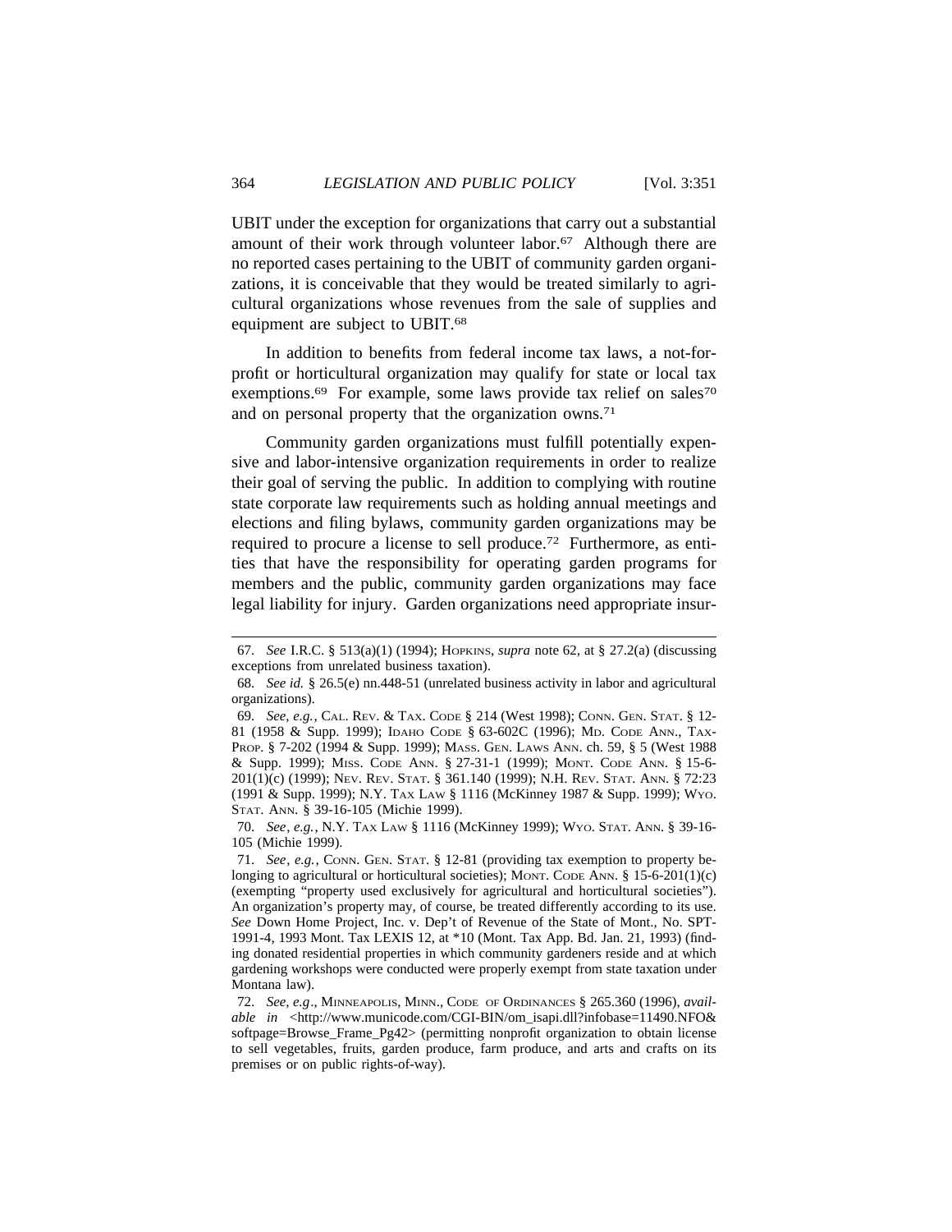UBIT under the exception for organizations that carry out a substantial amount of their work through volunteer labor.[67] Although there are no reported cases pertaining to the UBIT of community garden organizations, it is conceivable that they would be treated similarly to agricultural organizations whose revenues from the sale of supplies and equipment are subject to UBIT.[68]

In addition to benefits from federal income tax laws, a not-for-profit or horticultural organization may qualify for state or local tax exemptions.[69] For example, some laws provide tax relief on sales[70] and on personal property that the organization owns.[71]

Community garden organizations must fulfill potentially expensive and labor-intensive organization requirements in order to realize their goal of serving the public. In addition to complying with routine state corporate law requirements such as holding annual meetings and elections and filing bylaws, community garden organizations may be required to procure a license to sell produce.[72] Furthermore, as entities that have the responsibility for operating garden programs for members and the public, community garden organizations may face legal liability for injury. Garden organizations need appropriate insur-

---

67. *See* I.R.C. § 513(a)(1) (1994); HOPKINS, *supra* note 62, at § 27.2(a) (discussing exceptions from unrelated business taxation).

68. *See id.* § 26.5(e) nn.448-51 (unrelated business activity in labor and agricultural organizations).

69. *See, e.g.*, CAL. REV. & TAX. CODE § 214 (West 1998); CONN. GEN. STAT. § 12-81 (1958 & Supp. 1999); IDAHO CODE § 63-602C (1996); MD. CODE ANN., TAX-PROP. § 7-202 (1994 & Supp. 1999); MASS. GEN. LAWS ANN. ch. 59, § 5 (West 1988 & Supp. 1999); MISS. CODE ANN. § 27-31-1 (1999); MONT. CODE ANN. § 15-6-201(1)(c) (1999); NEV. REV. STAT. § 361.140 (1999); N.H. REV. STAT. ANN. § 72:23 (1991 & Supp. 1999); N.Y. TAX LAW § 1116 (McKinney 1987 & Supp. 1999); WYO. STAT. ANN. § 39-16-105 (Michie 1999).

70. *See, e.g.*, N.Y. TAX LAW § 1116 (McKinney 1999); WYO. STAT. ANN. § 39-16-105 (Michie 1999).

71. *See, e.g.*, CONN. GEN. STAT. § 12-81 (providing tax exemption to property belonging to agricultural or horticultural societies); MONT. CODE ANN. § 15-6-201(1)(c) (exempting "property used exclusively for agricultural and horticultural societies"). An organization's property may, of course, be treated differently according to its use. *See* Down Home Project, Inc. v. Dep't of Revenue of the State of Mont., No. SPT-1991-4, 1993 Mont. Tax LEXIS 12, at *10 (Mont. Tax App. Bd. Jan. 21, 1993) (finding donated residential properties in which community gardeners reside and at which gardening workshops were conducted were properly exempt from state taxation under Montana law).

72. *See, e.g*., MINNEAPOLIS, MINN., CODE OF ORDINANCES § 265.360 (1996), *available in* <http://www.municode.com/CGI-BIN/om_isapi.dll?infobase=11490.NFO&softpage=Browse_Frame_Pg42> (permitting nonprofit organization to obtain license to sell vegetables, fruits, garden produce, farm produce, and arts and crafts on its premises or on public rights-of-way).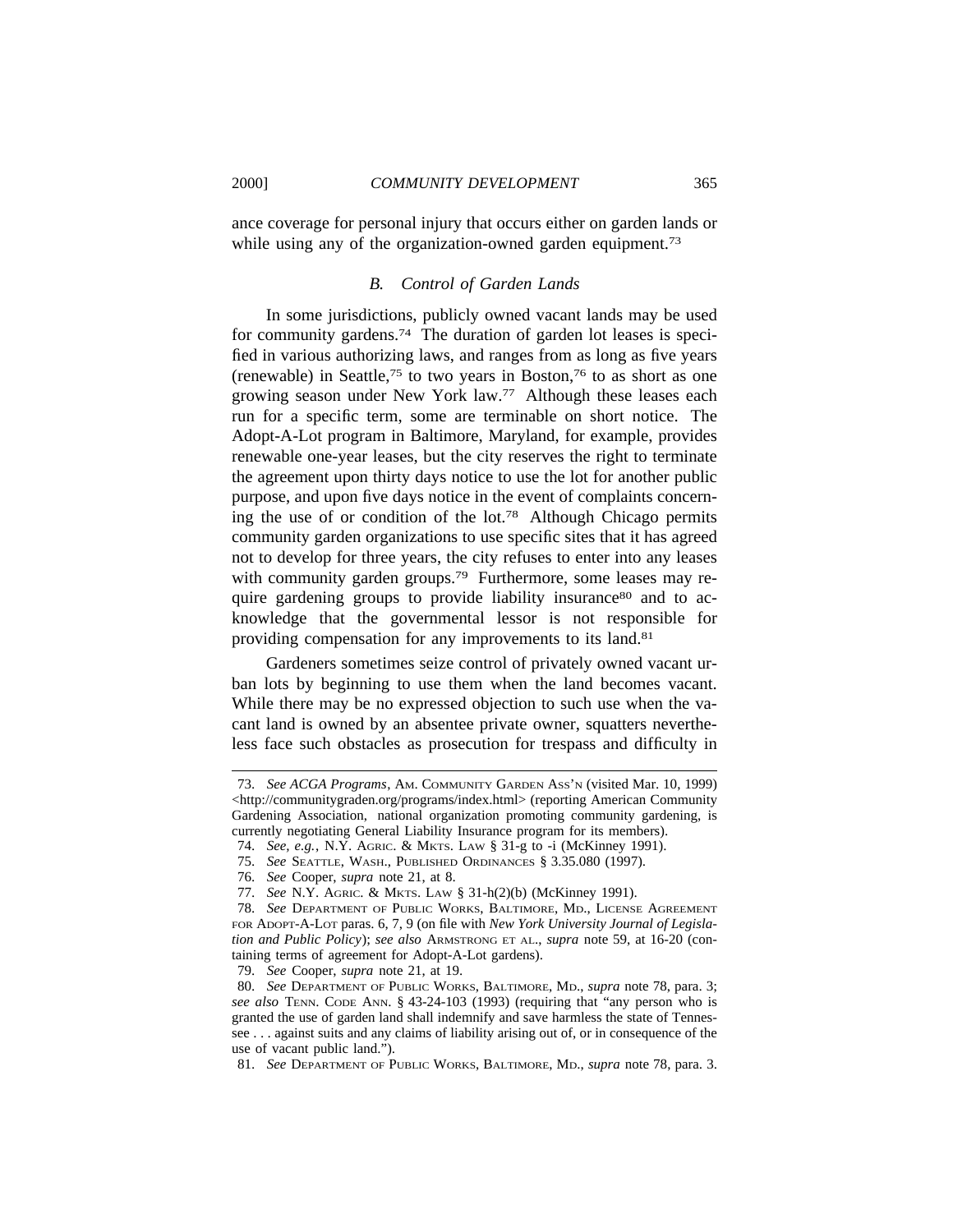ance coverage for personal injury that occurs either on garden lands or while using any of the organization-owned garden equipment.[73]

### *B. Control of Garden Lands*

In some jurisdictions, publicly owned vacant lands may be used for community gardens.[74] The duration of garden lot leases is specified in various authorizing laws, and ranges from as long as five years (renewable) in Seattle,[75] to two years in Boston,[76] to as short as one growing season under New York law.[77] Although these leases each run for a specific term, some are terminable on short notice. The Adopt-A-Lot program in Baltimore, Maryland, for example, provides renewable one-year leases, but the city reserves the right to terminate the agreement upon thirty days notice to use the lot for another public purpose, and upon five days notice in the event of complaints concerning the use of or condition of the lot.[78] Although Chicago permits community garden organizations to use specific sites that it has agreed not to develop for three years, the city refuses to enter into any leases with community garden groups.[79] Furthermore, some leases may require gardening groups to provide liability insurance[80] and to acknowledge that the governmental lessor is not responsible for providing compensation for any improvements to its land.[81]

Gardeners sometimes seize control of privately owned vacant urban lots by beginning to use them when the land becomes vacant. While there may be no expressed objection to such use when the vacant land is owned by an absentee private owner, squatters nevertheless face such obstacles as prosecution for trespass and difficulty in

---

73. *See ACGA Programs*, AM. COMMUNITY GARDEN ASS'N (visited Mar. 10, 1999) <http://communitygraden.org/programs/index.html> (reporting American Community Gardening Association, national organization promoting community gardening, is currently negotiating General Liability Insurance program for its members).

74. *See, e.g.*, N.Y. AGRIC. & MKTS. LAW § 31-g to -i (McKinney 1991).

75. *See* SEATTLE, WASH., PUBLISHED ORDINANCES § 3.35.080 (1997).

76. *See* Cooper, *supra* note 21, at 8.

77. *See* N.Y. AGRIC. & MKTS. LAW § 31-h(2)(b) (McKinney 1991).

78. *See* DEPARTMENT OF PUBLIC WORKS, BALTIMORE, MD., LICENSE AGREEMENT FOR ADOPT-A-LOT paras. 6, 7, 9 (on file with *New York University Journal of Legislation and Public Policy*); *see also* ARMSTRONG ET AL., *supra* note 59, at 16-20 (containing terms of agreement for Adopt-A-Lot gardens).

79. *See* Cooper, *supra* note 21, at 19.

80. *See* DEPARTMENT OF PUBLIC WORKS, BALTIMORE, MD., *supra* note 78, para. 3; *see also* TENN. CODE ANN. § 43-24-103 (1993) (requiring that "any person who is granted the use of garden land shall indemnify and save harmless the state of Tennessee . . . against suits and any claims of liability arising out of, or in consequence of the use of vacant public land.").

81. *See* DEPARTMENT OF PUBLIC WORKS, BALTIMORE, MD., *supra* note 78, para. 3.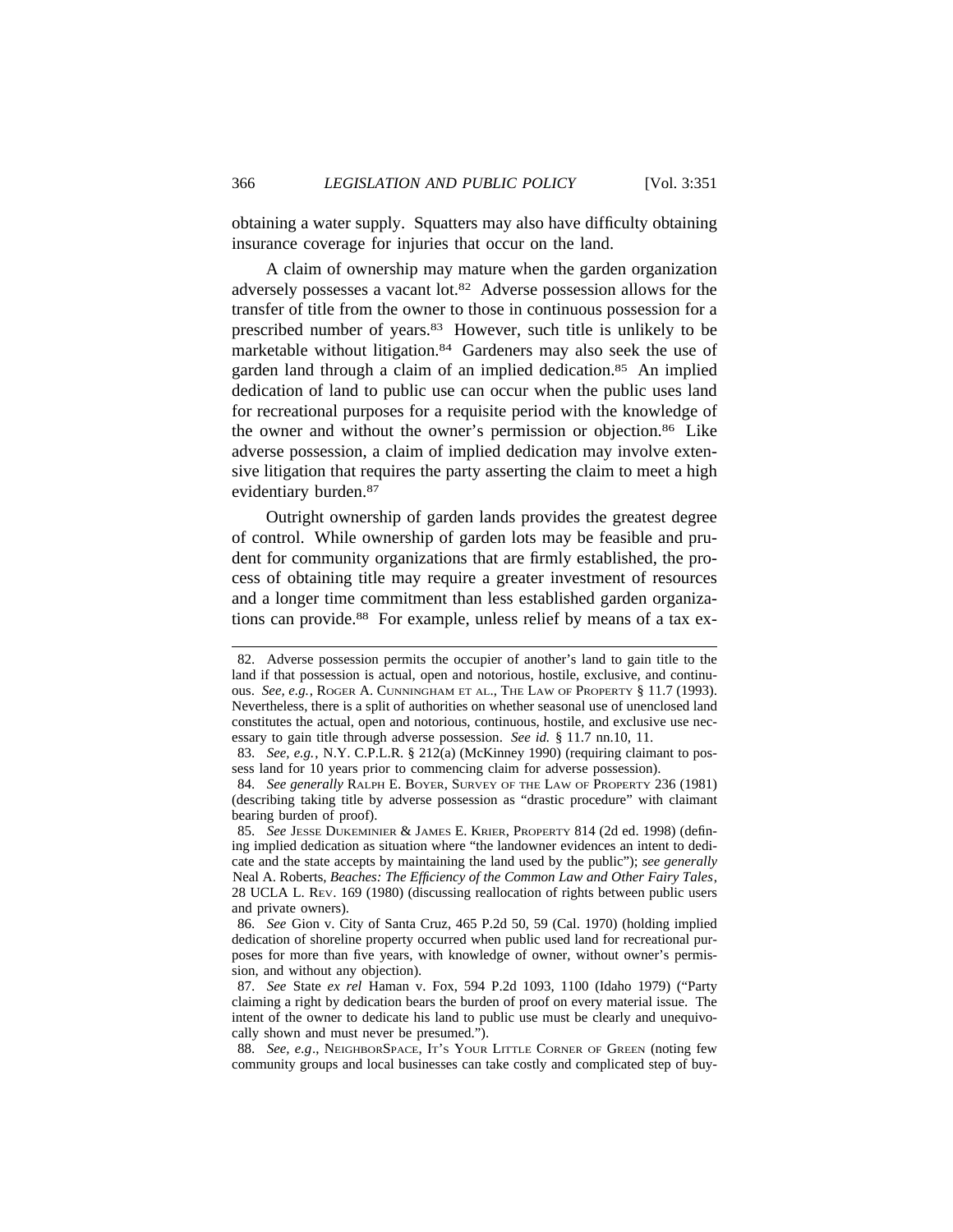obtaining a water supply. Squatters may also have difficulty obtaining insurance coverage for injuries that occur on the land.

A claim of ownership may mature when the garden organization adversely possesses a vacant lot.[82] Adverse possession allows for the transfer of title from the owner to those in continuous possession for a prescribed number of years.[83] However, such title is unlikely to be marketable without litigation.[84] Gardeners may also seek the use of garden land through a claim of an implied dedication.[85] An implied dedication of land to public use can occur when the public uses land for recreational purposes for a requisite period with the knowledge of the owner and without the owner's permission or objection.[86] Like adverse possession, a claim of implied dedication may involve extensive litigation that requires the party asserting the claim to meet a high evidentiary burden.[87]

Outright ownership of garden lands provides the greatest degree of control. While ownership of garden lots may be feasible and prudent for community organizations that are firmly established, the process of obtaining title may require a greater investment of resources and a longer time commitment than less established garden organizations can provide.[88] For example, unless relief by means of a tax ex-

---

82. Adverse possession permits the occupier of another's land to gain title to the land if that possession is actual, open and notorious, hostile, exclusive, and continuous. *See, e.g.*, Roger A. Cunningham et al., The Law of Property § 11.7 (1993). Nevertheless, there is a split of authorities on whether seasonal use of unenclosed land constitutes the actual, open and notorious, continuous, hostile, and exclusive use necessary to gain title through adverse possession. *See id.* § 11.7 nn.10, 11.

83. *See, e.g.*, N.Y. C.P.L.R. § 212(a) (McKinney 1990) (requiring claimant to possess land for 10 years prior to commencing claim for adverse possession).

84. *See generally* Ralph E. Boyer, Survey of the Law of Property 236 (1981) (describing taking title by adverse possession as "drastic procedure" with claimant bearing burden of proof).

85. *See* Jesse Dukeminier & James E. Krier, Property 814 (2d ed. 1998) (defining implied dedication as situation where "the landowner evidences an intent to dedicate and the state accepts by maintaining the land used by the public"); *see generally* Neal A. Roberts, *Beaches: The Efficiency of the Common Law and Other Fairy Tales*, 28 UCLA L. Rev. 169 (1980) (discussing reallocation of rights between public users and private owners).

86. *See* Gion v. City of Santa Cruz, 465 P.2d 50, 59 (Cal. 1970) (holding implied dedication of shoreline property occurred when public used land for recreational purposes for more than five years, with knowledge of owner, without owner's permission, and without any objection).

87. *See* State *ex rel* Haman v. Fox, 594 P.2d 1093, 1100 (Idaho 1979) ("Party claiming a right by dedication bears the burden of proof on every material issue. The intent of the owner to dedicate his land to public use must be clearly and unequivocally shown and must never be presumed.").

88. *See, e.g.*, NeighborSpace, It's Your Little Corner of Green (noting few community groups and local businesses can take costly and complicated step of buy-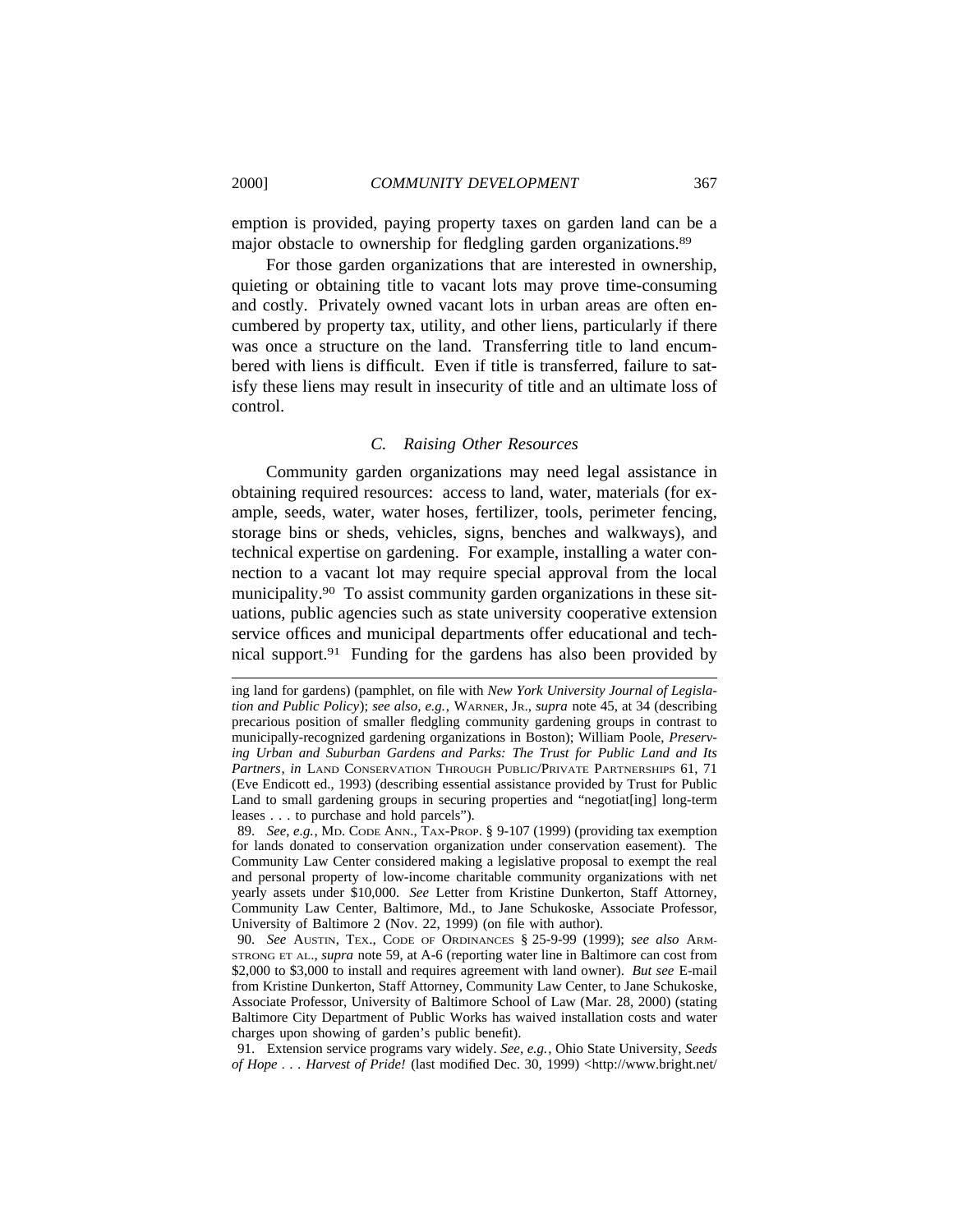emption is provided, paying property taxes on garden land can be a major obstacle to ownership for fledgling garden organizations.[89]

For those garden organizations that are interested in ownership, quieting or obtaining title to vacant lots may prove time-consuming and costly. Privately owned vacant lots in urban areas are often encumbered by property tax, utility, and other liens, particularly if there was once a structure on the land. Transferring title to land encumbered with liens is difficult. Even if title is transferred, failure to satisfy these liens may result in insecurity of title and an ultimate loss of control.

### *C. Raising Other Resources*

Community garden organizations may need legal assistance in obtaining required resources: access to land, water, materials (for example, seeds, water, water hoses, fertilizer, tools, perimeter fencing, storage bins or sheds, vehicles, signs, benches and walkways), and technical expertise on gardening. For example, installing a water connection to a vacant lot may require special approval from the local municipality.[90] To assist community garden organizations in these situations, public agencies such as state university cooperative extension service offices and municipal departments offer educational and technical support.[91] Funding for the gardens has also been provided by

---

ing land for gardens) (pamphlet, on file with *New York University Journal of Legislation and Public Policy*); *see also, e.g.*, Warner, Jr., *supra* note 45, at 34 (describing precarious position of smaller fledgling community gardening groups in contrast to municipally-recognized gardening organizations in Boston); William Poole, *Preserving Urban and Suburban Gardens and Parks: The Trust for Public Land and Its Partners*, *in* Land Conservation Through Public/Private Partnerships 61, 71 (Eve Endicott ed., 1993) (describing essential assistance provided by Trust for Public Land to small gardening groups in securing properties and "negotiat[ing] long-term leases . . . to purchase and hold parcels").

89. *See, e.g.*, Md. Code Ann., Tax-Prop. § 9-107 (1999) (providing tax exemption for lands donated to conservation organization under conservation easement). The Community Law Center considered making a legislative proposal to exempt the real and personal property of low-income charitable community organizations with net yearly assets under $10,000. *See* Letter from Kristine Dunkerton, Staff Attorney, Community Law Center, Baltimore, Md., to Jane Schukoske, Associate Professor, University of Baltimore 2 (Nov. 22, 1999) (on file with author).

90. *See* Austin, Tex., Code of Ordinances § 25-9-99 (1999); *see also* Armstrong et al., *supra* note 59, at A-6 (reporting water line in Baltimore can cost from $2,000 to $3,000 to install and requires agreement with land owner). *But see* E-mail from Kristine Dunkerton, Staff Attorney, Community Law Center, to Jane Schukoske, Associate Professor, University of Baltimore School of Law (Mar. 28, 2000) (stating Baltimore City Department of Public Works has waived installation costs and water charges upon showing of garden's public benefit).

91. Extension service programs vary widely. *See, e.g.*, Ohio State University, *Seeds of Hope . . . Harvest of Pride!* (last modified Dec. 30, 1999) <http://www.bright.net/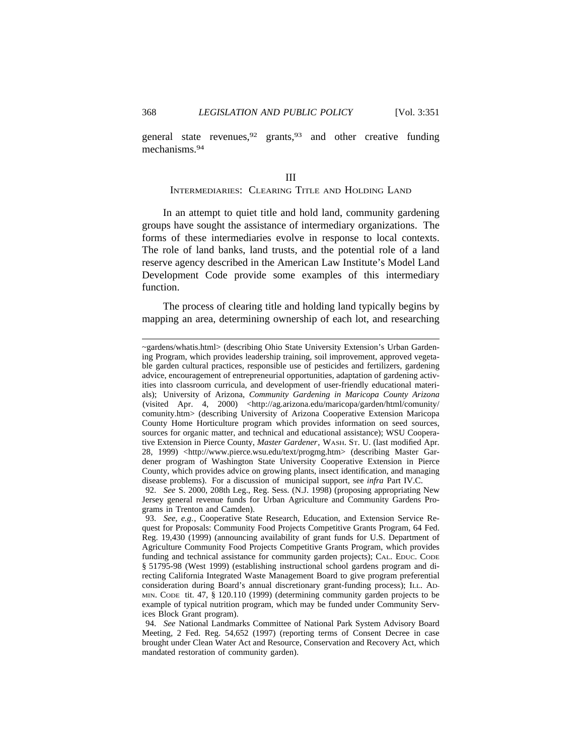general state revenues,[92] grants,[93] and other creative funding mechanisms.[94]

## III
## Intermediaries: Clearing Title and Holding Land

In an attempt to quiet title and hold land, community gardening groups have sought the assistance of intermediary organizations. The forms of these intermediaries evolve in response to local contexts. The role of land banks, land trusts, and the potential role of a land reserve agency described in the American Law Institute's Model Land Development Code provide some examples of this intermediary function.

The process of clearing title and holding land typically begins by mapping an area, determining ownership of each lot, and researching

---

~gardens/whatis.html> (describing Ohio State University Extension's Urban Gardening Program, which provides leadership training, soil improvement, approved vegetable garden cultural practices, responsible use of pesticides and fertilizers, gardening advice, encouragement of entrepreneurial opportunities, adaptation of gardening activities into classroom curricula, and development of user-friendly educational materials); University of Arizona, *Community Gardening in Maricopa County Arizona* (visited Apr. 4, 2000) <http://ag.arizona.edu/maricopa/garden/html/comunity/comunity.htm> (describing University of Arizona Cooperative Extension Maricopa County Home Horticulture program which provides information on seed sources, sources for organic matter, and technical and educational assistance); WSU Cooperative Extension in Pierce County, *Master Gardener*, Wash. St. U. (last modified Apr. 28, 1999) <http://www.pierce.wsu.edu/text/progmg.htm> (describing Master Gardener program of Washington State University Cooperative Extension in Pierce County, which provides advice on growing plants, insect identification, and managing disease problems). For a discussion of municipal support, see *infra* Part IV.C.

92. *See* S. 2000, 208th Leg., Reg. Sess. (N.J. 1998) (proposing appropriating New Jersey general revenue funds for Urban Agriculture and Community Gardens Programs in Trenton and Camden).

93. *See, e.g.*, Cooperative State Research, Education, and Extension Service Request for Proposals: Community Food Projects Competitive Grants Program, 64 Fed. Reg. 19,430 (1999) (announcing availability of grant funds for U.S. Department of Agriculture Community Food Projects Competitive Grants Program, which provides funding and technical assistance for community garden projects); Cal. Educ. Code § 51795-98 (West 1999) (establishing instructional school gardens program and directing California Integrated Waste Management Board to give program preferential consideration during Board's annual discretionary grant-funding process); Ill. Admin. Code tit. 47, § 120.110 (1999) (determining community garden projects to be example of typical nutrition program, which may be funded under Community Services Block Grant program).

94. *See* National Landmarks Committee of National Park System Advisory Board Meeting, 2 Fed. Reg. 54,652 (1997) (reporting terms of Consent Decree in case brought under Clean Water Act and Resource, Conservation and Recovery Act, which mandated restoration of community garden).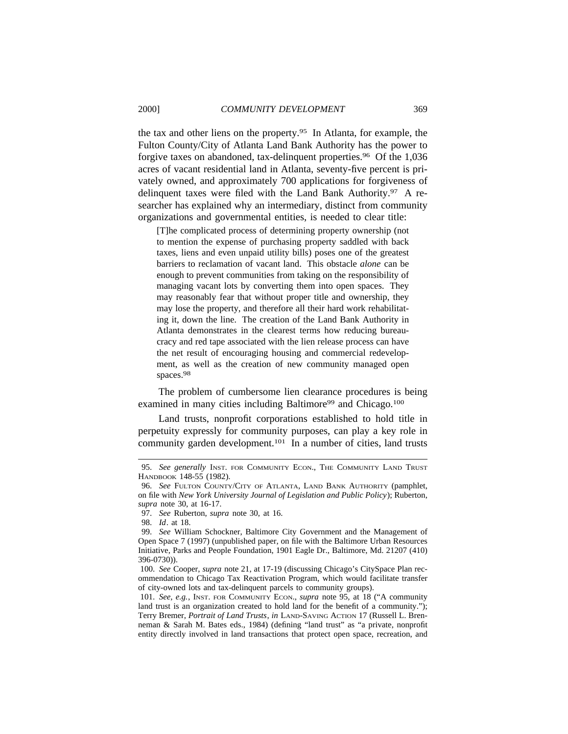the tax and other liens on the property.[95] In Atlanta, for example, the Fulton County/City of Atlanta Land Bank Authority has the power to forgive taxes on abandoned, tax-delinquent properties.[96] Of the 1,036 acres of vacant residential land in Atlanta, seventy-five percent is privately owned, and approximately 700 applications for forgiveness of delinquent taxes were filed with the Land Bank Authority.[97] A researcher has explained why an intermediary, distinct from community organizations and governmental entities, is needed to clear title:

> [T]he complicated process of determining property ownership (not to mention the expense of purchasing property saddled with back taxes, liens and even unpaid utility bills) poses one of the greatest barriers to reclamation of vacant land. This obstacle *alone* can be enough to prevent communities from taking on the responsibility of managing vacant lots by converting them into open spaces. They may reasonably fear that without proper title and ownership, they may lose the property, and therefore all their hard work rehabilitating it, down the line. The creation of the Land Bank Authority in Atlanta demonstrates in the clearest terms how reducing bureaucracy and red tape associated with the lien release process can have the net result of encouraging housing and commercial redevelopment, as well as the creation of new community managed open spaces.[98]

The problem of cumbersome lien clearance procedures is being examined in many cities including Baltimore[99] and Chicago.[100]

Land trusts, nonprofit corporations established to hold title in perpetuity expressly for community purposes, can play a key role in community garden development.[101] In a number of cities, land trusts

---

95. *See generally* Inst. for Community Econ., The Community Land Trust Handbook 148-55 (1982).

96. *See* Fulton County/City of Atlanta, Land Bank Authority (pamphlet, on file with *New York University Journal of Legislation and Public Policy*); Ruberton, *supra* note 30, at 16-17.

97. *See* Ruberton, *supra* note 30, at 16.

98. *Id*. at 18.

99. *See* William Schockner, Baltimore City Government and the Management of Open Space 7 (1997) (unpublished paper, on file with the Baltimore Urban Resources Initiative, Parks and People Foundation, 1901 Eagle Dr., Baltimore, Md. 21207 (410) 396-0730)).

100. *See* Cooper, *supra* note 21, at 17-19 (discussing Chicago's CitySpace Plan recommendation to Chicago Tax Reactivation Program, which would facilitate transfer of city-owned lots and tax-delinquent parcels to community groups).

101. *See, e.g.*, Inst. for Community Econ., *supra* note 95, at 18 ("A community land trust is an organization created to hold land for the benefit of a community."); Terry Bremer, *Portrait of Land Trusts*, *in* Land-Saving Action 17 (Russell L. Brenneman & Sarah M. Bates eds., 1984) (defining "land trust" as "a private, nonprofit entity directly involved in land transactions that protect open space, recreation, and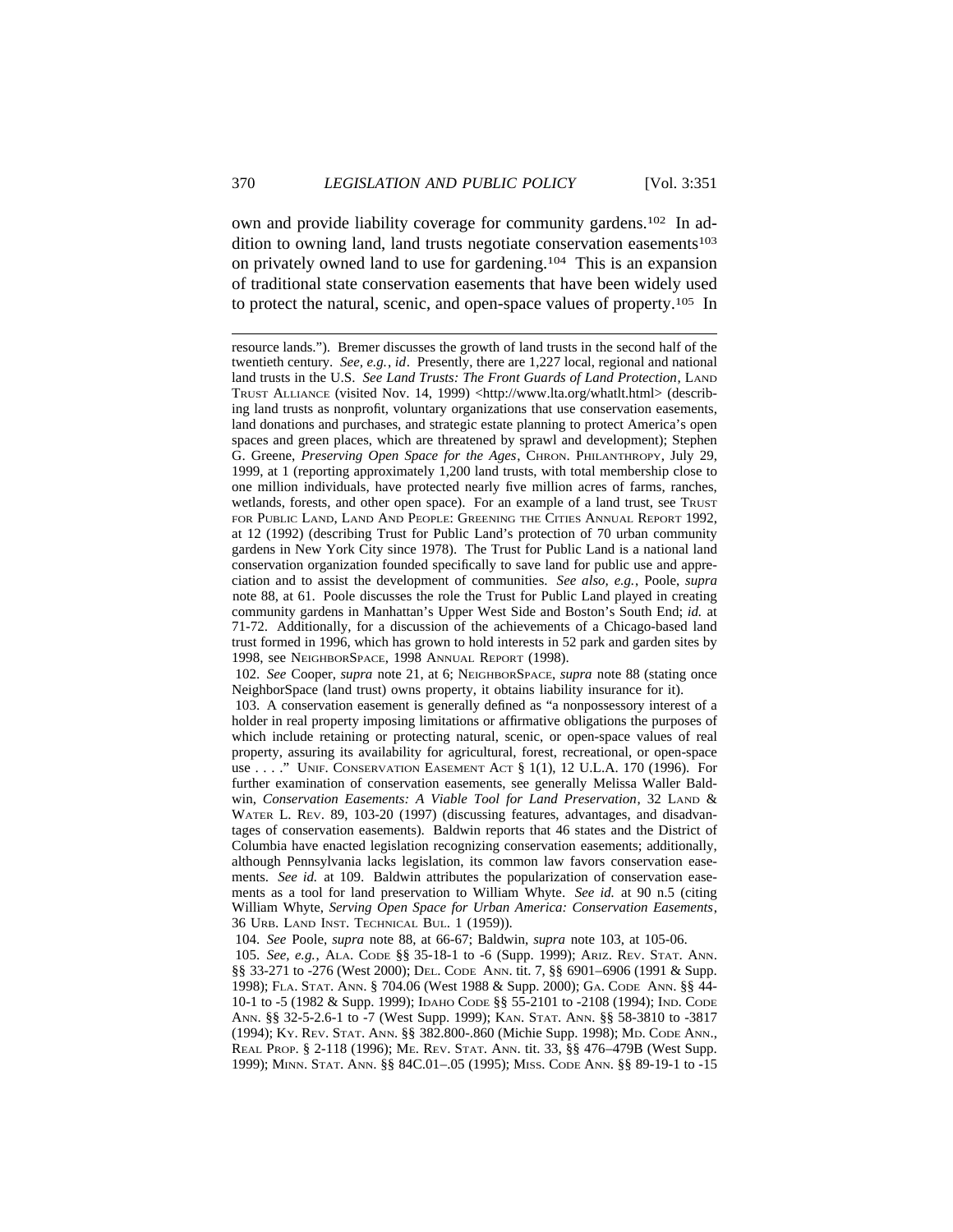own and provide liability coverage for community gardens.[102] In addition to owning land, land trusts negotiate conservation easements[103] on privately owned land to use for gardening.[104] This is an expansion of traditional state conservation easements that have been widely used to protect the natural, scenic, and open-space values of property.[105] In

---

resource lands."). Bremer discusses the growth of land trusts in the second half of the twentieth century. *See, e.g.*, *id*. Presently, there are 1,227 local, regional and national land trusts in the U.S. *See Land Trusts: The Front Guards of Land Protection*, LAND TRUST ALLIANCE (visited Nov. 14, 1999) <http://www.lta.org/whatlt.html> (describing land trusts as nonprofit, voluntary organizations that use conservation easements, land donations and purchases, and strategic estate planning to protect America's open spaces and green places, which are threatened by sprawl and development); Stephen G. Greene, *Preserving Open Space for the Ages*, CHRON. PHILANTHROPY, July 29, 1999, at 1 (reporting approximately 1,200 land trusts, with total membership close to one million individuals, have protected nearly five million acres of farms, ranches, wetlands, forests, and other open space). For an example of a land trust, see TRUST FOR PUBLIC LAND, LAND AND PEOPLE: GREENING THE CITIES ANNUAL REPORT 1992, at 12 (1992) (describing Trust for Public Land's protection of 70 urban community gardens in New York City since 1978). The Trust for Public Land is a national land conservation organization founded specifically to save land for public use and appreciation and to assist the development of communities. *See also, e.g.*, Poole, *supra* note 88, at 61. Poole discusses the role the Trust for Public Land played in creating community gardens in Manhattan's Upper West Side and Boston's South End; *id.* at 71-72. Additionally, for a discussion of the achievements of a Chicago-based land trust formed in 1996, which has grown to hold interests in 52 park and garden sites by 1998, see NEIGHBORSPACE, 1998 ANNUAL REPORT (1998).

102. *See* Cooper, *supra* note 21, at 6; NEIGHBORSPACE, *supra* note 88 (stating once NeighborSpace (land trust) owns property, it obtains liability insurance for it).

103. A conservation easement is generally defined as "a nonpossessory interest of a holder in real property imposing limitations or affirmative obligations the purposes of which include retaining or protecting natural, scenic, or open-space values of real property, assuring its availability for agricultural, forest, recreational, or open-space use . . . ." UNIF. CONSERVATION EASEMENT ACT § 1(1), 12 U.L.A. 170 (1996). For further examination of conservation easements, see generally Melissa Waller Baldwin, *Conservation Easements: A Viable Tool for Land Preservation*, 32 LAND & WATER L. REV. 89, 103-20 (1997) (discussing features, advantages, and disadvantages of conservation easements). Baldwin reports that 46 states and the District of Columbia have enacted legislation recognizing conservation easements; additionally, although Pennsylvania lacks legislation, its common law favors conservation easements. *See id.* at 109. Baldwin attributes the popularization of conservation easements as a tool for land preservation to William Whyte. *See id.* at 90 n.5 (citing William Whyte, *Serving Open Space for Urban America: Conservation Easements*, 36 URB. LAND INST. TECHNICAL BUL. 1 (1959)).

104. *See* Poole, *supra* note 88, at 66-67; Baldwin, *supra* note 103, at 105-06.

105. *See, e.g.*, ALA. CODE §§ 35-18-1 to -6 (Supp. 1999); ARIZ. REV. STAT. ANN. §§ 33-271 to -276 (West 2000); DEL. CODE ANN. tit. 7, §§ 6901–6906 (1991 & Supp. 1998); FLA. STAT. ANN. § 704.06 (West 1988 & Supp. 2000); GA. CODE ANN. §§ 44-10-1 to -5 (1982 & Supp. 1999); IDAHO CODE §§ 55-2101 to -2108 (1994); IND. CODE ANN. §§ 32-5-2.6-1 to -7 (West Supp. 1999); KAN. STAT. ANN. §§ 58-3810 to -3817 (1994); KY. REV. STAT. ANN. §§ 382.800-.860 (Michie Supp. 1998); MD. CODE ANN., REAL PROP. § 2-118 (1996); ME. REV. STAT. ANN. tit. 33, §§ 476–479B (West Supp. 1999); MINN. STAT. ANN. §§ 84C.01–.05 (1995); MISS. CODE ANN. §§ 89-19-1 to -15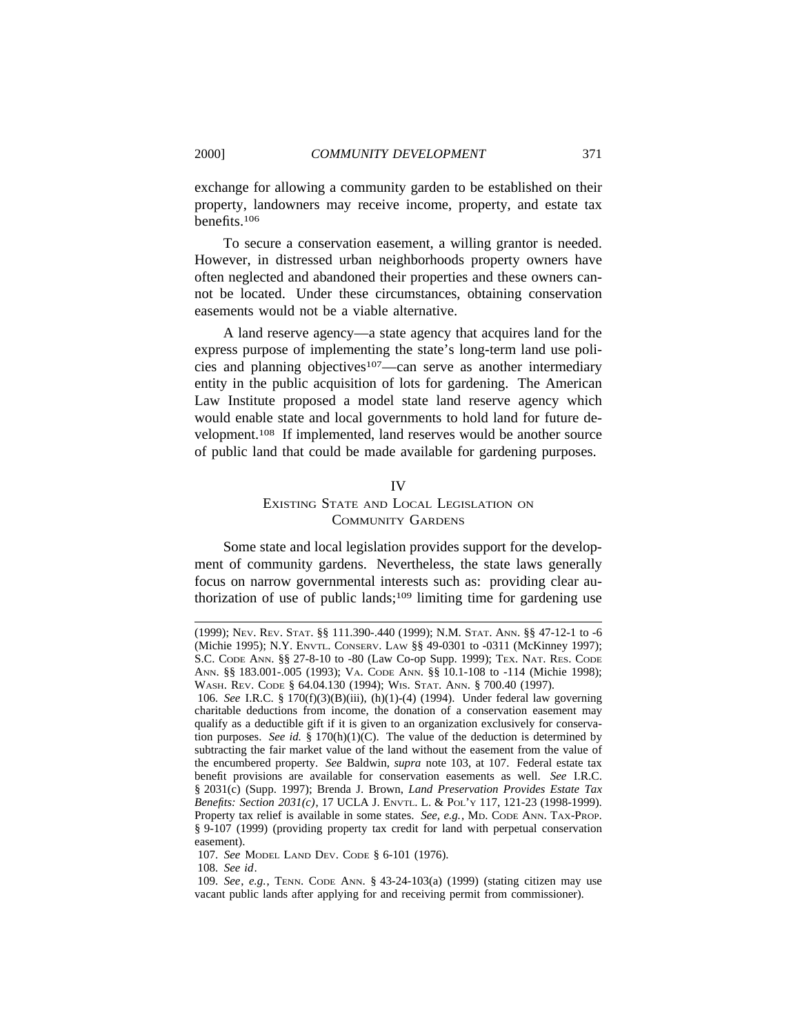exchange for allowing a community garden to be established on their property, landowners may receive income, property, and estate tax benefits.[106]

To secure a conservation easement, a willing grantor is needed. However, in distressed urban neighborhoods property owners have often neglected and abandoned their properties and these owners cannot be located. Under these circumstances, obtaining conservation easements would not be a viable alternative.

A land reserve agency—a state agency that acquires land for the express purpose of implementing the state's long-term land use policies and planning objectives[107]—can serve as another intermediary entity in the public acquisition of lots for gardening. The American Law Institute proposed a model state land reserve agency which would enable state and local governments to hold land for future development.[108] If implemented, land reserves would be another source of public land that could be made available for gardening purposes.

## IV
## Existing State and Local Legislation on Community Gardens

Some state and local legislation provides support for the development of community gardens. Nevertheless, the state laws generally focus on narrow governmental interests such as: providing clear authorization of use of public lands;[109] limiting time for gardening use

---

(1999); Nev. Rev. Stat. §§ 111.390-.440 (1999); N.M. Stat. Ann. §§ 47-12-1 to -6 (Michie 1995); N.Y. Envtl. Conserv. Law §§ 49-0301 to -0311 (McKinney 1997); S.C. Code Ann. §§ 27-8-10 to -80 (Law Co-op Supp. 1999); Tex. Nat. Res. Code Ann. §§ 183.001-.005 (1993); Va. Code Ann. §§ 10.1-108 to -114 (Michie 1998); Wash. Rev. Code § 64.04.130 (1994); Wis. Stat. Ann. § 700.40 (1997).

106. *See* I.R.C. § 170(f)(3)(B)(iii), (h)(1)-(4) (1994). Under federal law governing charitable deductions from income, the donation of a conservation easement may qualify as a deductible gift if it is given to an organization exclusively for conservation purposes. *See id.* § 170(h)(1)(C). The value of the deduction is determined by subtracting the fair market value of the land without the easement from the value of the encumbered property. *See* Baldwin, *supra* note 103, at 107. Federal estate tax benefit provisions are available for conservation easements as well. *See* I.R.C. § 2031(c) (Supp. 1997); Brenda J. Brown, *Land Preservation Provides Estate Tax Benefits: Section 2031(c)*, 17 UCLA J. Envtl. L. & Pol'y 117, 121-23 (1998-1999). Property tax relief is available in some states. *See, e.g.*, Md. Code Ann. Tax-Prop. § 9-107 (1999) (providing property tax credit for land with perpetual conservation easement).

107. *See* Model Land Dev. Code § 6-101 (1976).

108. *See id*.

109. *See, e.g.*, Tenn. Code Ann. § 43-24-103(a) (1999) (stating citizen may use vacant public lands after applying for and receiving permit from commissioner).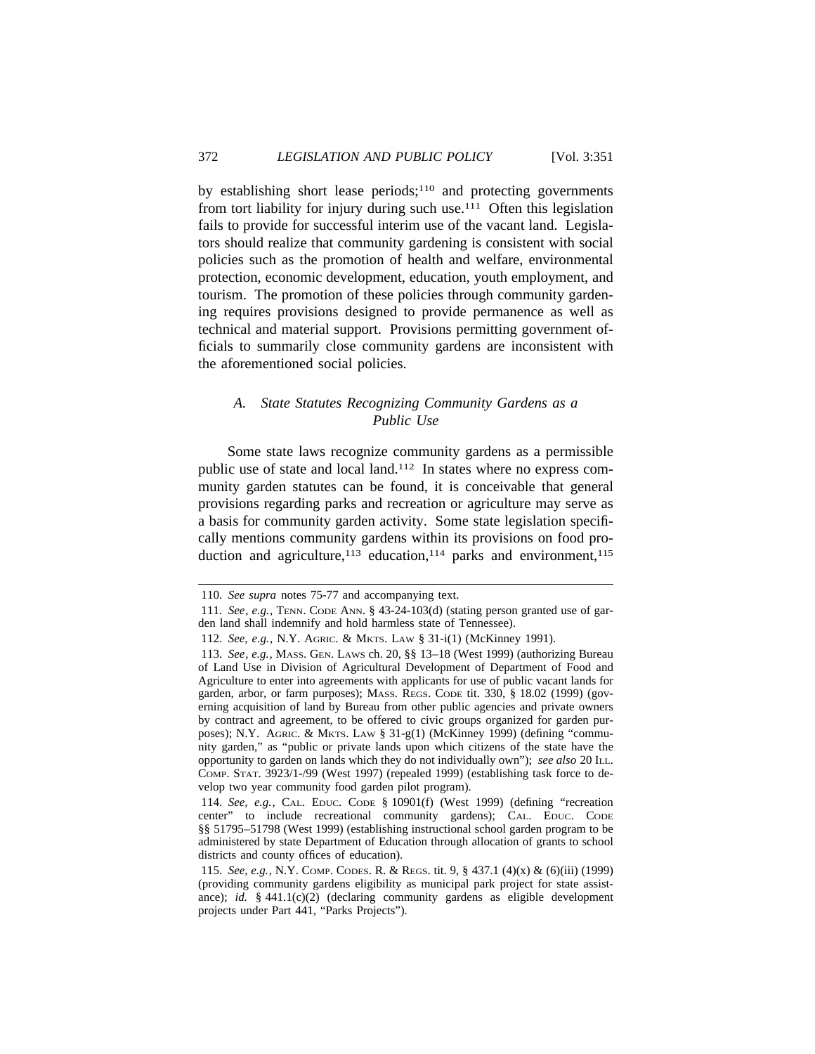by establishing short lease periods;[110] and protecting governments from tort liability for injury during such use.[111] Often this legislation fails to provide for successful interim use of the vacant land. Legislators should realize that community gardening is consistent with social policies such as the promotion of health and welfare, environmental protection, economic development, education, youth employment, and tourism. The promotion of these policies through community gardening requires provisions designed to provide permanence as well as technical and material support. Provisions permitting government officials to summarily close community gardens are inconsistent with the aforementioned social policies.

### *A. State Statutes Recognizing Community Gardens as a Public Use*

Some state laws recognize community gardens as a permissible public use of state and local land.[112] In states where no express community garden statutes can be found, it is conceivable that general provisions regarding parks and recreation or agriculture may serve as a basis for community garden activity. Some state legislation specifically mentions community gardens within its provisions on food production and agriculture,[113] education,[114] parks and environment,[115]

---

110. *See supra* notes 75-77 and accompanying text.

111. *See, e.g.*, TENN. CODE ANN. § 43-24-103(d) (stating person granted use of garden land shall indemnify and hold harmless state of Tennessee).

112. *See, e.g.*, N.Y. AGRIC. & MKTS. LAW § 31-i(1) (McKinney 1991).

113. *See, e.g.*, MASS. GEN. LAWS ch. 20, §§ 13–18 (West 1999) (authorizing Bureau of Land Use in Division of Agricultural Development of Department of Food and Agriculture to enter into agreements with applicants for use of public vacant lands for garden, arbor, or farm purposes); MASS. REGS. CODE tit. 330, § 18.02 (1999) (governing acquisition of land by Bureau from other public agencies and private owners by contract and agreement, to be offered to civic groups organized for garden purposes); N.Y. AGRIC. & MKTS. LAW § 31-g(1) (McKinney 1999) (defining "community garden," as "public or private lands upon which citizens of the state have the opportunity to garden on lands which they do not individually own"); *see also* 20 ILL. COMP. STAT. 3923/1-/99 (West 1997) (repealed 1999) (establishing task force to develop two year community food garden pilot program).

114. *See, e.g.*, CAL. EDUC. CODE § 10901(f) (West 1999) (defining "recreation center" to include recreational community gardens); CAL. EDUC. CODE §§ 51795–51798 (West 1999) (establishing instructional school garden program to be administered by state Department of Education through allocation of grants to school districts and county offices of education).

115. *See, e.g.*, N.Y. COMP. CODES. R. & REGS. tit. 9, § 437.1 (4)(x) & (6)(iii) (1999) (providing community gardens eligibility as municipal park project for state assistance); *id.* § 441.1(c)(2) (declaring community gardens as eligible development projects under Part 441, "Parks Projects").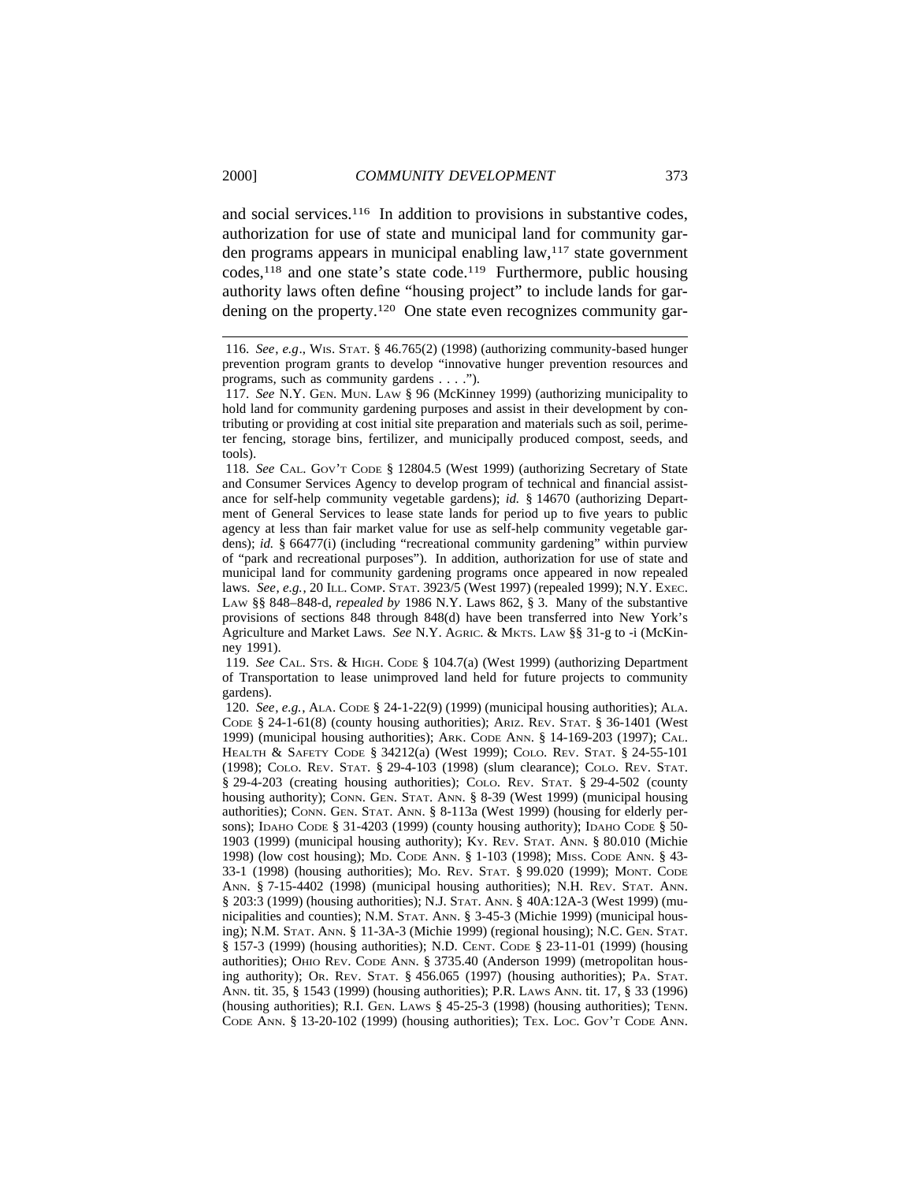and social services.[116] In addition to provisions in substantive codes, authorization for use of state and municipal land for community garden programs appears in municipal enabling law,[117] state government codes,[118] and one state's state code.[119] Furthermore, public housing authority laws often define "housing project" to include lands for gardening on the property.[120] One state even recognizes community gar-

---

116. *See, e.g.*, WIS. STAT. § 46.765(2) (1998) (authorizing community-based hunger prevention program grants to develop "innovative hunger prevention resources and programs, such as community gardens . . . .").

117. *See* N.Y. GEN. MUN. LAW § 96 (McKinney 1999) (authorizing municipality to hold land for community gardening purposes and assist in their development by contributing or providing at cost initial site preparation and materials such as soil, perimeter fencing, storage bins, fertilizer, and municipally produced compost, seeds, and tools).

118. *See* CAL. GOV'T CODE § 12804.5 (West 1999) (authorizing Secretary of State and Consumer Services Agency to develop program of technical and financial assistance for self-help community vegetable gardens); *id.* § 14670 (authorizing Department of General Services to lease state lands for period up to five years to public agency at less than fair market value for use as self-help community vegetable gardens); *id.* § 66477(i) (including "recreational community gardening" within purview of "park and recreational purposes"). In addition, authorization for use of state and municipal land for community gardening programs once appeared in now repealed laws. *See, e.g.*, 20 ILL. COMP. STAT. 3923/5 (West 1997) (repealed 1999); N.Y. EXEC. LAW §§ 848–848-d, *repealed by* 1986 N.Y. Laws 862, § 3. Many of the substantive provisions of sections 848 through 848(d) have been transferred into New York's Agriculture and Market Laws. *See* N.Y. AGRIC. & MKTS. LAW §§ 31-g to -i (McKinney 1991).

119. *See* CAL. STS. & HIGH. CODE § 104.7(a) (West 1999) (authorizing Department of Transportation to lease unimproved land held for future projects to community gardens).

120. *See, e.g.*, ALA. CODE § 24-1-22(9) (1999) (municipal housing authorities); ALA. CODE § 24-1-61(8) (county housing authorities); ARIZ. REV. STAT. § 36-1401 (West 1999) (municipal housing authorities); ARK. CODE ANN. § 14-169-203 (1997); CAL. HEALTH & SAFETY CODE § 34212(a) (West 1999); COLO. REV. STAT. § 24-55-101 (1998); COLO. REV. STAT. § 29-4-103 (1998) (slum clearance); COLO. REV. STAT. § 29-4-203 (creating housing authorities); COLO. REV. STAT. § 29-4-502 (county housing authority); CONN. GEN. STAT. ANN. § 8-39 (West 1999) (municipal housing authorities); CONN. GEN. STAT. ANN. § 8-113a (West 1999) (housing for elderly persons); IDAHO CODE § 31-4203 (1999) (county housing authority); IDAHO CODE § 50-1903 (1999) (municipal housing authority); KY. REV. STAT. ANN. § 80.010 (Michie 1998) (low cost housing); MD. CODE ANN. § 1-103 (1998); MISS. CODE ANN. § 43-33-1 (1998) (housing authorities); MO. REV. STAT. § 99.020 (1999); MONT. CODE ANN. § 7-15-4402 (1998) (municipal housing authorities); N.H. REV. STAT. ANN. § 203:3 (1999) (housing authorities); N.J. STAT. ANN. § 40A:12A-3 (West 1999) (municipalities and counties); N.M. STAT. ANN. § 3-45-3 (Michie 1999) (municipal housing); N.M. STAT. ANN. § 11-3A-3 (Michie 1999) (regional housing); N.C. GEN. STAT. § 157-3 (1999) (housing authorities); N.D. CENT. CODE § 23-11-01 (1999) (housing authorities); OHIO REV. CODE ANN. § 3735.40 (Anderson 1999) (metropolitan housing authority); OR. REV. STAT. § 456.065 (1997) (housing authorities); PA. STAT. ANN. tit. 35, § 1543 (1999) (housing authorities); P.R. LAWS ANN. tit. 17, § 33 (1996) (housing authorities); R.I. GEN. LAWS § 45-25-3 (1998) (housing authorities); TENN. CODE ANN. § 13-20-102 (1999) (housing authorities); TEX. LOC. GOV'T CODE ANN.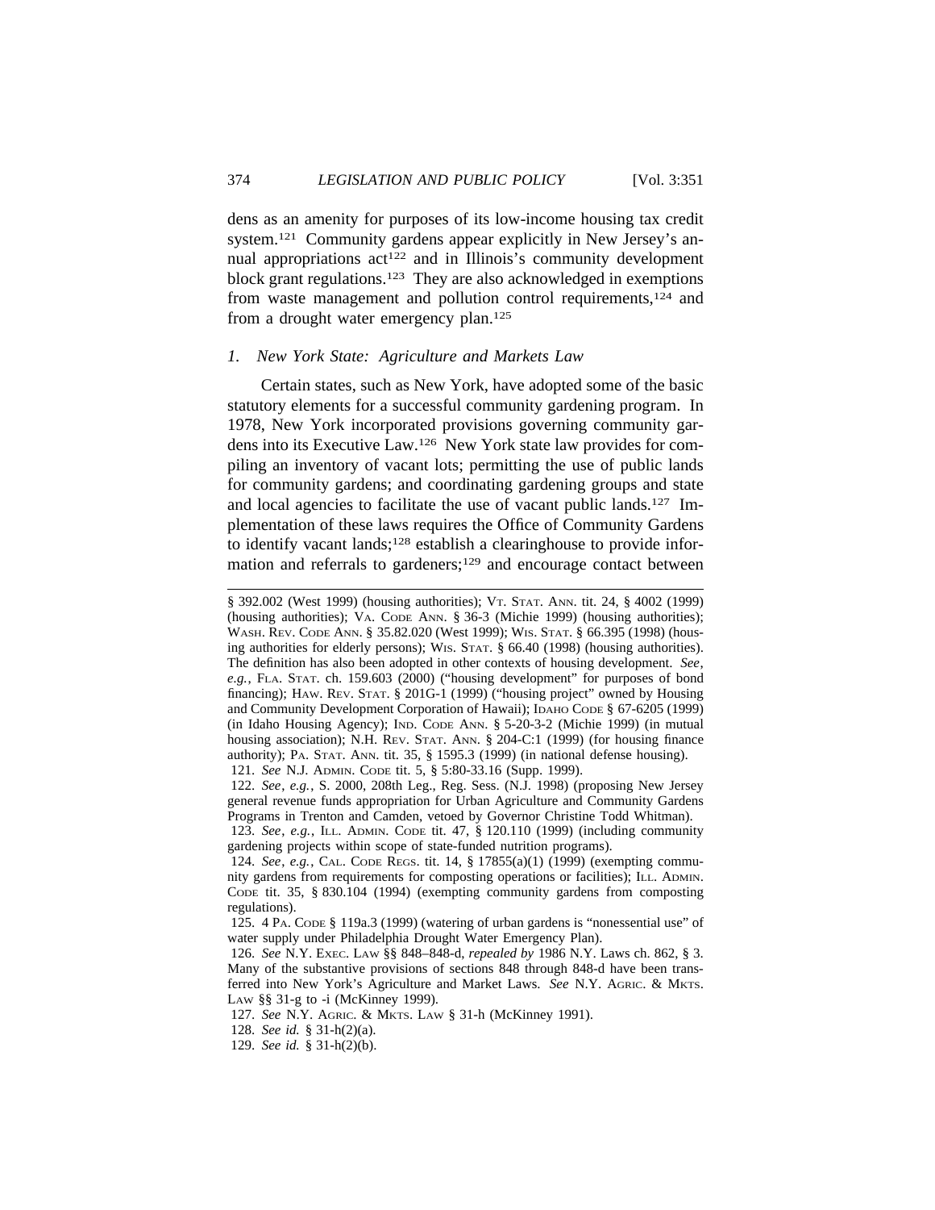dens as an amenity for purposes of its low-income housing tax credit system.[121] Community gardens appear explicitly in New Jersey's annual appropriations act[122] and in Illinois's community development block grant regulations.[123] They are also acknowledged in exemptions from waste management and pollution control requirements,[124] and from a drought water emergency plan.[125]

### *1. New York State: Agriculture and Markets Law*

Certain states, such as New York, have adopted some of the basic statutory elements for a successful community gardening program. In 1978, New York incorporated provisions governing community gardens into its Executive Law.[126] New York state law provides for compiling an inventory of vacant lots; permitting the use of public lands for community gardens; and coordinating gardening groups and state and local agencies to facilitate the use of vacant public lands.[127] Implementation of these laws requires the Office of Community Gardens to identify vacant lands;[128] establish a clearinghouse to provide information and referrals to gardeners;[129] and encourage contact between

---

§ 392.002 (West 1999) (housing authorities); VT. STAT. ANN. tit. 24, § 4002 (1999) (housing authorities); VA. CODE ANN. § 36-3 (Michie 1999) (housing authorities); WASH. REV. CODE ANN. § 35.82.020 (West 1999); WIS. STAT. § 66.395 (1998) (housing authorities for elderly persons); WIS. STAT. § 66.40 (1998) (housing authorities). The definition has also been adopted in other contexts of housing development. *See, e.g.*, FLA. STAT. ch. 159.603 (2000) ("housing development" for purposes of bond financing); HAW. REV. STAT. § 201G-1 (1999) ("housing project" owned by Housing and Community Development Corporation of Hawaii); IDAHO CODE § 67-6205 (1999) (in Idaho Housing Agency); IND. CODE ANN. § 5-20-3-2 (Michie 1999) (in mutual housing association); N.H. REV. STAT. ANN. § 204-C:1 (1999) (for housing finance authority); PA. STAT. ANN. tit. 35, § 1595.3 (1999) (in national defense housing).

121. *See* N.J. ADMIN. CODE tit. 5, § 5:80-33.16 (Supp. 1999).

122. *See, e.g.*, S. 2000, 208th Leg., Reg. Sess. (N.J. 1998) (proposing New Jersey general revenue funds appropriation for Urban Agriculture and Community Gardens Programs in Trenton and Camden, vetoed by Governor Christine Todd Whitman).

123. *See, e.g.*, ILL. ADMIN. CODE tit. 47, § 120.110 (1999) (including community gardening projects within scope of state-funded nutrition programs).

124. *See, e.g.*, CAL. CODE REGS. tit. 14, § 17855(a)(1) (1999) (exempting community gardens from requirements for composting operations or facilities); ILL. ADMIN. CODE tit. 35, § 830.104 (1994) (exempting community gardens from composting regulations).

125. 4 PA. CODE § 119a.3 (1999) (watering of urban gardens is "nonessential use" of water supply under Philadelphia Drought Water Emergency Plan).

126. *See* N.Y. EXEC. LAW §§ 848–848-d, *repealed by* 1986 N.Y. Laws ch. 862, § 3. Many of the substantive provisions of sections 848 through 848-d have been transferred into New York's Agriculture and Market Laws. *See* N.Y. AGRIC. & MKTS. LAW §§ 31-g to -i (McKinney 1999).

127. *See* N.Y. AGRIC. & MKTS. LAW § 31-h (McKinney 1991).

128. *See id.* § 31-h(2)(a).

129. *See id.* § 31-h(2)(b).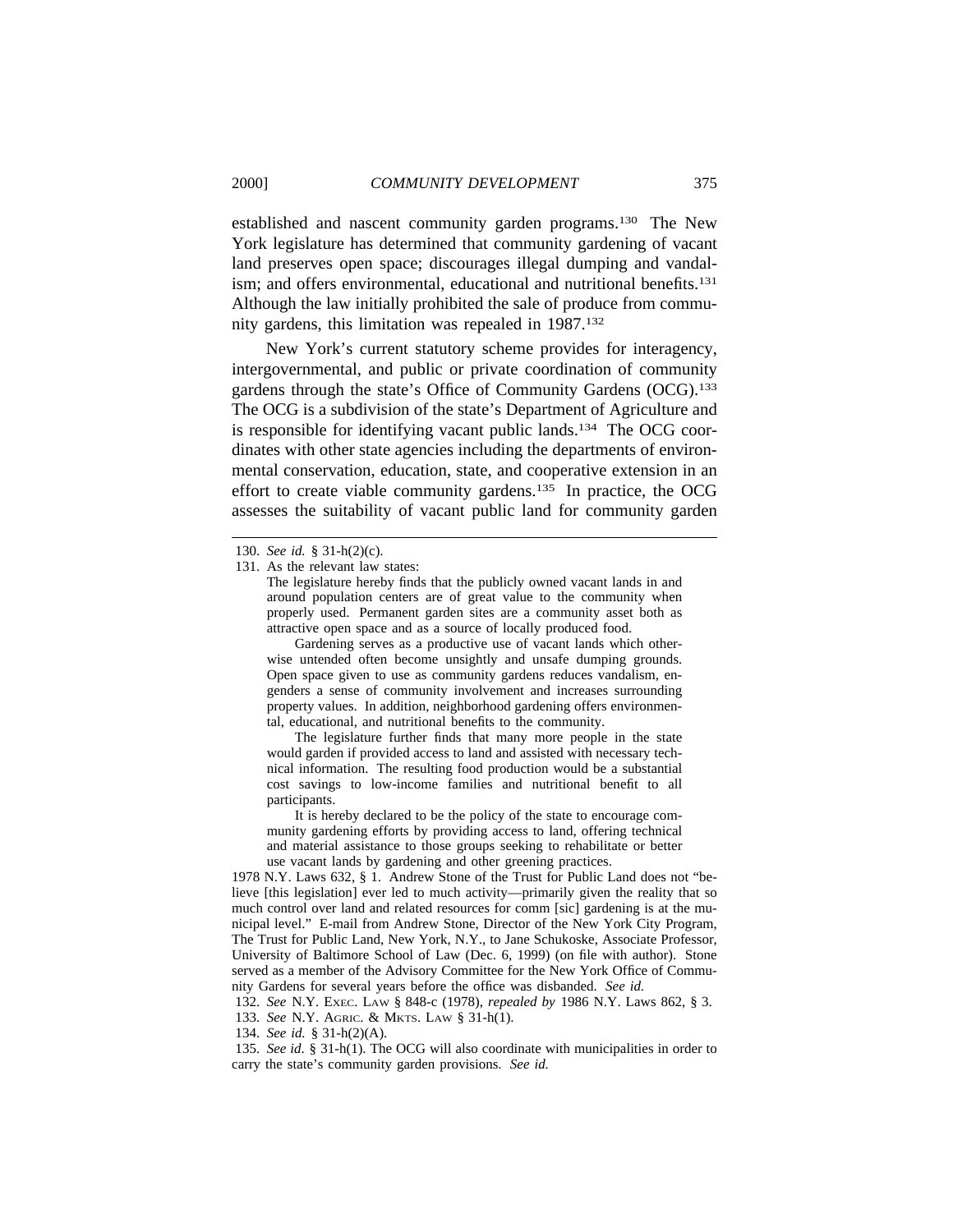established and nascent community garden programs.[130] The New York legislature has determined that community gardening of vacant land preserves open space; discourages illegal dumping and vandalism; and offers environmental, educational and nutritional benefits.[131] Although the law initially prohibited the sale of produce from community gardens, this limitation was repealed in 1987.[132]

New York's current statutory scheme provides for interagency, intergovernmental, and public or private coordination of community gardens through the state's Office of Community Gardens (OCG).[133] The OCG is a subdivision of the state's Department of Agriculture and is responsible for identifying vacant public lands.[134] The OCG coordinates with other state agencies including the departments of environmental conservation, education, state, and cooperative extension in an effort to create viable community gardens.[135] In practice, the OCG assesses the suitability of vacant public land for community garden

---

130. *See id.* § 31-h(2)(c).

131. As the relevant law states:

> The legislature hereby finds that the publicly owned vacant lands in and around population centers are of great value to the community when properly used. Permanent garden sites are a community asset both as attractive open space and as a source of locally produced food.
>
> Gardening serves as a productive use of vacant lands which otherwise untended often become unsightly and unsafe dumping grounds. Open space given to use as community gardens reduces vandalism, engenders a sense of community involvement and increases surrounding property values. In addition, neighborhood gardening offers environmental, educational, and nutritional benefits to the community.
>
> The legislature further finds that many more people in the state would garden if provided access to land and assisted with necessary technical information. The resulting food production would be a substantial cost savings to low-income families and nutritional benefit to all participants.
>
> It is hereby declared to be the policy of the state to encourage community gardening efforts by providing access to land, offering technical and material assistance to those groups seeking to rehabilitate or better use vacant lands by gardening and other greening practices.

1978 N.Y. Laws 632, § 1. Andrew Stone of the Trust for Public Land does not "believe [this legislation] ever led to much activity—primarily given the reality that so much control over land and related resources for comm [sic] gardening is at the municipal level." E-mail from Andrew Stone, Director of the New York City Program, The Trust for Public Land, New York, N.Y., to Jane Schukoske, Associate Professor, University of Baltimore School of Law (Dec. 6, 1999) (on file with author). Stone served as a member of the Advisory Committee for the New York Office of Community Gardens for several years before the office was disbanded. *See id.*

132. *See* N.Y. EXEC. LAW § 848-c (1978), *repealed by* 1986 N.Y. Laws 862, § 3.

133. *See* N.Y. AGRIC. & MKTS. LAW § 31-h(1).

134. *See id.* § 31-h(2)(A).

135. *See id.* § 31-h(1). The OCG will also coordinate with municipalities in order to carry the state's community garden provisions. *See id.*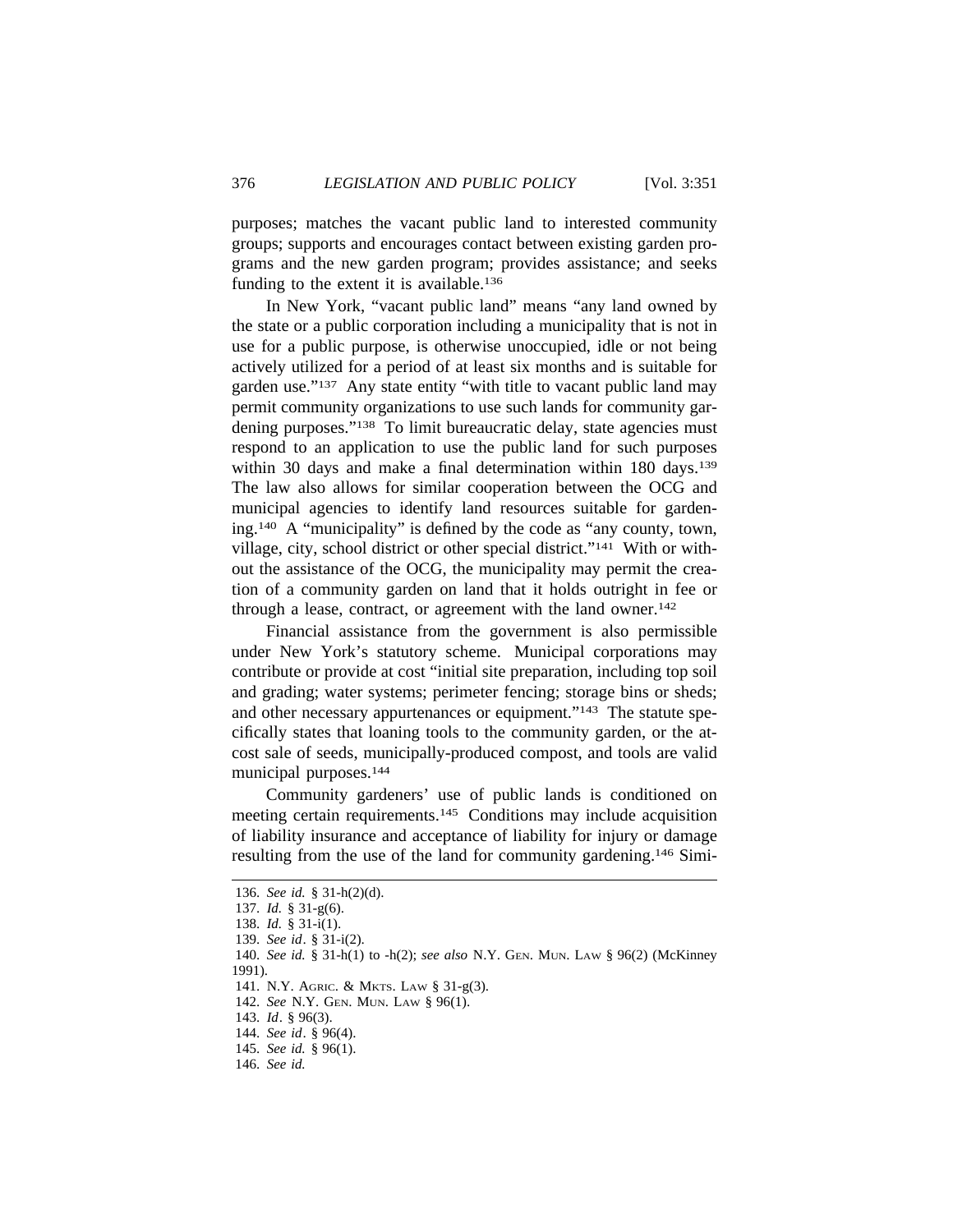purposes; matches the vacant public land to interested community groups; supports and encourages contact between existing garden programs and the new garden program; provides assistance; and seeks funding to the extent it is available.[136]

In New York, "vacant public land" means "any land owned by the state or a public corporation including a municipality that is not in use for a public purpose, is otherwise unoccupied, idle or not being actively utilized for a period of at least six months and is suitable for garden use."[137] Any state entity "with title to vacant public land may permit community organizations to use such lands for community gardening purposes."[138] To limit bureaucratic delay, state agencies must respond to an application to use the public land for such purposes within 30 days and make a final determination within 180 days.[139] The law also allows for similar cooperation between the OCG and municipal agencies to identify land resources suitable for gardening.[140] A "municipality" is defined by the code as "any county, town, village, city, school district or other special district."[141] With or without the assistance of the OCG, the municipality may permit the creation of a community garden on land that it holds outright in fee or through a lease, contract, or agreement with the land owner.[142]

Financial assistance from the government is also permissible under New York's statutory scheme. Municipal corporations may contribute or provide at cost "initial site preparation, including top soil and grading; water systems; perimeter fencing; storage bins or sheds; and other necessary appurtenances or equipment."[143] The statute specifically states that loaning tools to the community garden, or the at-cost sale of seeds, municipally-produced compost, and tools are valid municipal purposes.[144]

Community gardeners' use of public lands is conditioned on meeting certain requirements.[145] Conditions may include acquisition of liability insurance and acceptance of liability for injury or damage resulting from the use of the land for community gardening.[146] Simi-

---

136. *See id.* § 31-h(2)(d).

137. *Id.* § 31-g(6).

138. *Id.* § 31-i(1).

139. *See id*. § 31-i(2).

140. *See id.* § 31-h(1) to -h(2); *see also* N.Y. GEN. MUN. LAW § 96(2) (McKinney 1991).

141. N.Y. AGRIC. & MKTS. LAW § 31-g(3).

142. *See* N.Y. GEN. MUN. LAW § 96(1).

143. *Id*. § 96(3).

144. *See id*. § 96(4).

145. *See id.* § 96(1).

146. *See id.*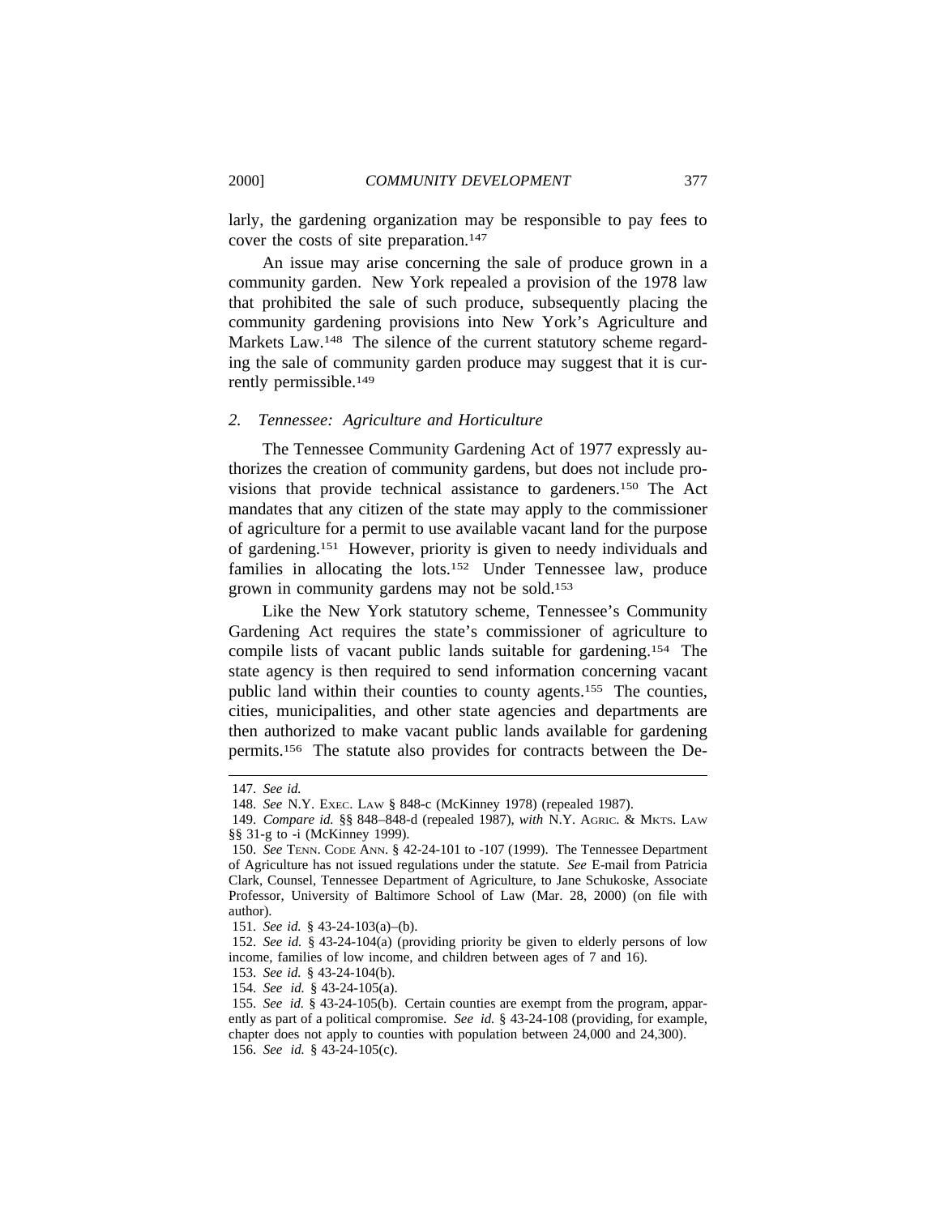larly, the gardening organization may be responsible to pay fees to cover the costs of site preparation.[147]

An issue may arise concerning the sale of produce grown in a community garden. New York repealed a provision of the 1978 law that prohibited the sale of such produce, subsequently placing the community gardening provisions into New York's Agriculture and Markets Law.[148] The silence of the current statutory scheme regarding the sale of community garden produce may suggest that it is currently permissible.[149]

### *2. Tennessee: Agriculture and Horticulture*

The Tennessee Community Gardening Act of 1977 expressly authorizes the creation of community gardens, but does not include provisions that provide technical assistance to gardeners.[150] The Act mandates that any citizen of the state may apply to the commissioner of agriculture for a permit to use available vacant land for the purpose of gardening.[151] However, priority is given to needy individuals and families in allocating the lots.[152] Under Tennessee law, produce grown in community gardens may not be sold.[153]

Like the New York statutory scheme, Tennessee's Community Gardening Act requires the state's commissioner of agriculture to compile lists of vacant public lands suitable for gardening.[154] The state agency is then required to send information concerning vacant public land within their counties to county agents.[155] The counties, cities, municipalities, and other state agencies and departments are then authorized to make vacant public lands available for gardening permits.[156] The statute also provides for contracts between the De-

---

147. *See id.*

148. *See* N.Y. EXEC. LAW § 848-c (McKinney 1978) (repealed 1987).

149. *Compare id.* §§ 848–848-d (repealed 1987), *with* N.Y. AGRIC. & MKTS. LAW §§ 31-g to -i (McKinney 1999).

150. *See* TENN. CODE ANN. § 42-24-101 to -107 (1999). The Tennessee Department of Agriculture has not issued regulations under the statute. *See* E-mail from Patricia Clark, Counsel, Tennessee Department of Agriculture, to Jane Schukoske, Associate Professor, University of Baltimore School of Law (Mar. 28, 2000) (on file with author).

151. *See id.* § 43-24-103(a)–(b).

152. *See id.* § 43-24-104(a) (providing priority be given to elderly persons of low income, families of low income, and children between ages of 7 and 16).

153. *See id.* § 43-24-104(b).

154. *See id.* § 43-24-105(a).

155. *See id.* § 43-24-105(b). Certain counties are exempt from the program, apparently as part of a political compromise. *See id.* § 43-24-108 (providing, for example, chapter does not apply to counties with population between 24,000 and 24,300).

156. *See id.* § 43-24-105(c).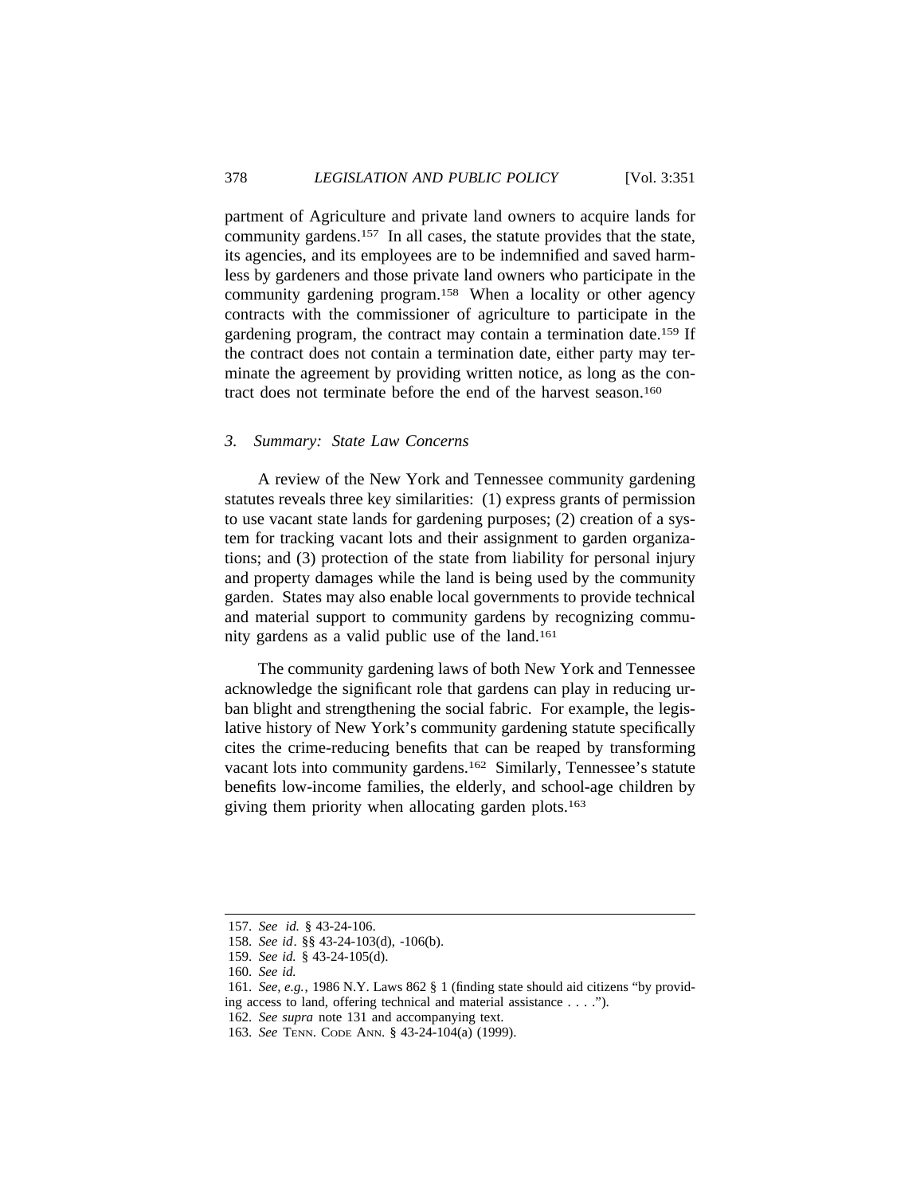partment of Agriculture and private land owners to acquire lands for community gardens.[157] In all cases, the statute provides that the state, its agencies, and its employees are to be indemnified and saved harmless by gardeners and those private land owners who participate in the community gardening program.[158] When a locality or other agency contracts with the commissioner of agriculture to participate in the gardening program, the contract may contain a termination date.[159] If the contract does not contain a termination date, either party may terminate the agreement by providing written notice, as long as the contract does not terminate before the end of the harvest season.[160]

### *3. Summary: State Law Concerns*

A review of the New York and Tennessee community gardening statutes reveals three key similarities: (1) express grants of permission to use vacant state lands for gardening purposes; (2) creation of a system for tracking vacant lots and their assignment to garden organizations; and (3) protection of the state from liability for personal injury and property damages while the land is being used by the community garden. States may also enable local governments to provide technical and material support to community gardens by recognizing community gardens as a valid public use of the land.[161]

The community gardening laws of both New York and Tennessee acknowledge the significant role that gardens can play in reducing urban blight and strengthening the social fabric. For example, the legislative history of New York's community gardening statute specifically cites the crime-reducing benefits that can be reaped by transforming vacant lots into community gardens.[162] Similarly, Tennessee's statute benefits low-income families, the elderly, and school-age children by giving them priority when allocating garden plots.[163]

---

157. *See id.* § 43-24-106.

158. *See id*. §§ 43-24-103(d), -106(b).

159. *See id.* § 43-24-105(d).

160. *See id.*

161. *See, e.g.*, 1986 N.Y. Laws 862 § 1 (finding state should aid citizens "by providing access to land, offering technical and material assistance . . . .").

162. *See supra* note 131 and accompanying text.

163. *See* TENN. CODE ANN. § 43-24-104(a) (1999).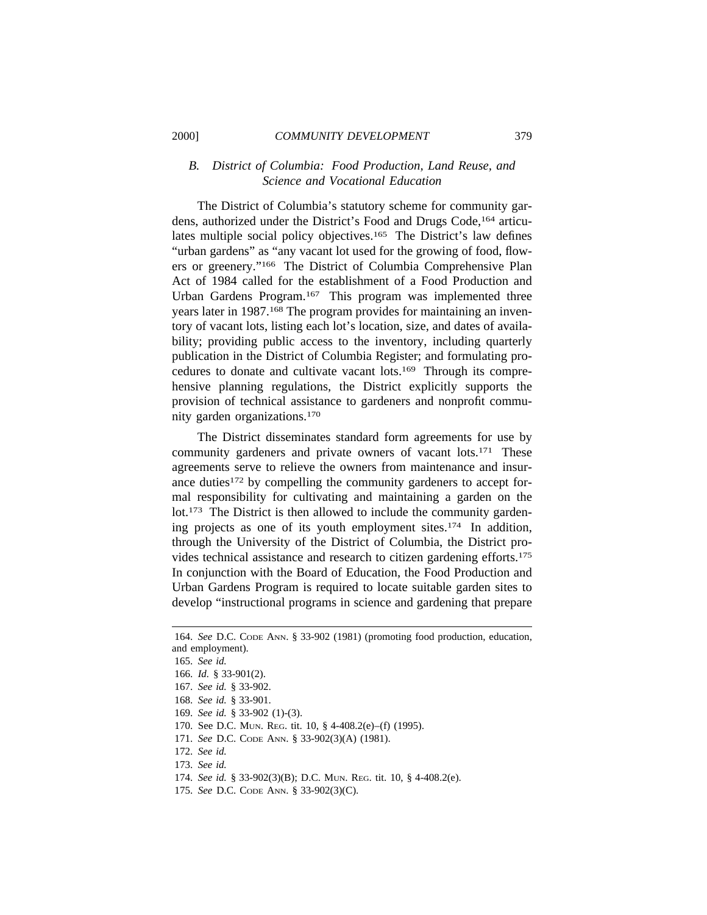### *B. District of Columbia: Food Production, Land Reuse, and Science and Vocational Education*

The District of Columbia's statutory scheme for community gardens, authorized under the District's Food and Drugs Code,[164] articulates multiple social policy objectives.[165] The District's law defines "urban gardens" as "any vacant lot used for the growing of food, flowers or greenery."[166] The District of Columbia Comprehensive Plan Act of 1984 called for the establishment of a Food Production and Urban Gardens Program.[167] This program was implemented three years later in 1987.[168] The program provides for maintaining an inventory of vacant lots, listing each lot's location, size, and dates of availability; providing public access to the inventory, including quarterly publication in the District of Columbia Register; and formulating procedures to donate and cultivate vacant lots.[169] Through its comprehensive planning regulations, the District explicitly supports the provision of technical assistance to gardeners and nonprofit community garden organizations.[170]

The District disseminates standard form agreements for use by community gardeners and private owners of vacant lots.[171] These agreements serve to relieve the owners from maintenance and insurance duties[172] by compelling the community gardeners to accept formal responsibility for cultivating and maintaining a garden on the lot.[173] The District is then allowed to include the community gardening projects as one of its youth employment sites.[174] In addition, through the University of the District of Columbia, the District provides technical assistance and research to citizen gardening efforts.[175] In conjunction with the Board of Education, the Food Production and Urban Gardens Program is required to locate suitable garden sites to develop "instructional programs in science and gardening that prepare

---

164. *See* D.C. CODE ANN. § 33-902 (1981) (promoting food production, education, and employment).

165. *See id.*

166. *Id.* § 33-901(2).

167. *See id.* § 33-902.

168. *See id.* § 33-901.

169. *See id.* § 33-902 (1)-(3).

170. See D.C. MUN. REG. tit. 10, § 4-408.2(e)–(f) (1995).

171. *See* D.C. CODE ANN. § 33-902(3)(A) (1981).

172. *See id.*

173. *See id.*

174. *See id.* § 33-902(3)(B); D.C. MUN. REG. tit. 10, § 4-408.2(e).

175. *See* D.C. CODE ANN. § 33-902(3)(C).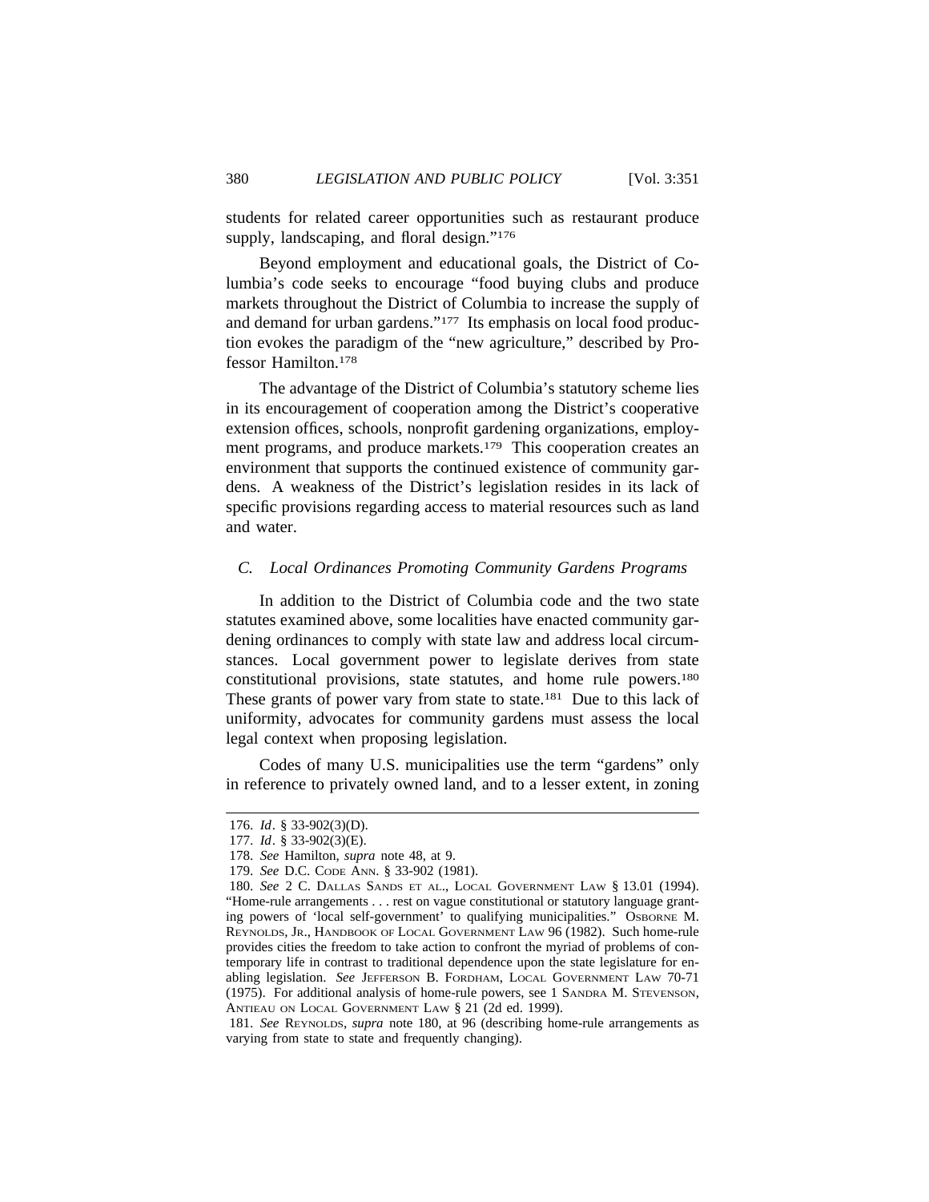students for related career opportunities such as restaurant produce supply, landscaping, and floral design."[176]

Beyond employment and educational goals, the District of Columbia's code seeks to encourage "food buying clubs and produce markets throughout the District of Columbia to increase the supply of and demand for urban gardens."[177] Its emphasis on local food production evokes the paradigm of the "new agriculture," described by Professor Hamilton.[178]

The advantage of the District of Columbia's statutory scheme lies in its encouragement of cooperation among the District's cooperative extension offices, schools, nonprofit gardening organizations, employment programs, and produce markets.[179] This cooperation creates an environment that supports the continued existence of community gardens. A weakness of the District's legislation resides in its lack of specific provisions regarding access to material resources such as land and water.

### *C. Local Ordinances Promoting Community Gardens Programs*

In addition to the District of Columbia code and the two state statutes examined above, some localities have enacted community gardening ordinances to comply with state law and address local circumstances. Local government power to legislate derives from state constitutional provisions, state statutes, and home rule powers.[180] These grants of power vary from state to state.[181] Due to this lack of uniformity, advocates for community gardens must assess the local legal context when proposing legislation.

Codes of many U.S. municipalities use the term "gardens" only in reference to privately owned land, and to a lesser extent, in zoning

---

176. *Id*. § 33-902(3)(D).

177. *Id*. § 33-902(3)(E).

178. *See* Hamilton, *supra* note 48, at 9.

179. *See* D.C. Code Ann. § 33-902 (1981).

180. *See* 2 C. Dallas Sands et al., Local Government Law § 13.01 (1994). "Home-rule arrangements . . . rest on vague constitutional or statutory language granting powers of 'local self-government' to qualifying municipalities." Osborne M. Reynolds, Jr., Handbook of Local Government Law 96 (1982). Such home-rule provides cities the freedom to take action to confront the myriad of problems of contemporary life in contrast to traditional dependence upon the state legislature for enabling legislation. *See* Jefferson B. Fordham, Local Government Law 70-71 (1975). For additional analysis of home-rule powers, see 1 Sandra M. Stevenson, Antieau on Local Government Law § 21 (2d ed. 1999).

181. *See* Reynolds, *supra* note 180, at 96 (describing home-rule arrangements as varying from state to state and frequently changing).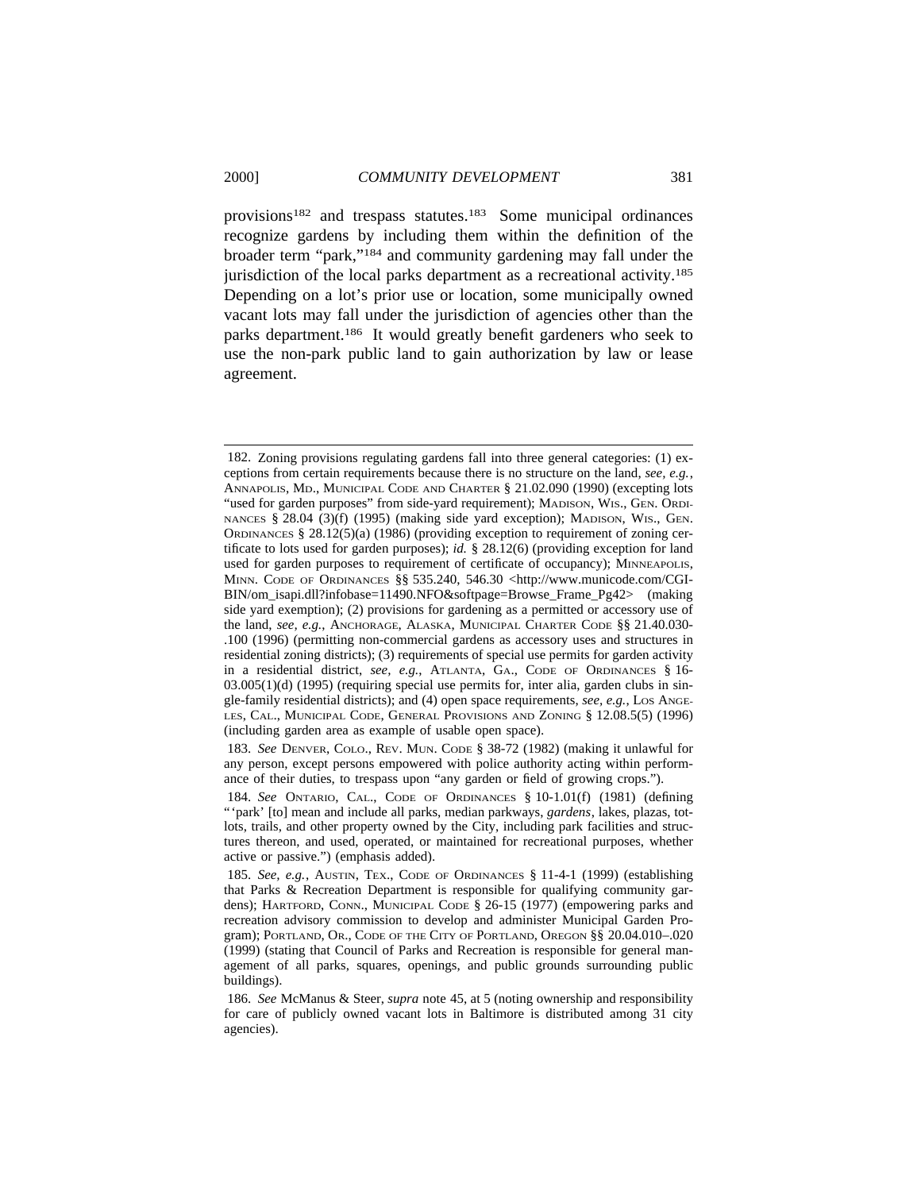provisions[182] and trespass statutes.[183] Some municipal ordinances recognize gardens by including them within the definition of the broader term "park,"[184] and community gardening may fall under the jurisdiction of the local parks department as a recreational activity.[185] Depending on a lot's prior use or location, some municipally owned vacant lots may fall under the jurisdiction of agencies other than the parks department.[186] It would greatly benefit gardeners who seek to use the non-park public land to gain authorization by law or lease agreement.

---

182. Zoning provisions regulating gardens fall into three general categories: (1) exceptions from certain requirements because there is no structure on the land, *see, e.g.*, ANNAPOLIS, MD., MUNICIPAL CODE AND CHARTER § 21.02.090 (1990) (excepting lots "used for garden purposes" from side-yard requirement); MADISON, WIS., GEN. ORDINANCES § 28.04 (3)(f) (1995) (making side yard exception); MADISON, WIS., GEN. ORDINANCES § 28.12(5)(a) (1986) (providing exception to requirement of zoning certificate to lots used for garden purposes); *id.* § 28.12(6) (providing exception for land used for garden purposes to requirement of certificate of occupancy); MINNEAPOLIS, MINN. CODE OF ORDINANCES §§ 535.240, 546.30 <http://www.municode.com/CGI-BIN/om_isapi.dll?infobase=11490.NFO&softpage=Browse_Frame_Pg42> (making side yard exemption); (2) provisions for gardening as a permitted or accessory use of the land, *see, e.g.*, ANCHORAGE, ALASKA, MUNICIPAL CHARTER CODE §§ 21.40.030-.100 (1996) (permitting non-commercial gardens as accessory uses and structures in residential zoning districts); (3) requirements of special use permits for garden activity in a residential district, *see, e.g.*, ATLANTA, GA., CODE OF ORDINANCES § 16-03.005(1)(d) (1995) (requiring special use permits for, inter alia, garden clubs in single-family residential districts); and (4) open space requirements, *see, e.g.*, LOS ANGELES, CAL., MUNICIPAL CODE, GENERAL PROVISIONS AND ZONING § 12.08.5(5) (1996) (including garden area as example of usable open space).

183. *See* DENVER, COLO., REV. MUN. CODE § 38-72 (1982) (making it unlawful for any person, except persons empowered with police authority acting within performance of their duties, to trespass upon "any garden or field of growing crops.").

184. *See* ONTARIO, CAL., CODE OF ORDINANCES § 10-1.01(f) (1981) (defining "'park' [to] mean and include all parks, median parkways, *gardens*, lakes, plazas, tot-lots, trails, and other property owned by the City, including park facilities and structures thereon, and used, operated, or maintained for recreational purposes, whether active or passive.") (emphasis added).

185. *See, e.g.*, AUSTIN, TEX., CODE OF ORDINANCES § 11-4-1 (1999) (establishing that Parks & Recreation Department is responsible for qualifying community gardens); HARTFORD, CONN., MUNICIPAL CODE § 26-15 (1977) (empowering parks and recreation advisory commission to develop and administer Municipal Garden Program); PORTLAND, OR., CODE OF THE CITY OF PORTLAND, OREGON §§ 20.04.010–.020 (1999) (stating that Council of Parks and Recreation is responsible for general management of all parks, squares, openings, and public grounds surrounding public buildings).

186. *See* McManus & Steer, *supra* note 45, at 5 (noting ownership and responsibility for care of publicly owned vacant lots in Baltimore is distributed among 31 city agencies).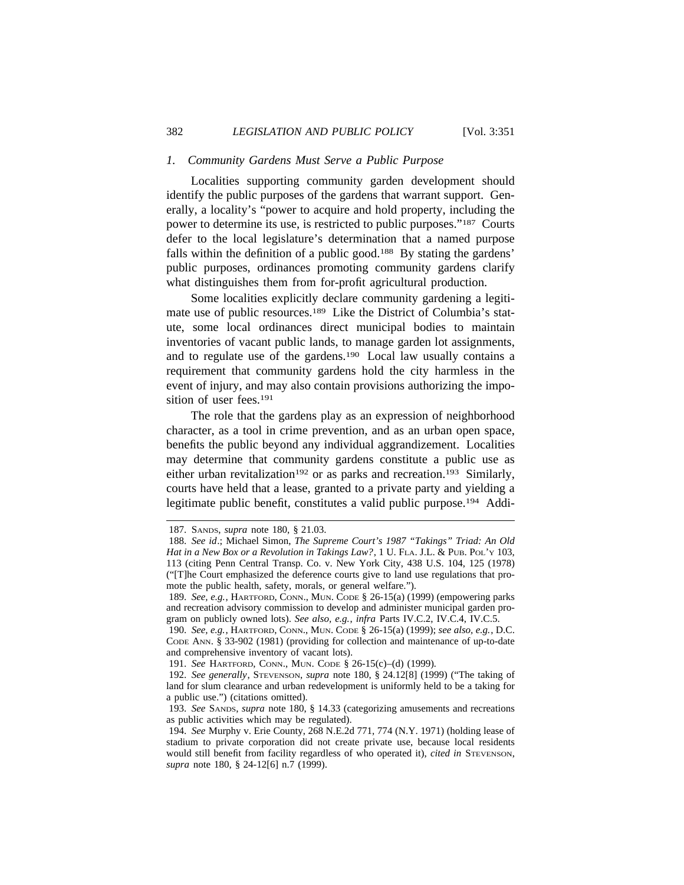### *1. Community Gardens Must Serve a Public Purpose*

Localities supporting community garden development should identify the public purposes of the gardens that warrant support. Generally, a locality's "power to acquire and hold property, including the power to determine its use, is restricted to public purposes."[187] Courts defer to the local legislature's determination that a named purpose falls within the definition of a public good.[188] By stating the gardens' public purposes, ordinances promoting community gardens clarify what distinguishes them from for-profit agricultural production.

Some localities explicitly declare community gardening a legitimate use of public resources.[189] Like the District of Columbia's statute, some local ordinances direct municipal bodies to maintain inventories of vacant public lands, to manage garden lot assignments, and to regulate use of the gardens.[190] Local law usually contains a requirement that community gardens hold the city harmless in the event of injury, and may also contain provisions authorizing the imposition of user fees.[191]

The role that the gardens play as an expression of neighborhood character, as a tool in crime prevention, and as an urban open space, benefits the public beyond any individual aggrandizement. Localities may determine that community gardens constitute a public use as either urban revitalization[192] or as parks and recreation.[193] Similarly, courts have held that a lease, granted to a private party and yielding a legitimate public benefit, constitutes a valid public purpose.[194] Addi-

---

187. SANDS, *supra* note 180, § 21.03.

188. *See id*.; Michael Simon, *The Supreme Court's 1987 "Takings" Triad: An Old Hat in a New Box or a Revolution in Takings Law?*, 1 U. FLA. J.L. & PUB. POL'Y 103, 113 (citing Penn Central Transp. Co. v. New York City, 438 U.S. 104, 125 (1978) ("[T]he Court emphasized the deference courts give to land use regulations that promote the public health, safety, morals, or general welfare.").

189. *See, e.g.*, HARTFORD, CONN., MUN. CODE § 26-15(a) (1999) (empowering parks and recreation advisory commission to develop and administer municipal garden program on publicly owned lots). *See also, e.g.*, *infra* Parts IV.C.2, IV.C.4, IV.C.5.

190. *See, e.g.*, HARTFORD, CONN., MUN. CODE § 26-15(a) (1999); *see also, e.g.*, D.C. CODE ANN. § 33-902 (1981) (providing for collection and maintenance of up-to-date and comprehensive inventory of vacant lots).

191. *See* HARTFORD, CONN., MUN. CODE § 26-15(c)–(d) (1999).

192. *See generally*, STEVENSON, *supra* note 180, § 24.12[8] (1999) ("The taking of land for slum clearance and urban redevelopment is uniformly held to be a taking for a public use.") (citations omitted).

193. *See* SANDS, *supra* note 180, § 14.33 (categorizing amusements and recreations as public activities which may be regulated).

194. *See* Murphy v. Erie County, 268 N.E.2d 771, 774 (N.Y. 1971) (holding lease of stadium to private corporation did not create private use, because local residents would still benefit from facility regardless of who operated it), *cited in* STEVENSON, *supra* note 180, § 24-12[6] n.7 (1999).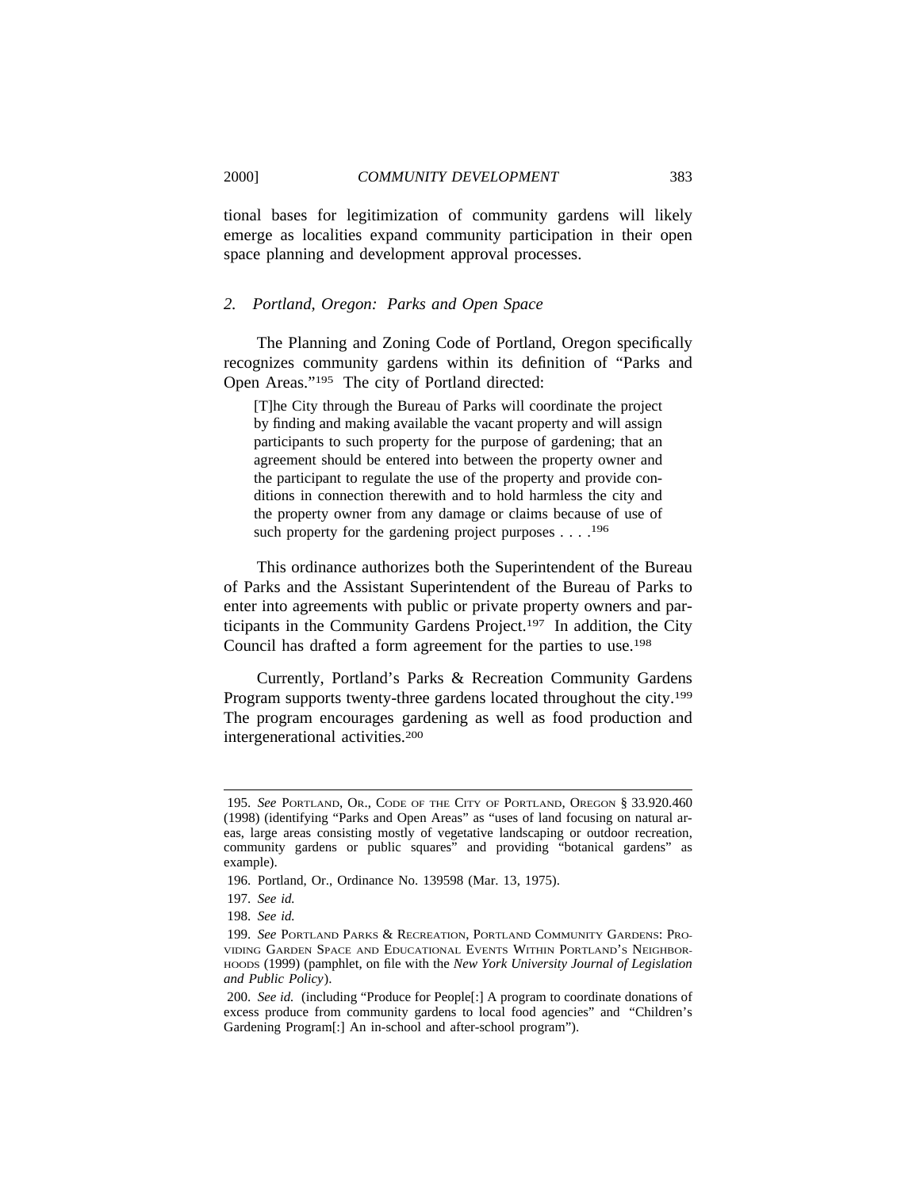tional bases for legitimization of community gardens will likely emerge as localities expand community participation in their open space planning and development approval processes.

### *2. Portland, Oregon: Parks and Open Space*

The Planning and Zoning Code of Portland, Oregon specifically recognizes community gardens within its definition of "Parks and Open Areas."[195] The city of Portland directed:

> [T]he City through the Bureau of Parks will coordinate the project by finding and making available the vacant property and will assign participants to such property for the purpose of gardening; that an agreement should be entered into between the property owner and the participant to regulate the use of the property and provide conditions in connection therewith and to hold harmless the city and the property owner from any damage or claims because of use of such property for the gardening project purposes . . . .[196]

This ordinance authorizes both the Superintendent of the Bureau of Parks and the Assistant Superintendent of the Bureau of Parks to enter into agreements with public or private property owners and participants in the Community Gardens Project.[197] In addition, the City Council has drafted a form agreement for the parties to use.[198]

Currently, Portland's Parks & Recreation Community Gardens Program supports twenty-three gardens located throughout the city.[199] The program encourages gardening as well as food production and intergenerational activities.[200]

---

195. *See* Portland, Or., Code of the City of Portland, Oregon § 33.920.460 (1998) (identifying "Parks and Open Areas" as "uses of land focusing on natural areas, large areas consisting mostly of vegetative landscaping or outdoor recreation, community gardens or public squares" and providing "botanical gardens" as example).

196. Portland, Or., Ordinance No. 139598 (Mar. 13, 1975).

197. *See id.*

198. *See id.*

199. *See* Portland Parks & Recreation, Portland Community Gardens: Providing Garden Space and Educational Events Within Portland's Neighborhoods (1999) (pamphlet, on file with the *New York University Journal of Legislation and Public Policy*).

200. *See id.* (including "Produce for People[:] A program to coordinate donations of excess produce from community gardens to local food agencies" and "Children's Gardening Program[:] An in-school and after-school program").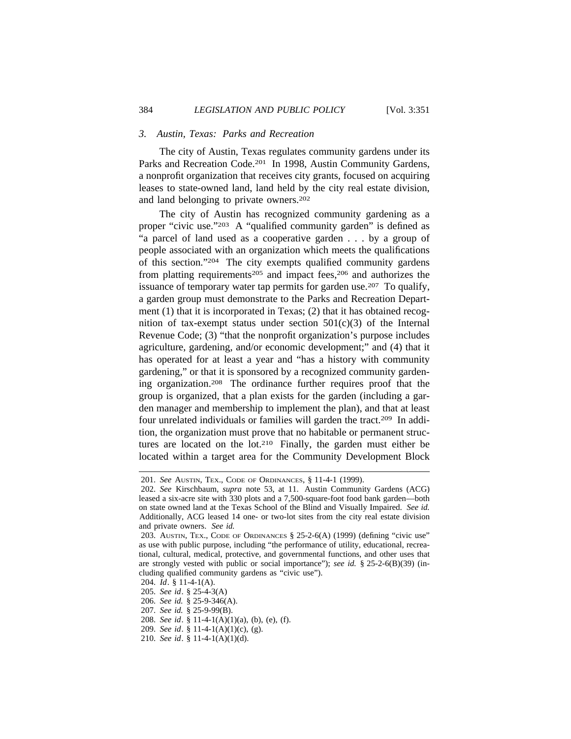### 3. *Austin, Texas: Parks and Recreation*

The city of Austin, Texas regulates community gardens under its Parks and Recreation Code.[201] In 1998, Austin Community Gardens, a nonprofit organization that receives city grants, focused on acquiring leases to state-owned land, land held by the city real estate division, and land belonging to private owners.[202]

The city of Austin has recognized community gardening as a proper "civic use."[203] A "qualified community garden" is defined as "a parcel of land used as a cooperative garden . . . by a group of people associated with an organization which meets the qualifications of this section."[204] The city exempts qualified community gardens from platting requirements[205] and impact fees,[206] and authorizes the issuance of temporary water tap permits for garden use.[207] To qualify, a garden group must demonstrate to the Parks and Recreation Department (1) that it is incorporated in Texas; (2) that it has obtained recognition of tax-exempt status under section 501(c)(3) of the Internal Revenue Code; (3) "that the nonprofit organization's purpose includes agriculture, gardening, and/or economic development;" and (4) that it has operated for at least a year and "has a history with community gardening," or that it is sponsored by a recognized community gardening organization.[208] The ordinance further requires proof that the group is organized, that a plan exists for the garden (including a garden manager and membership to implement the plan), and that at least four unrelated individuals or families will garden the tract.[209] In addition, the organization must prove that no habitable or permanent structures are located on the lot.[210] Finally, the garden must either be located within a target area for the Community Development Block

---

201. *See* AUSTIN, TEX., CODE OF ORDINANCES, § 11-4-1 (1999).

202. *See* Kirschbaum, *supra* note 53, at 11. Austin Community Gardens (ACG) leased a six-acre site with 330 plots and a 7,500-square-foot food bank garden—both on state owned land at the Texas School of the Blind and Visually Impaired. *See id.* Additionally, ACG leased 14 one- or two-lot sites from the city real estate division and private owners. *See id.*

203. AUSTIN, TEX., CODE OF ORDINANCES § 25-2-6(A) (1999) (defining "civic use" as use with public purpose, including "the performance of utility, educational, recreational, cultural, medical, protective, and governmental functions, and other uses that are strongly vested with public or social importance"); *see id.* § 25-2-6(B)(39) (including qualified community gardens as "civic use").

204. *Id*. § 11-4-1(A).

205. *See id*. § 25-4-3(A)

206. *See id.* § 25-9-346(A).

207. *See id.* § 25-9-99(B).

208. *See id*. § 11-4-1(A)(1)(a), (b), (e), (f).

209. *See id*. § 11-4-1(A)(1)(c), (g).

210. *See id*. § 11-4-1(A)(1)(d).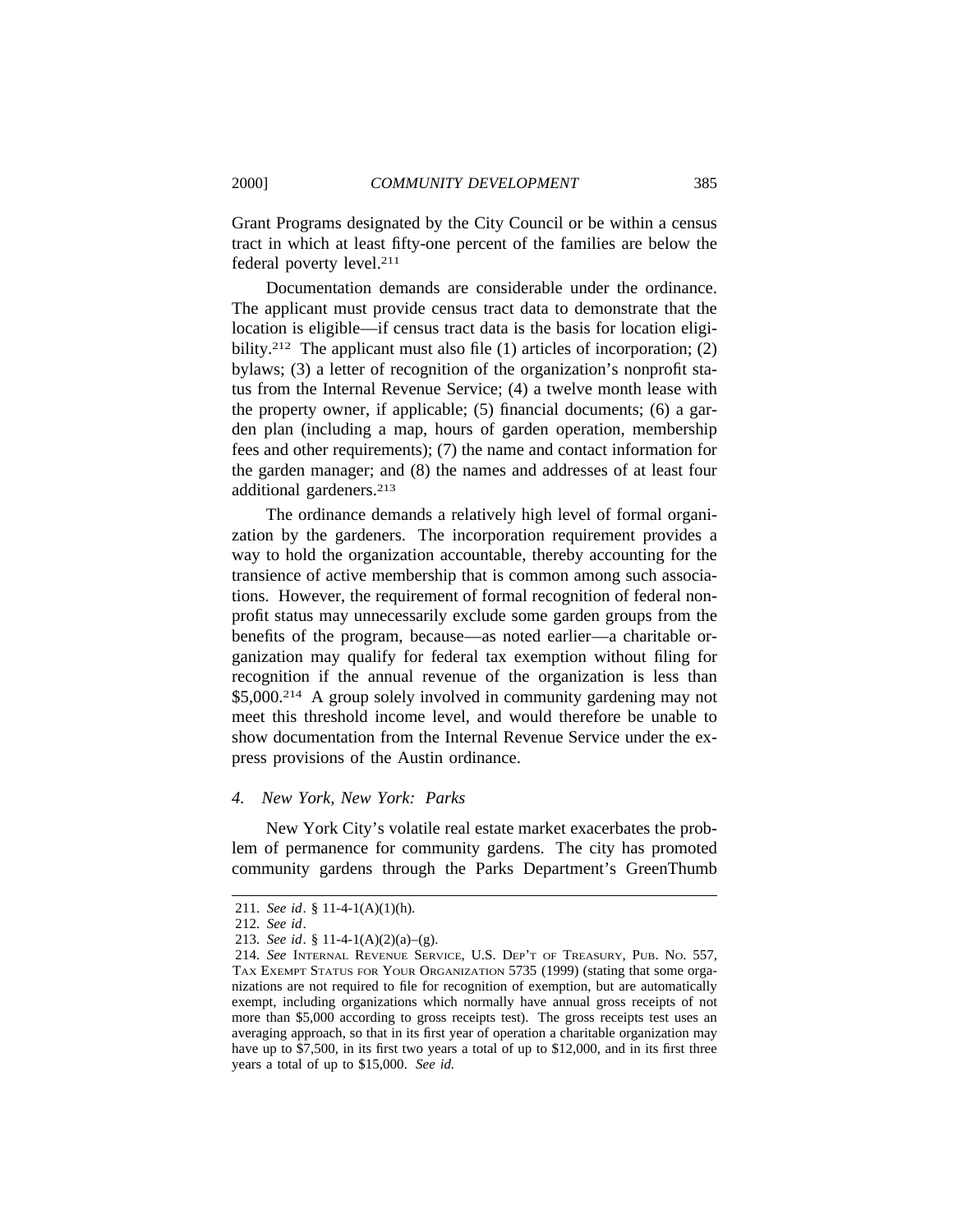Grant Programs designated by the City Council or be within a census tract in which at least fifty-one percent of the families are below the federal poverty level.[211]

Documentation demands are considerable under the ordinance. The applicant must provide census tract data to demonstrate that the location is eligible—if census tract data is the basis for location eligibility.[212] The applicant must also file (1) articles of incorporation; (2) bylaws; (3) a letter of recognition of the organization's nonprofit status from the Internal Revenue Service; (4) a twelve month lease with the property owner, if applicable; (5) financial documents; (6) a garden plan (including a map, hours of garden operation, membership fees and other requirements); (7) the name and contact information for the garden manager; and (8) the names and addresses of at least four additional gardeners.[213]

The ordinance demands a relatively high level of formal organization by the gardeners. The incorporation requirement provides a way to hold the organization accountable, thereby accounting for the transience of active membership that is common among such associations. However, the requirement of formal recognition of federal nonprofit status may unnecessarily exclude some garden groups from the benefits of the program, because—as noted earlier—a charitable organization may qualify for federal tax exemption without filing for recognition if the annual revenue of the organization is less than \$5,000.[214] A group solely involved in community gardening may not meet this threshold income level, and would therefore be unable to show documentation from the Internal Revenue Service under the express provisions of the Austin ordinance.

### *4. New York, New York: Parks*

New York City's volatile real estate market exacerbates the problem of permanence for community gardens. The city has promoted community gardens through the Parks Department's GreenThumb

---

211. *See id*. § 11-4-1(A)(1)(h).

212. *See id*.

213. *See id*. § 11-4-1(A)(2)(a)–(g).

214. *See* Internal Revenue Service, U.S. Dep't of Treasury, Pub. No. 557, Tax Exempt Status for Your Organization 5735 (1999) (stating that some organizations are not required to file for recognition of exemption, but are automatically exempt, including organizations which normally have annual gross receipts of not more than \$5,000 according to gross receipts test). The gross receipts test uses an averaging approach, so that in its first year of operation a charitable organization may have up to \$7,500, in its first two years a total of up to \$12,000, and in its first three years a total of up to \$15,000. *See id.*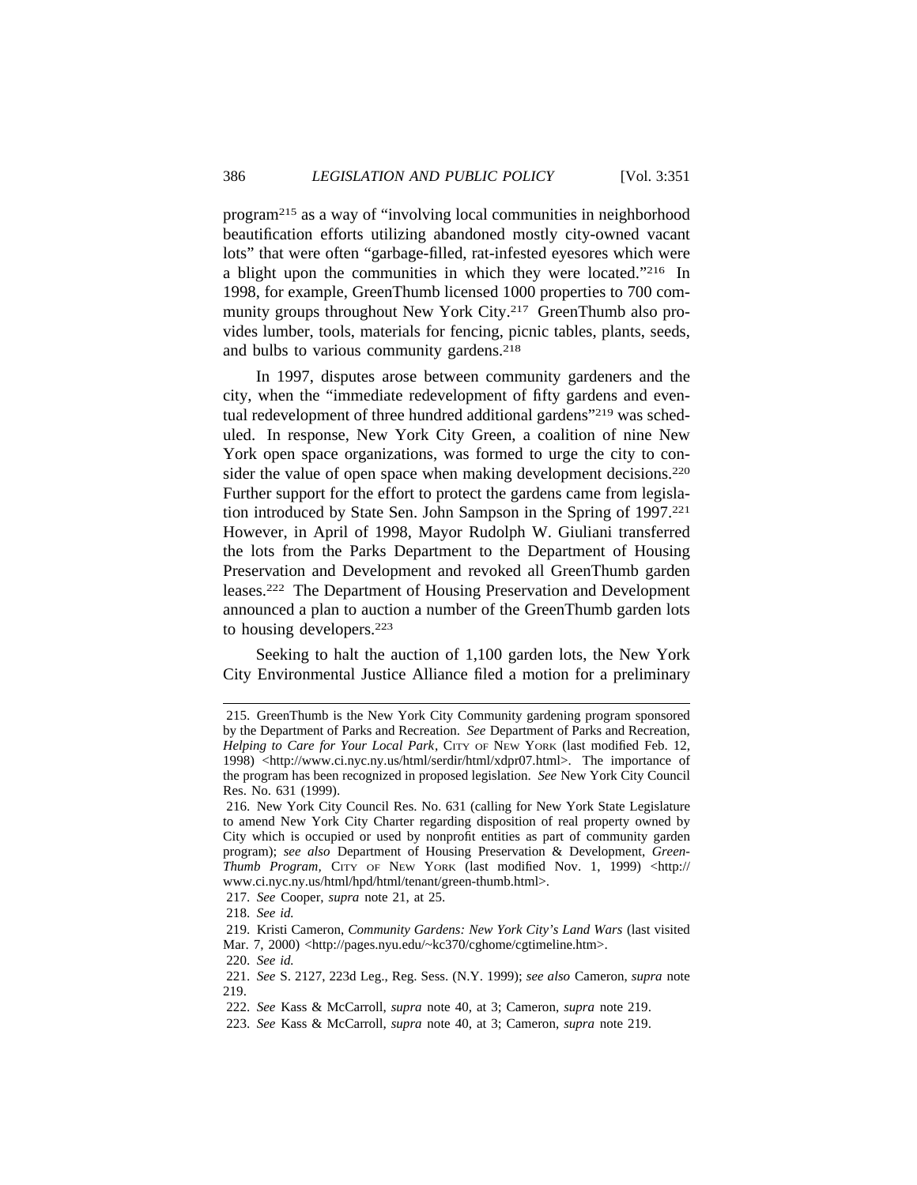program[215] as a way of "involving local communities in neighborhood beautification efforts utilizing abandoned mostly city-owned vacant lots" that were often "garbage-filled, rat-infested eyesores which were a blight upon the communities in which they were located."[216] In 1998, for example, GreenThumb licensed 1000 properties to 700 community groups throughout New York City.[217] GreenThumb also provides lumber, tools, materials for fencing, picnic tables, plants, seeds, and bulbs to various community gardens.[218]

In 1997, disputes arose between community gardeners and the city, when the "immediate redevelopment of fifty gardens and eventual redevelopment of three hundred additional gardens"[219] was scheduled. In response, New York City Green, a coalition of nine New York open space organizations, was formed to urge the city to consider the value of open space when making development decisions.[220] Further support for the effort to protect the gardens came from legislation introduced by State Sen. John Sampson in the Spring of 1997.[221] However, in April of 1998, Mayor Rudolph W. Giuliani transferred the lots from the Parks Department to the Department of Housing Preservation and Development and revoked all GreenThumb garden leases.[222] The Department of Housing Preservation and Development announced a plan to auction a number of the GreenThumb garden lots to housing developers.[223]

Seeking to halt the auction of 1,100 garden lots, the New York City Environmental Justice Alliance filed a motion for a preliminary

---

215. GreenThumb is the New York City Community gardening program sponsored by the Department of Parks and Recreation. *See* Department of Parks and Recreation, *Helping to Care for Your Local Park*, CITY OF NEW YORK (last modified Feb. 12, 1998) <http://www.ci.nyc.ny.us/html/serdir/html/xdpr07.html>. The importance of the program has been recognized in proposed legislation. *See* New York City Council Res. No. 631 (1999).

216. New York City Council Res. No. 631 (calling for New York State Legislature to amend New York City Charter regarding disposition of real property owned by City which is occupied or used by nonprofit entities as part of community garden program); *see also* Department of Housing Preservation & Development, *GreenThumb Program*, CITY OF NEW YORK (last modified Nov. 1, 1999) <http://www.ci.nyc.ny.us/html/hpd/html/tenant/green-thumb.html>.

217. *See* Cooper, *supra* note 21, at 25.

218. *See id.*

219. Kristi Cameron, *Community Gardens: New York City's Land Wars* (last visited Mar. 7, 2000) <http://pages.nyu.edu/~kc370/cghome/cgtimeline.htm>.

220. *See id.*

221. *See* S. 2127, 223d Leg., Reg. Sess. (N.Y. 1999); *see also* Cameron, *supra* note 219.

222. *See* Kass & McCarroll, *supra* note 40, at 3; Cameron, *supra* note 219.

223. *See* Kass & McCarroll, *supra* note 40, at 3; Cameron, *supra* note 219.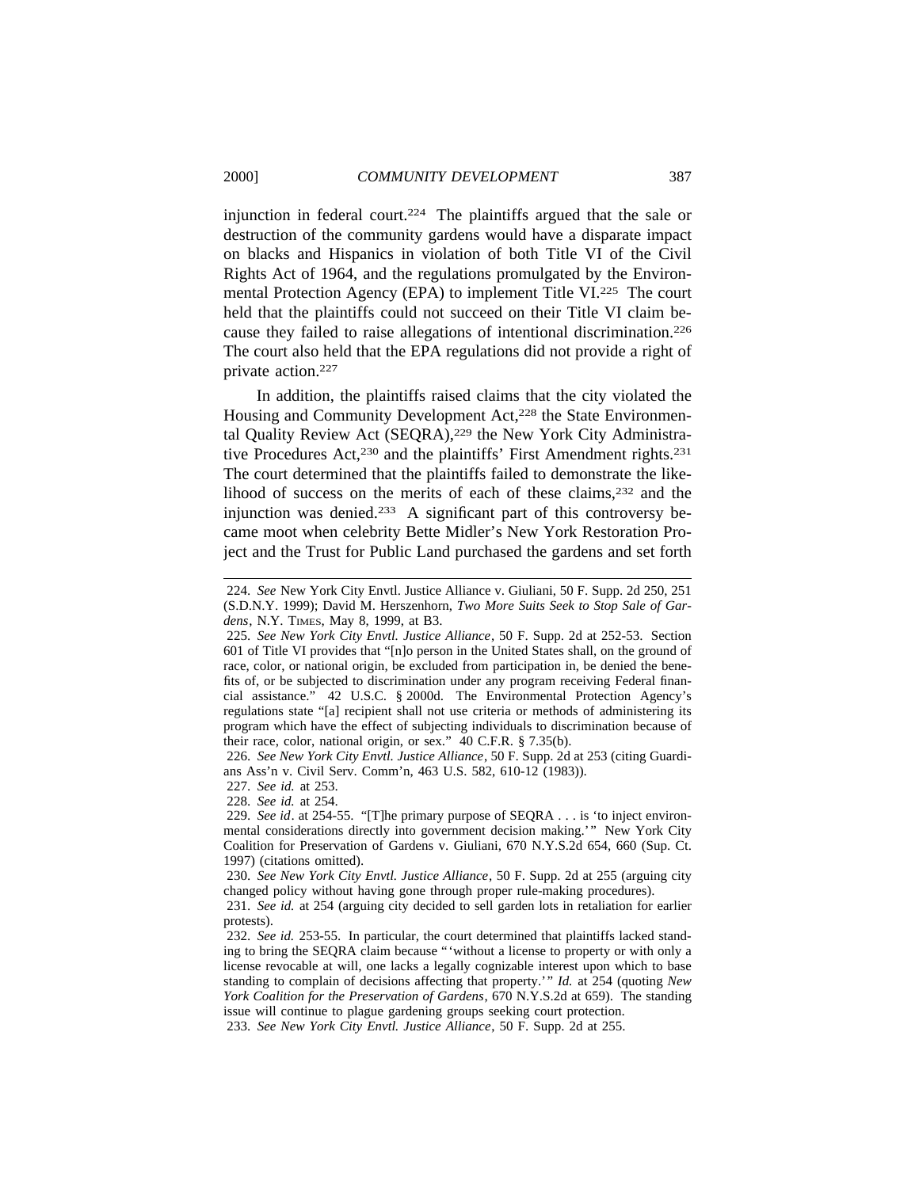injunction in federal court.[224] The plaintiffs argued that the sale or destruction of the community gardens would have a disparate impact on blacks and Hispanics in violation of both Title VI of the Civil Rights Act of 1964, and the regulations promulgated by the Environmental Protection Agency (EPA) to implement Title VI.[225] The court held that the plaintiffs could not succeed on their Title VI claim because they failed to raise allegations of intentional discrimination.[226] The court also held that the EPA regulations did not provide a right of private action.[227]

In addition, the plaintiffs raised claims that the city violated the Housing and Community Development Act,[228] the State Environmental Quality Review Act (SEQRA),[229] the New York City Administrative Procedures Act,[230] and the plaintiffs' First Amendment rights.[231] The court determined that the plaintiffs failed to demonstrate the likelihood of success on the merits of each of these claims,[232] and the injunction was denied.[233] A significant part of this controversy became moot when celebrity Bette Midler's New York Restoration Project and the Trust for Public Land purchased the gardens and set forth

---

224. *See* New York City Envtl. Justice Alliance v. Giuliani, 50 F. Supp. 2d 250, 251 (S.D.N.Y. 1999); David M. Herszenhorn, *Two More Suits Seek to Stop Sale of Gardens*, N.Y. TIMES, May 8, 1999, at B3.

225. *See New York City Envtl. Justice Alliance*, 50 F. Supp. 2d at 252-53. Section 601 of Title VI provides that "[n]o person in the United States shall, on the ground of race, color, or national origin, be excluded from participation in, be denied the benefits of, or be subjected to discrimination under any program receiving Federal financial assistance." 42 U.S.C. § 2000d. The Environmental Protection Agency's regulations state "[a] recipient shall not use criteria or methods of administering its program which have the effect of subjecting individuals to discrimination because of their race, color, national origin, or sex." 40 C.F.R. § 7.35(b).

226. *See New York City Envtl. Justice Alliance*, 50 F. Supp. 2d at 253 (citing Guardians Ass'n v. Civil Serv. Comm'n, 463 U.S. 582, 610-12 (1983)).

227. *See id.* at 253.

228. *See id.* at 254.

229. *See id*. at 254-55. "[T]he primary purpose of SEQRA . . . is 'to inject environmental considerations directly into government decision making.'" New York City Coalition for Preservation of Gardens v. Giuliani, 670 N.Y.S.2d 654, 660 (Sup. Ct. 1997) (citations omitted).

230. *See New York City Envtl. Justice Alliance*, 50 F. Supp. 2d at 255 (arguing city changed policy without having gone through proper rule-making procedures).

231. *See id.* at 254 (arguing city decided to sell garden lots in retaliation for earlier protests).

232. *See id.* 253-55. In particular, the court determined that plaintiffs lacked standing to bring the SEQRA claim because "'without a license to property or with only a license revocable at will, one lacks a legally cognizable interest upon which to base standing to complain of decisions affecting that property.'" *Id.* at 254 (quoting *New York Coalition for the Preservation of Gardens*, 670 N.Y.S.2d at 659). The standing issue will continue to plague gardening groups seeking court protection.

233. *See New York City Envtl. Justice Alliance*, 50 F. Supp. 2d at 255.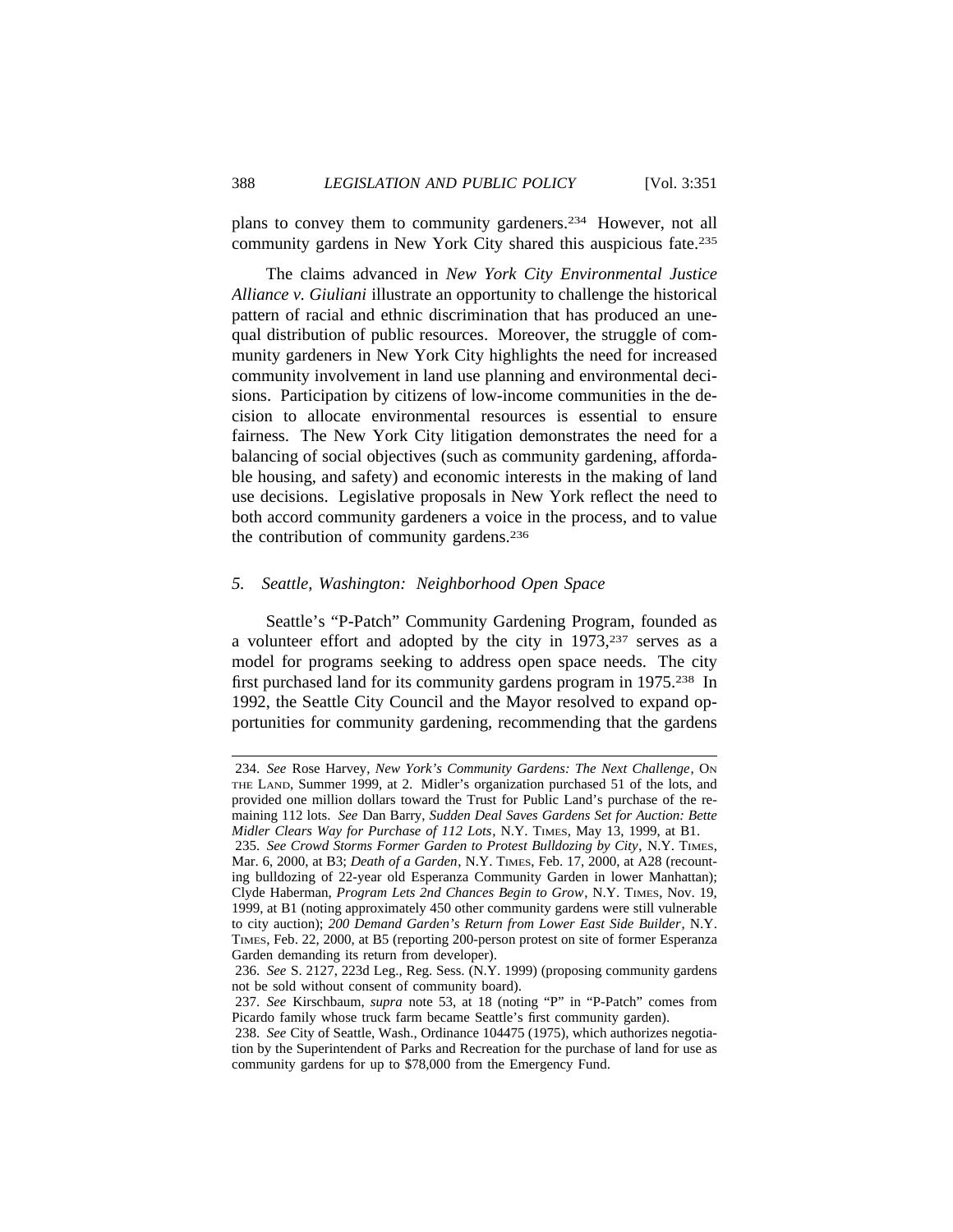plans to convey them to community gardeners.[234] However, not all community gardens in New York City shared this auspicious fate.[235]

The claims advanced in *New York City Environmental Justice Alliance v. Giuliani* illustrate an opportunity to challenge the historical pattern of racial and ethnic discrimination that has produced an unequal distribution of public resources. Moreover, the struggle of community gardeners in New York City highlights the need for increased community involvement in land use planning and environmental decisions. Participation by citizens of low-income communities in the decision to allocate environmental resources is essential to ensure fairness. The New York City litigation demonstrates the need for a balancing of social objectives (such as community gardening, affordable housing, and safety) and economic interests in the making of land use decisions. Legislative proposals in New York reflect the need to both accord community gardeners a voice in the process, and to value the contribution of community gardens.[236]

### *5. Seattle, Washington: Neighborhood Open Space*

Seattle's "P-Patch" Community Gardening Program, founded as a volunteer effort and adopted by the city in 1973,[237] serves as a model for programs seeking to address open space needs. The city first purchased land for its community gardens program in 1975.[238] In 1992, the Seattle City Council and the Mayor resolved to expand opportunities for community gardening, recommending that the gardens

---

234. *See* Rose Harvey, *New York's Community Gardens: The Next Challenge*, ON THE LAND, Summer 1999, at 2. Midler's organization purchased 51 of the lots, and provided one million dollars toward the Trust for Public Land's purchase of the remaining 112 lots. *See* Dan Barry, *Sudden Deal Saves Gardens Set for Auction: Bette Midler Clears Way for Purchase of 112 Lots*, N.Y. TIMES, May 13, 1999, at B1.

235. *See Crowd Storms Former Garden to Protest Bulldozing by City*, N.Y. TIMES, Mar. 6, 2000, at B3; *Death of a Garden*, N.Y. TIMES, Feb. 17, 2000, at A28 (recounting bulldozing of 22-year old Esperanza Community Garden in lower Manhattan); Clyde Haberman, *Program Lets 2nd Chances Begin to Grow*, N.Y. TIMES, Nov. 19, 1999, at B1 (noting approximately 450 other community gardens were still vulnerable to city auction); *200 Demand Garden's Return from Lower East Side Builder*, N.Y. TIMES, Feb. 22, 2000, at B5 (reporting 200-person protest on site of former Esperanza Garden demanding its return from developer).

236. *See* S. 2127, 223d Leg., Reg. Sess. (N.Y. 1999) (proposing community gardens not be sold without consent of community board).

237. *See* Kirschbaum, *supra* note 53, at 18 (noting "P" in "P-Patch" comes from Picardo family whose truck farm became Seattle's first community garden).

238. *See* City of Seattle, Wash., Ordinance 104475 (1975), which authorizes negotiation by the Superintendent of Parks and Recreation for the purchase of land for use as community gardens for up to $78,000 from the Emergency Fund.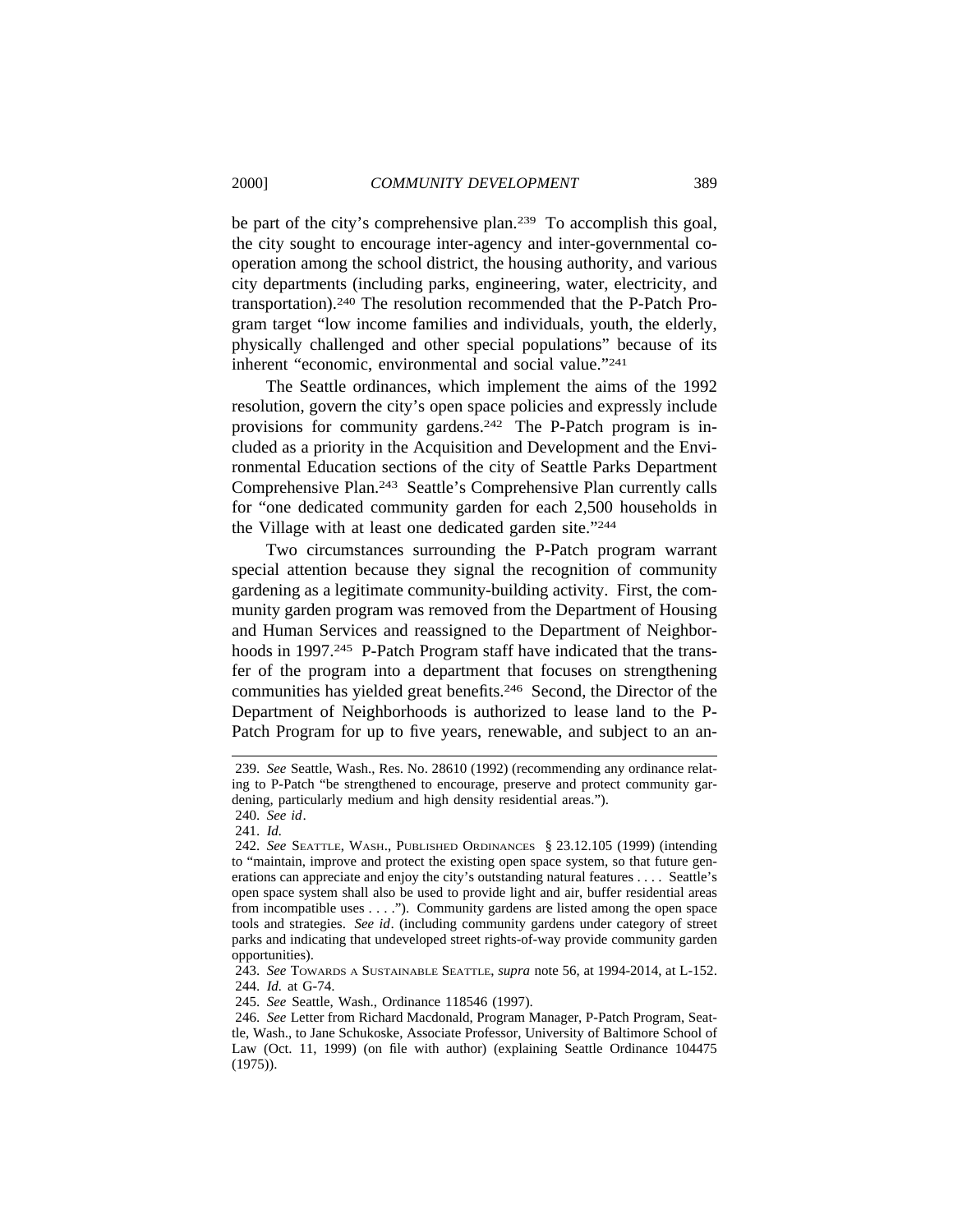be part of the city's comprehensive plan.[239] To accomplish this goal, the city sought to encourage inter-agency and inter-governmental cooperation among the school district, the housing authority, and various city departments (including parks, engineering, water, electricity, and transportation).[240] The resolution recommended that the P-Patch Program target "low income families and individuals, youth, the elderly, physically challenged and other special populations" because of its inherent "economic, environmental and social value."[241]

The Seattle ordinances, which implement the aims of the 1992 resolution, govern the city's open space policies and expressly include provisions for community gardens.[242] The P-Patch program is included as a priority in the Acquisition and Development and the Environmental Education sections of the city of Seattle Parks Department Comprehensive Plan.[243] Seattle's Comprehensive Plan currently calls for "one dedicated community garden for each 2,500 households in the Village with at least one dedicated garden site."[244]

Two circumstances surrounding the P-Patch program warrant special attention because they signal the recognition of community gardening as a legitimate community-building activity. First, the community garden program was removed from the Department of Housing and Human Services and reassigned to the Department of Neighborhoods in 1997.[245] P-Patch Program staff have indicated that the transfer of the program into a department that focuses on strengthening communities has yielded great benefits.[246] Second, the Director of the Department of Neighborhoods is authorized to lease land to the P-Patch Program for up to five years, renewable, and subject to an an-

---

239. *See* Seattle, Wash., Res. No. 28610 (1992) (recommending any ordinance relating to P-Patch "be strengthened to encourage, preserve and protect community gardening, particularly medium and high density residential areas.").

240. *See id*.

241. *Id.*

242. *See* SEATTLE, WASH., PUBLISHED ORDINANCES § 23.12.105 (1999) (intending to "maintain, improve and protect the existing open space system, so that future generations can appreciate and enjoy the city's outstanding natural features . . . . Seattle's open space system shall also be used to provide light and air, buffer residential areas from incompatible uses . . . ."). Community gardens are listed among the open space tools and strategies. *See id*. (including community gardens under category of street parks and indicating that undeveloped street rights-of-way provide community garden opportunities).

243. *See* TOWARDS A SUSTAINABLE SEATTLE, *supra* note 56, at 1994-2014, at L-152.

244. *Id.* at G-74.

245. *See* Seattle, Wash., Ordinance 118546 (1997).

246. *See* Letter from Richard Macdonald, Program Manager, P-Patch Program, Seattle, Wash., to Jane Schukoske, Associate Professor, University of Baltimore School of Law (Oct. 11, 1999) (on file with author) (explaining Seattle Ordinance 104475 (1975)).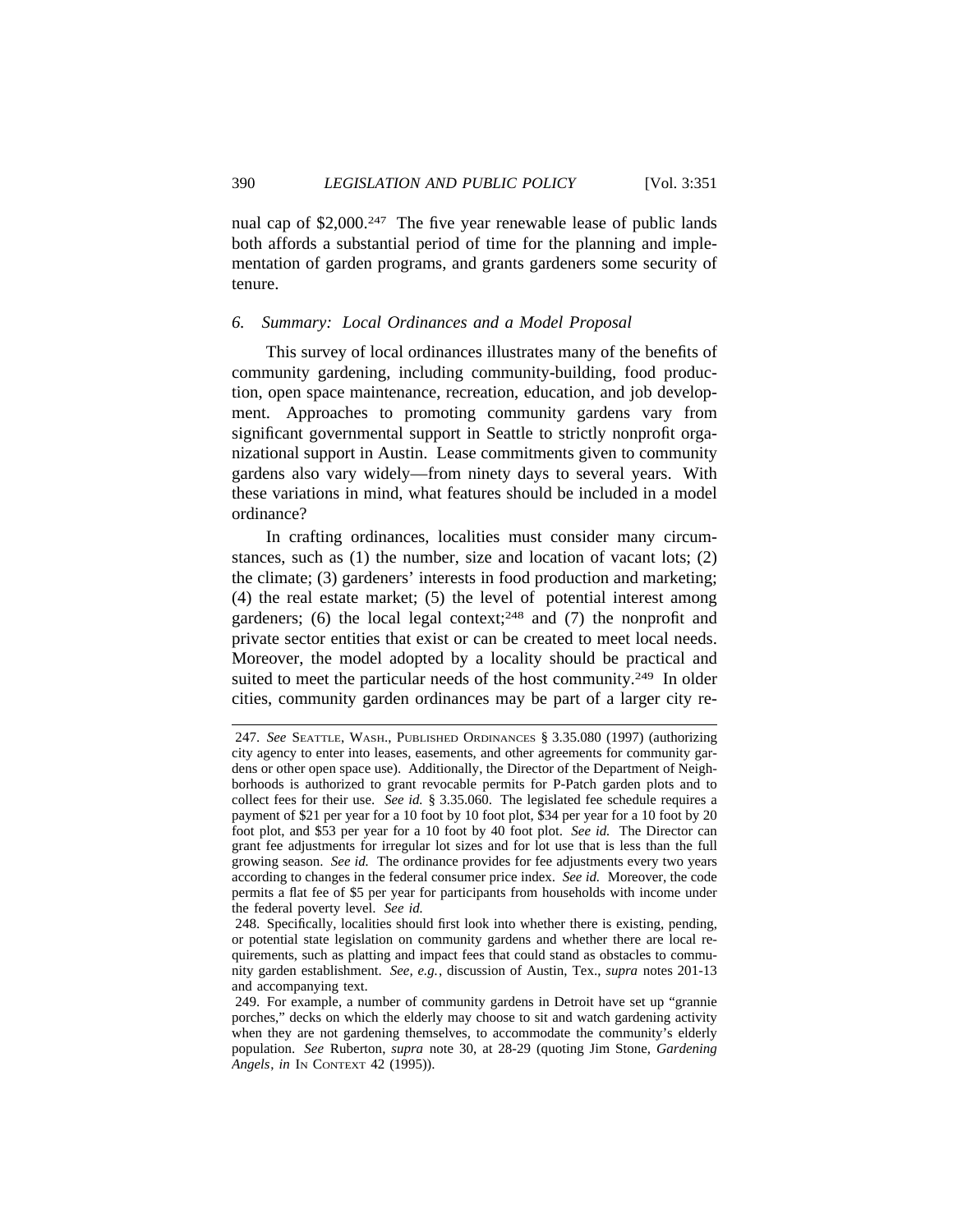nual cap of $2,000.[247] The five year renewable lease of public lands both affords a substantial period of time for the planning and implementation of garden programs, and grants gardeners some security of tenure.

### *6. Summary: Local Ordinances and a Model Proposal*

This survey of local ordinances illustrates many of the benefits of community gardening, including community-building, food production, open space maintenance, recreation, education, and job development. Approaches to promoting community gardens vary from significant governmental support in Seattle to strictly nonprofit organizational support in Austin. Lease commitments given to community gardens also vary widely—from ninety days to several years. With these variations in mind, what features should be included in a model ordinance?

In crafting ordinances, localities must consider many circumstances, such as (1) the number, size and location of vacant lots; (2) the climate; (3) gardeners' interests in food production and marketing; (4) the real estate market; (5) the level of potential interest among gardeners; (6) the local legal context;[248] and (7) the nonprofit and private sector entities that exist or can be created to meet local needs. Moreover, the model adopted by a locality should be practical and suited to meet the particular needs of the host community.[249] In older cities, community garden ordinances may be part of a larger city re-

---

247. *See* SEATTLE, WASH., PUBLISHED ORDINANCES § 3.35.080 (1997) (authorizing city agency to enter into leases, easements, and other agreements for community gardens or other open space use). Additionally, the Director of the Department of Neighborhoods is authorized to grant revocable permits for P-Patch garden plots and to collect fees for their use. *See id.* § 3.35.060. The legislated fee schedule requires a payment of $21 per year for a 10 foot by 10 foot plot, $34 per year for a 10 foot by 20 foot plot, and $53 per year for a 10 foot by 40 foot plot. *See id.* The Director can grant fee adjustments for irregular lot sizes and for lot use that is less than the full growing season. *See id.* The ordinance provides for fee adjustments every two years according to changes in the federal consumer price index. *See id.* Moreover, the code permits a flat fee of $5 per year for participants from households with income under the federal poverty level. *See id.*

248. Specifically, localities should first look into whether there is existing, pending, or potential state legislation on community gardens and whether there are local requirements, such as platting and impact fees that could stand as obstacles to community garden establishment. *See, e.g.*, discussion of Austin, Tex., *supra* notes 201-13 and accompanying text.

249. For example, a number of community gardens in Detroit have set up "grannie porches," decks on which the elderly may choose to sit and watch gardening activity when they are not gardening themselves, to accommodate the community's elderly population. *See* Ruberton, *supra* note 30, at 28-29 (quoting Jim Stone, *Gardening Angels*, *in* IN CONTEXT 42 (1995)).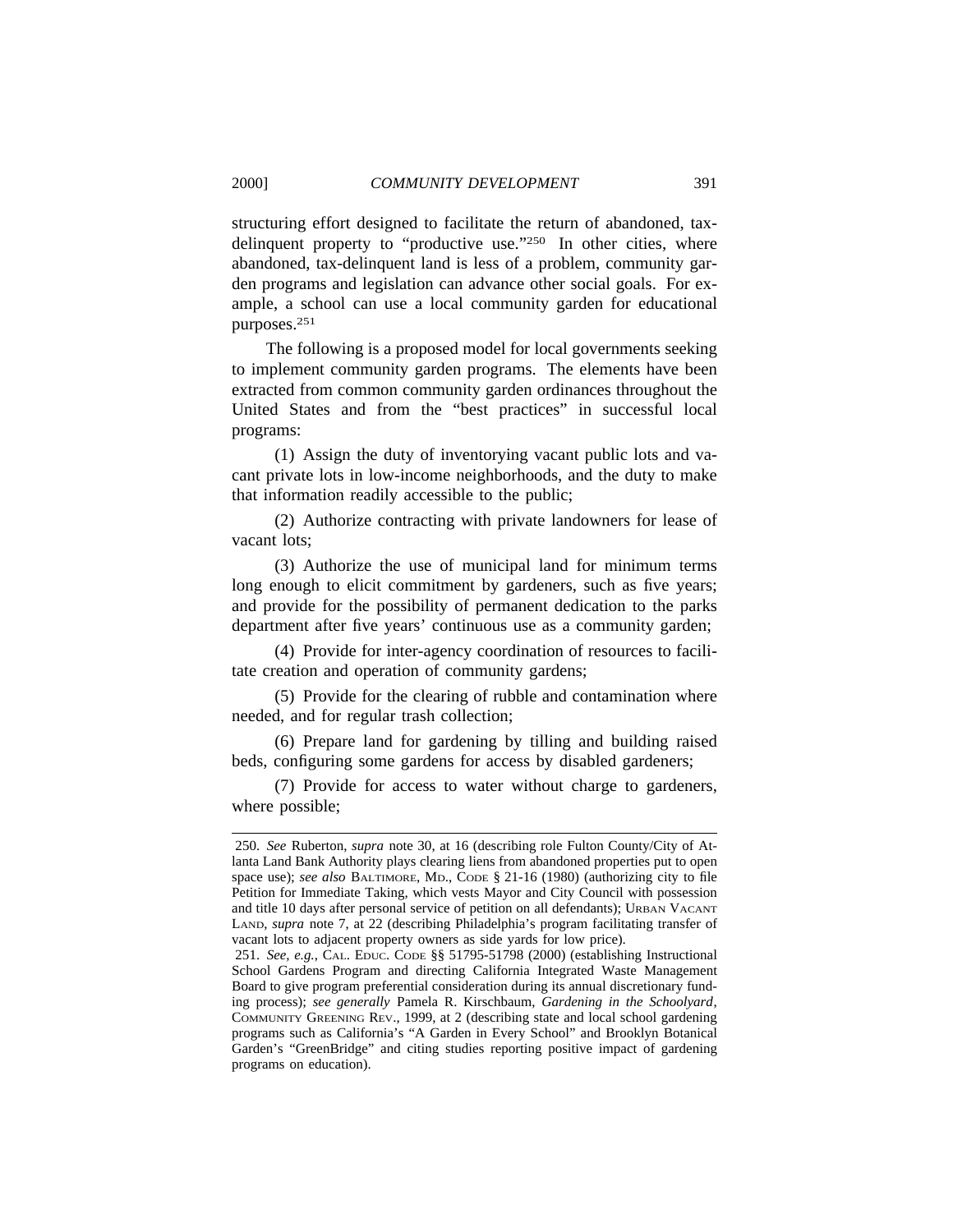structuring effort designed to facilitate the return of abandoned, tax-delinquent property to "productive use."[250] In other cities, where abandoned, tax-delinquent land is less of a problem, community garden programs and legislation can advance other social goals. For example, a school can use a local community garden for educational purposes.[251]

The following is a proposed model for local governments seeking to implement community garden programs. The elements have been extracted from common community garden ordinances throughout the United States and from the "best practices" in successful local programs:

(1) Assign the duty of inventorying vacant public lots and vacant private lots in low-income neighborhoods, and the duty to make that information readily accessible to the public;

(2) Authorize contracting with private landowners for lease of vacant lots;

(3) Authorize the use of municipal land for minimum terms long enough to elicit commitment by gardeners, such as five years; and provide for the possibility of permanent dedication to the parks department after five years' continuous use as a community garden;

(4) Provide for inter-agency coordination of resources to facilitate creation and operation of community gardens;

(5) Provide for the clearing of rubble and contamination where needed, and for regular trash collection;

(6) Prepare land for gardening by tilling and building raised beds, configuring some gardens for access by disabled gardeners;

(7) Provide for access to water without charge to gardeners, where possible;

---

250. *See* Ruberton, *supra* note 30, at 16 (describing role Fulton County/City of Atlanta Land Bank Authority plays clearing liens from abandoned properties put to open space use); *see also* BALTIMORE, MD., CODE § 21-16 (1980) (authorizing city to file Petition for Immediate Taking, which vests Mayor and City Council with possession and title 10 days after personal service of petition on all defendants); URBAN VACANT LAND, *supra* note 7, at 22 (describing Philadelphia's program facilitating transfer of vacant lots to adjacent property owners as side yards for low price).

251. *See, e.g.*, CAL. EDUC. CODE §§ 51795-51798 (2000) (establishing Instructional School Gardens Program and directing California Integrated Waste Management Board to give program preferential consideration during its annual discretionary funding process); *see generally* Pamela R. Kirschbaum, *Gardening in the Schoolyard*, COMMUNITY GREENING REV., 1999, at 2 (describing state and local school gardening programs such as California's "A Garden in Every School" and Brooklyn Botanical Garden's "GreenBridge" and citing studies reporting positive impact of gardening programs on education).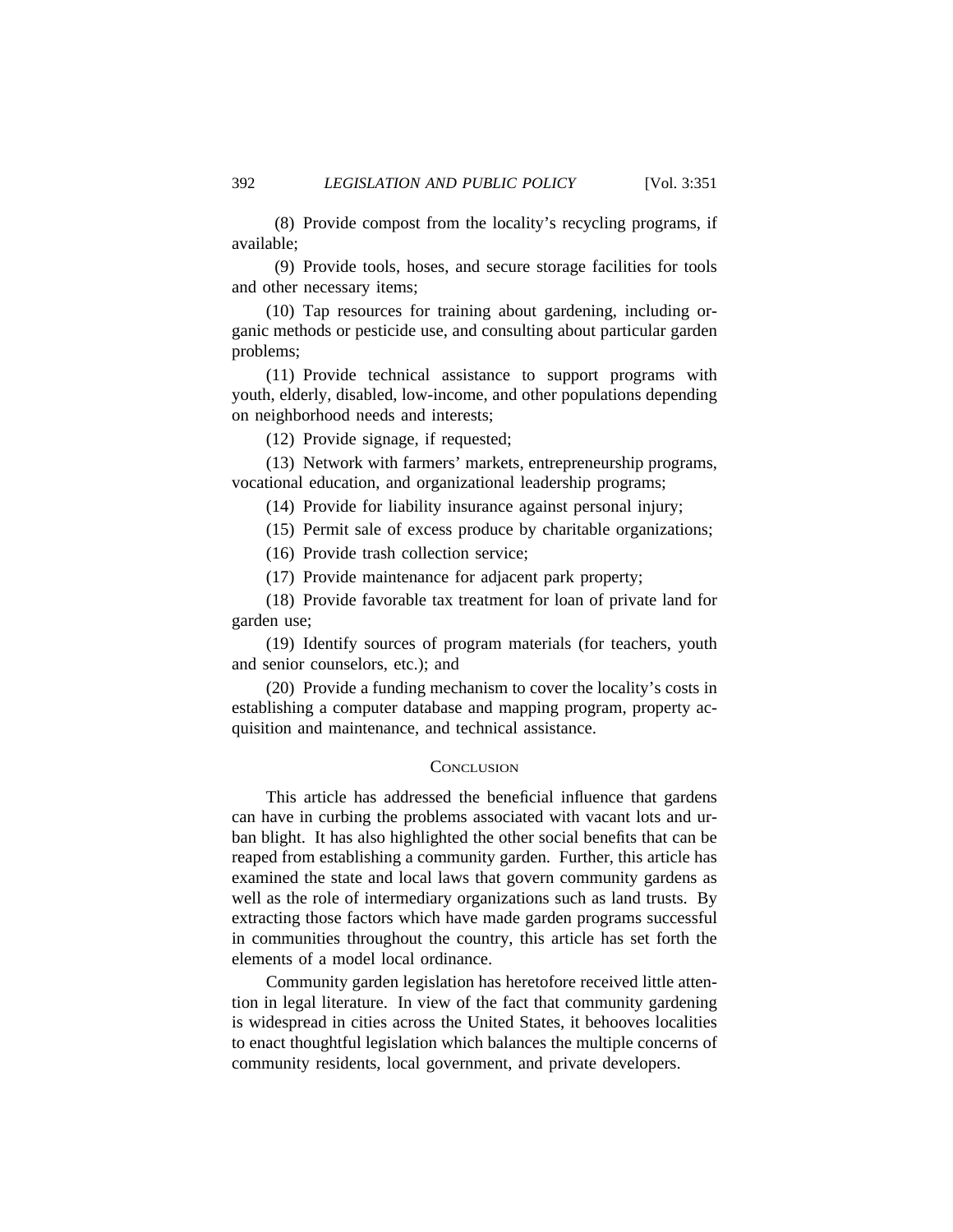(8) Provide compost from the locality's recycling programs, if available;

(9) Provide tools, hoses, and secure storage facilities for tools and other necessary items;

(10) Tap resources for training about gardening, including organic methods or pesticide use, and consulting about particular garden problems;

(11) Provide technical assistance to support programs with youth, elderly, disabled, low-income, and other populations depending on neighborhood needs and interests;

(12) Provide signage, if requested;

(13) Network with farmers' markets, entrepreneurship programs, vocational education, and organizational leadership programs;

(14) Provide for liability insurance against personal injury;

(15) Permit sale of excess produce by charitable organizations;

(16) Provide trash collection service;

(17) Provide maintenance for adjacent park property;

(18) Provide favorable tax treatment for loan of private land for garden use;

(19) Identify sources of program materials (for teachers, youth and senior counselors, etc.); and

(20) Provide a funding mechanism to cover the locality's costs in establishing a computer database and mapping program, property acquisition and maintenance, and technical assistance.

## Conclusion

This article has addressed the beneficial influence that gardens can have in curbing the problems associated with vacant lots and urban blight. It has also highlighted the other social benefits that can be reaped from establishing a community garden. Further, this article has examined the state and local laws that govern community gardens as well as the role of intermediary organizations such as land trusts. By extracting those factors which have made garden programs successful in communities throughout the country, this article has set forth the elements of a model local ordinance.

Community garden legislation has heretofore received little attention in legal literature. In view of the fact that community gardening is widespread in cities across the United States, it behooves localities to enact thoughtful legislation which balances the multiple concerns of community residents, local government, and private developers.